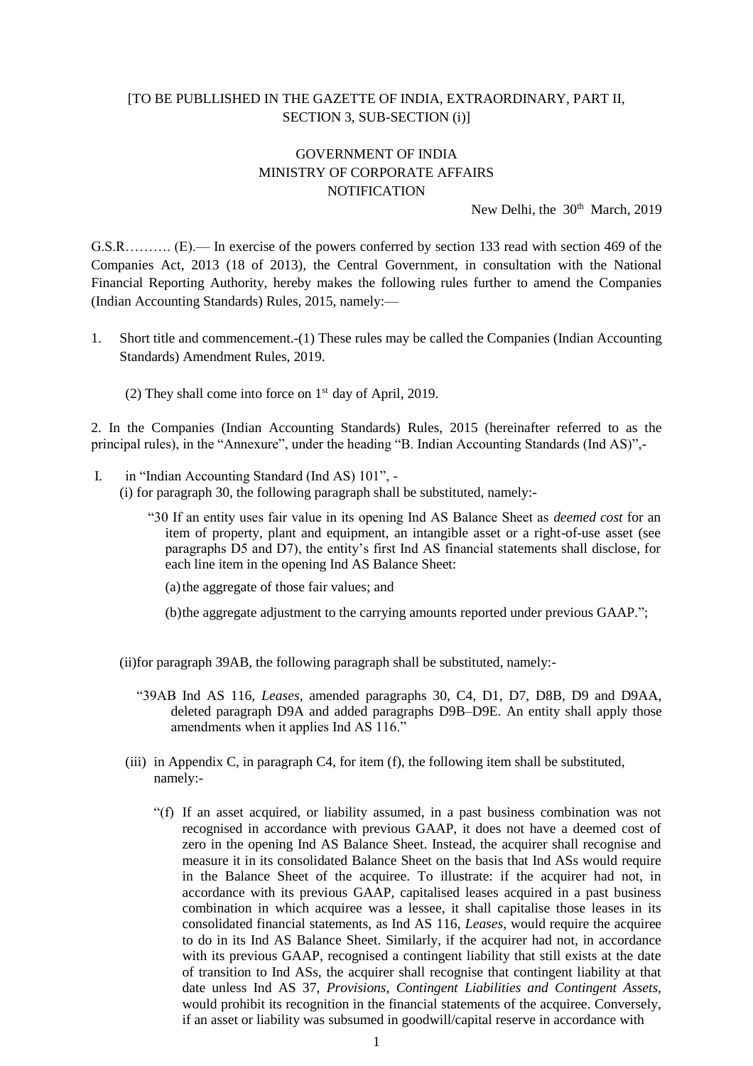[TO BE PUBLLISHED IN THE GAZETTE OF INDIA, EXTRAORDINARY, PART II, SECTION 3, SUB-SECTION (i)]

GOVERNMENT OF INDIA
MINISTRY OF CORPORATE AFFAIRS
NOTIFICATION

New Delhi, the 30th March, 2019

G.S.R………. (E).— In exercise of the powers conferred by section 133 read with section 469 of the Companies Act, 2013 (18 of 2013), the Central Government, in consultation with the National Financial Reporting Authority, hereby makes the following rules further to amend the Companies (Indian Accounting Standards) Rules, 2015, namely:—

1. Short title and commencement.-(1) These rules may be called the Companies (Indian Accounting Standards) Amendment Rules, 2019.

   (2) They shall come into force on 1st day of April, 2019.

2. In the Companies (Indian Accounting Standards) Rules, 2015 (hereinafter referred to as the principal rules), in the "Annexure", under the heading "B. Indian Accounting Standards (Ind AS)",-

I. in "Indian Accounting Standard (Ind AS) 101", -

   (i) for paragraph 30, the following paragraph shall be substituted, namely:-

   "30 If an entity uses fair value in its opening Ind AS Balance Sheet as *deemed cost* for an item of property, plant and equipment, an intangible asset or a right-of-use asset (see paragraphs D5 and D7), the entity's first Ind AS financial statements shall disclose, for each line item in the opening Ind AS Balance Sheet:

   (a) the aggregate of those fair values; and

   (b) the aggregate adjustment to the carrying amounts reported under previous GAAP.";

   (ii) for paragraph 39AB, the following paragraph shall be substituted, namely:-

   "39AB Ind AS 116, *Leases*, amended paragraphs 30, C4, D1, D7, D8B, D9 and D9AA, deleted paragraph D9A and added paragraphs D9B–D9E. An entity shall apply those amendments when it applies Ind AS 116."

   (iii) in Appendix C, in paragraph C4, for item (f), the following item shall be substituted, namely:-

   "(f) If an asset acquired, or liability assumed, in a past business combination was not recognised in accordance with previous GAAP, it does not have a deemed cost of zero in the opening Ind AS Balance Sheet. Instead, the acquirer shall recognise and measure it in its consolidated Balance Sheet on the basis that Ind ASs would require in the Balance Sheet of the acquiree. To illustrate: if the acquirer had not, in accordance with its previous GAAP, capitalised leases acquired in a past business combination in which acquiree was a lessee, it shall capitalise those leases in its consolidated financial statements, as Ind AS 116, *Leases*, would require the acquiree to do in its Ind AS Balance Sheet. Similarly, if the acquirer had not, in accordance with its previous GAAP, recognised a contingent liability that still exists at the date of transition to Ind ASs, the acquirer shall recognise that contingent liability at that date unless Ind AS 37, *Provisions, Contingent Liabilities and Contingent Assets*, would prohibit its recognition in the financial statements of the acquiree. Conversely, if an asset or liability was subsumed in goodwill/capital reserve in accordance with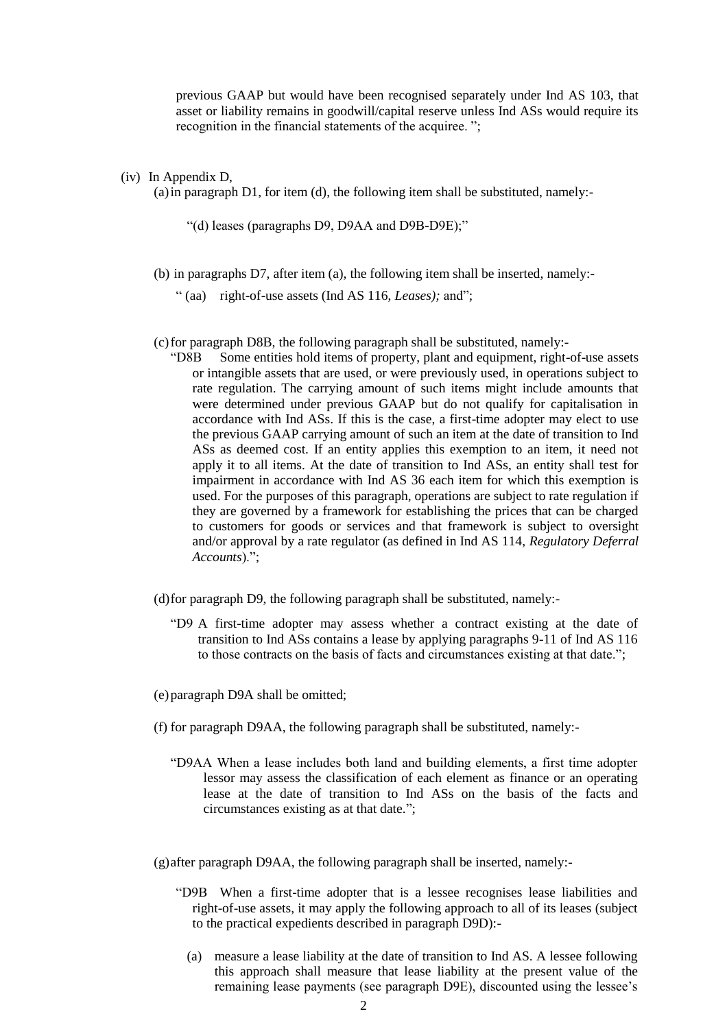previous GAAP but would have been recognised separately under Ind AS 103, that asset or liability remains in goodwill/capital reserve unless Ind ASs would require its recognition in the financial statements of the acquiree. ";

(iv) In Appendix D,

(a) in paragraph D1, for item (d), the following item shall be substituted, namely:-

"(d) leases (paragraphs D9, D9AA and D9B-D9E);"

(b) in paragraphs D7, after item (a), the following item shall be inserted, namely:-

" (aa) right-of-use assets (Ind AS 116, *Leases);* and";

(c) for paragraph D8B, the following paragraph shall be substituted, namely:-

"D8B Some entities hold items of property, plant and equipment, right-of-use assets or intangible assets that are used, or were previously used, in operations subject to rate regulation. The carrying amount of such items might include amounts that were determined under previous GAAP but do not qualify for capitalisation in accordance with Ind ASs. If this is the case, a first-time adopter may elect to use the previous GAAP carrying amount of such an item at the date of transition to Ind ASs as deemed cost. If an entity applies this exemption to an item, it need not apply it to all items. At the date of transition to Ind ASs, an entity shall test for impairment in accordance with Ind AS 36 each item for which this exemption is used. For the purposes of this paragraph, operations are subject to rate regulation if they are governed by a framework for establishing the prices that can be charged to customers for goods or services and that framework is subject to oversight and/or approval by a rate regulator (as defined in Ind AS 114, *Regulatory Deferral Accounts*).";

(d) for paragraph D9, the following paragraph shall be substituted, namely:-

"D9 A first-time adopter may assess whether a contract existing at the date of transition to Ind ASs contains a lease by applying paragraphs 9-11 of Ind AS 116 to those contracts on the basis of facts and circumstances existing at that date.";

(e) paragraph D9A shall be omitted;

(f) for paragraph D9AA, the following paragraph shall be substituted, namely:-

"D9AA When a lease includes both land and building elements, a first time adopter lessor may assess the classification of each element as finance or an operating lease at the date of transition to Ind ASs on the basis of the facts and circumstances existing as at that date.";

(g) after paragraph D9AA, the following paragraph shall be inserted, namely:-

"D9B When a first-time adopter that is a lessee recognises lease liabilities and right-of-use assets, it may apply the following approach to all of its leases (subject to the practical expedients described in paragraph D9D):-

(a) measure a lease liability at the date of transition to Ind AS. A lessee following this approach shall measure that lease liability at the present value of the remaining lease payments (see paragraph D9E), discounted using the lessee's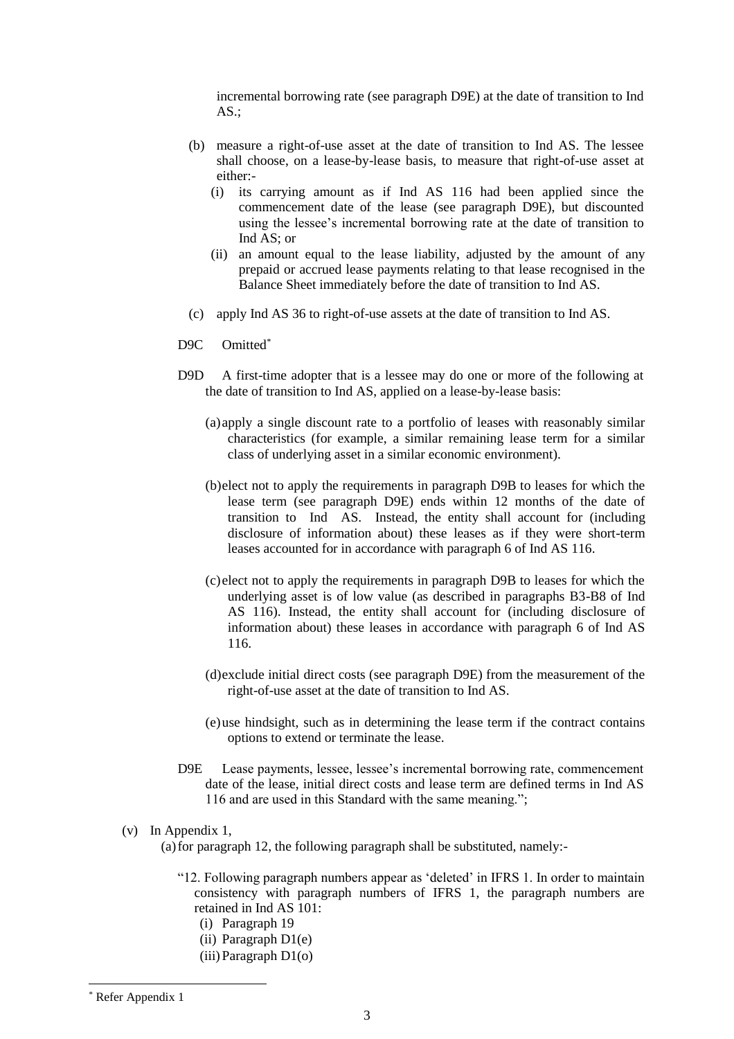incremental borrowing rate (see paragraph D9E) at the date of transition to Ind AS.;

(b) measure a right-of-use asset at the date of transition to Ind AS. The lessee shall choose, on a lease-by-lease basis, to measure that right-of-use asset at either:-

  (i) its carrying amount as if Ind AS 116 had been applied since the commencement date of the lease (see paragraph D9E), but discounted using the lessee's incremental borrowing rate at the date of transition to Ind AS; or

  (ii) an amount equal to the lease liability, adjusted by the amount of any prepaid or accrued lease payments relating to that lease recognised in the Balance Sheet immediately before the date of transition to Ind AS.

(c) apply Ind AS 36 to right-of-use assets at the date of transition to Ind AS.

D9C Omitted*

D9D A first-time adopter that is a lessee may do one or more of the following at the date of transition to Ind AS, applied on a lease-by-lease basis:

(a) apply a single discount rate to a portfolio of leases with reasonably similar characteristics (for example, a similar remaining lease term for a similar class of underlying asset in a similar economic environment).

(b) elect not to apply the requirements in paragraph D9B to leases for which the lease term (see paragraph D9E) ends within 12 months of the date of transition to Ind AS. Instead, the entity shall account for (including disclosure of information about) these leases as if they were short-term leases accounted for in accordance with paragraph 6 of Ind AS 116.

(c) elect not to apply the requirements in paragraph D9B to leases for which the underlying asset is of low value (as described in paragraphs B3-B8 of Ind AS 116). Instead, the entity shall account for (including disclosure of information about) these leases in accordance with paragraph 6 of Ind AS 116.

(d) exclude initial direct costs (see paragraph D9E) from the measurement of the right-of-use asset at the date of transition to Ind AS.

(e) use hindsight, such as in determining the lease term if the contract contains options to extend or terminate the lease.

D9E Lease payments, lessee, lessee's incremental borrowing rate, commencement date of the lease, initial direct costs and lease term are defined terms in Ind AS 116 and are used in this Standard with the same meaning.";

(v) In Appendix 1,

(a) for paragraph 12, the following paragraph shall be substituted, namely:-

"12. Following paragraph numbers appear as 'deleted' in IFRS 1. In order to maintain consistency with paragraph numbers of IFRS 1, the paragraph numbers are retained in Ind AS 101:

  (i) Paragraph 19
  (ii) Paragraph D1(e)
  (iii) Paragraph D1(o)

* Refer Appendix 1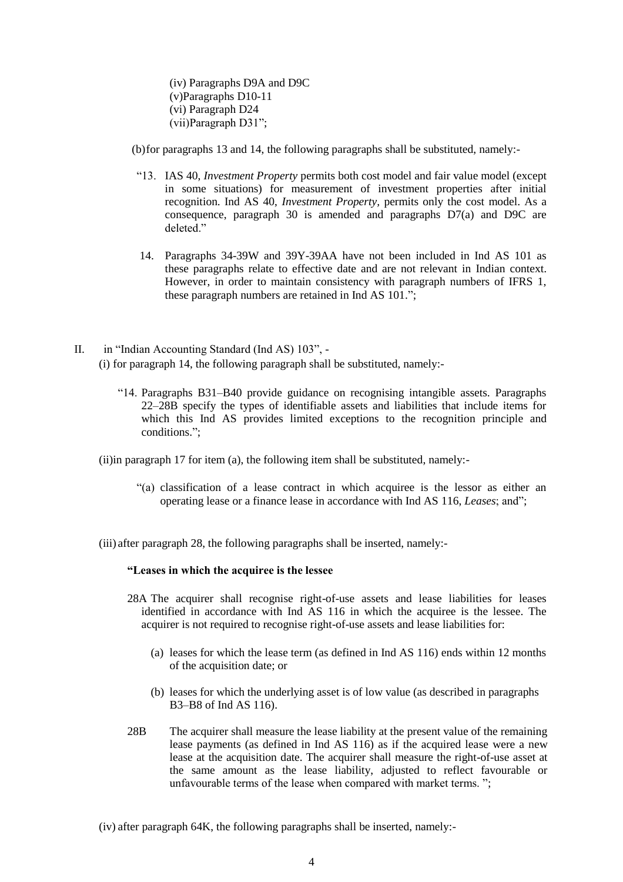(iv) Paragraphs D9A and D9C
(v)Paragraphs D10-11
(vi) Paragraph D24
(vii)Paragraph D31";

(b)for paragraphs 13 and 14, the following paragraphs shall be substituted, namely:-

"13. IAS 40, *Investment Property* permits both cost model and fair value model (except in some situations) for measurement of investment properties after initial recognition. Ind AS 40, *Investment Property*, permits only the cost model. As a consequence, paragraph 30 is amended and paragraphs D7(a) and D9C are deleted."

14. Paragraphs 34-39W and 39Y-39AA have not been included in Ind AS 101 as these paragraphs relate to effective date and are not relevant in Indian context. However, in order to maintain consistency with paragraph numbers of IFRS 1, these paragraph numbers are retained in Ind AS 101.";

II. in "Indian Accounting Standard (Ind AS) 103", -

(i) for paragraph 14, the following paragraph shall be substituted, namely:-

"14. Paragraphs B31–B40 provide guidance on recognising intangible assets. Paragraphs 22–28B specify the types of identifiable assets and liabilities that include items for which this Ind AS provides limited exceptions to the recognition principle and conditions.";

(ii)in paragraph 17 for item (a), the following item shall be substituted, namely:-

"(a) classification of a lease contract in which acquiree is the lessor as either an operating lease or a finance lease in accordance with Ind AS 116, *Leases*; and";

(iii) after paragraph 28, the following paragraphs shall be inserted, namely:-

**"Leases in which the acquiree is the lessee**

28A The acquirer shall recognise right-of-use assets and lease liabilities for leases identified in accordance with Ind AS 116 in which the acquiree is the lessee. The acquirer is not required to recognise right-of-use assets and lease liabilities for:

(a) leases for which the lease term (as defined in Ind AS 116) ends within 12 months of the acquisition date; or

(b) leases for which the underlying asset is of low value (as described in paragraphs B3–B8 of Ind AS 116).

28B The acquirer shall measure the lease liability at the present value of the remaining lease payments (as defined in Ind AS 116) as if the acquired lease were a new lease at the acquisition date. The acquirer shall measure the right-of-use asset at the same amount as the lease liability, adjusted to reflect favourable or unfavourable terms of the lease when compared with market terms. ";

(iv) after paragraph 64K, the following paragraphs shall be inserted, namely:-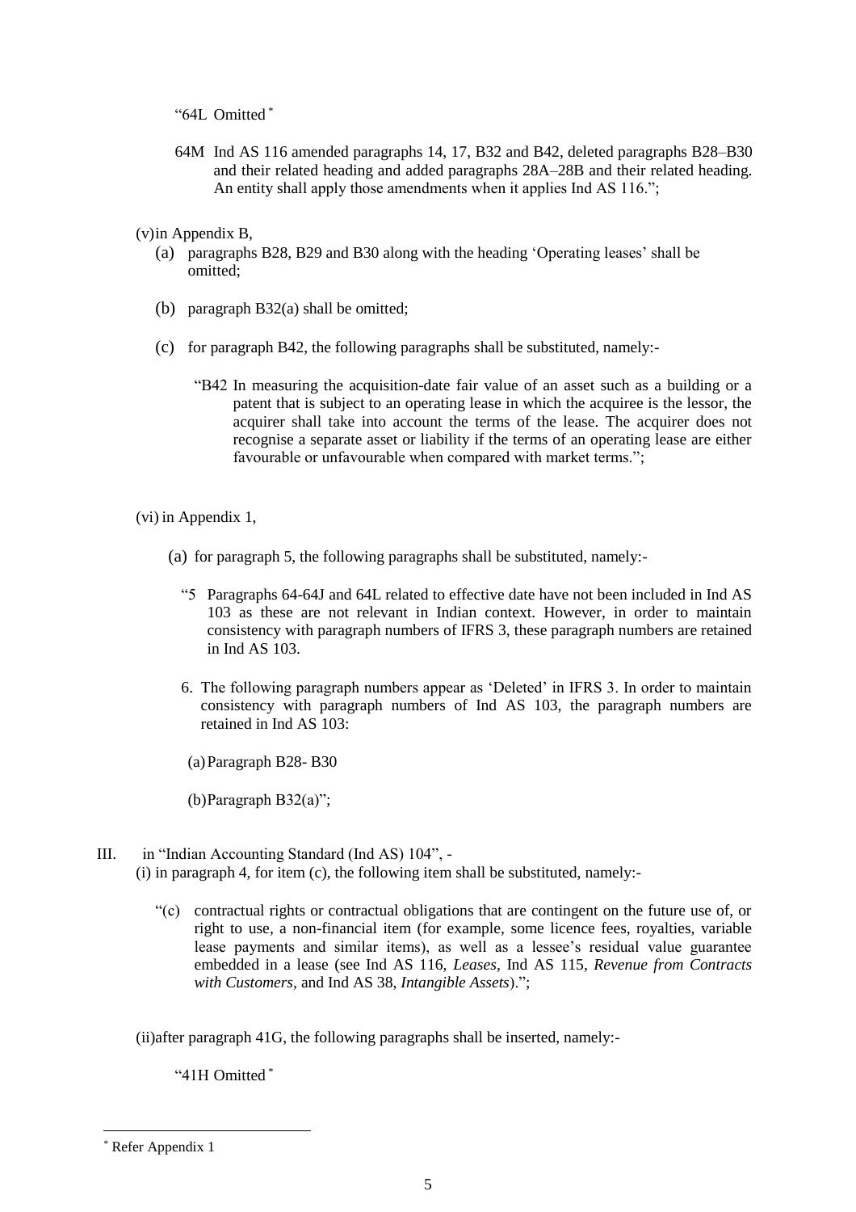"64L Omitted [*]

64M Ind AS 116 amended paragraphs 14, 17, B32 and B42, deleted paragraphs B28–B30 and their related heading and added paragraphs 28A–28B and their related heading. An entity shall apply those amendments when it applies Ind AS 116.";

(v) in Appendix B,

(a) paragraphs B28, B29 and B30 along with the heading 'Operating leases' shall be omitted;

(b) paragraph B32(a) shall be omitted;

(c) for paragraph B42, the following paragraphs shall be substituted, namely:-

"B42 In measuring the acquisition-date fair value of an asset such as a building or a patent that is subject to an operating lease in which the acquiree is the lessor, the acquirer shall take into account the terms of the lease. The acquirer does not recognise a separate asset or liability if the terms of an operating lease are either favourable or unfavourable when compared with market terms.";

(vi) in Appendix 1,

(a) for paragraph 5, the following paragraphs shall be substituted, namely:-

"5 Paragraphs 64-64J and 64L related to effective date have not been included in Ind AS 103 as these are not relevant in Indian context. However, in order to maintain consistency with paragraph numbers of IFRS 3, these paragraph numbers are retained in Ind AS 103.

6. The following paragraph numbers appear as 'Deleted' in IFRS 3. In order to maintain consistency with paragraph numbers of Ind AS 103, the paragraph numbers are retained in Ind AS 103:

(a) Paragraph B28- B30

(b) Paragraph B32(a)";

III. in "Indian Accounting Standard (Ind AS) 104", -

(i) in paragraph 4, for item (c), the following item shall be substituted, namely:-

"(c) contractual rights or contractual obligations that are contingent on the future use of, or right to use, a non-financial item (for example, some licence fees, royalties, variable lease payments and similar items), as well as a lessee's residual value guarantee embedded in a lease (see Ind AS 116, *Leases*, Ind AS 115, *Revenue from Contracts with Customers,* and Ind AS 38, *Intangible Assets*).";

(ii) after paragraph 41G, the following paragraphs shall be inserted, namely:-

"41H Omitted [*]

---

[*] Refer Appendix 1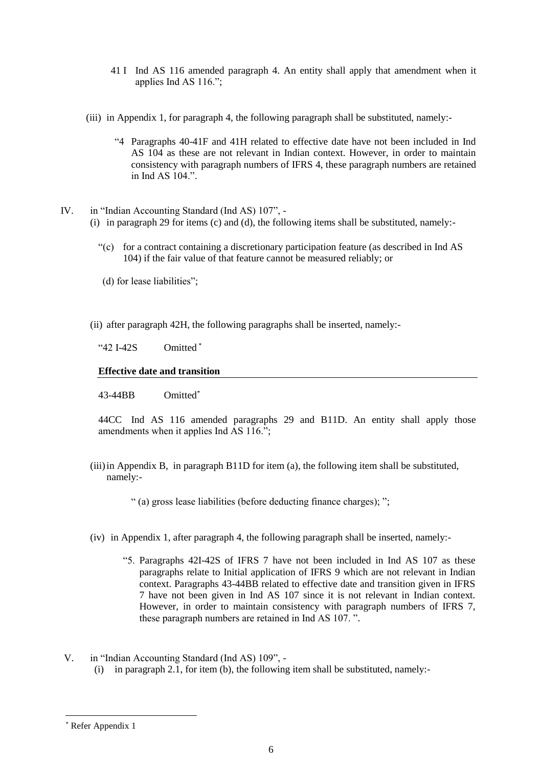41 I Ind AS 116 amended paragraph 4. An entity shall apply that amendment when it applies Ind AS 116.";

(iii) in Appendix 1, for paragraph 4, the following paragraph shall be substituted, namely:-

"4 Paragraphs 40-41F and 41H related to effective date have not been included in Ind AS 104 as these are not relevant in Indian context. However, in order to maintain consistency with paragraph numbers of IFRS 4, these paragraph numbers are retained in Ind AS 104.".

IV. in "Indian Accounting Standard (Ind AS) 107", -

(i) in paragraph 29 for items (c) and (d), the following items shall be substituted, namely:-

"(c) for a contract containing a discretionary participation feature (as described in Ind AS 104) if the fair value of that feature cannot be measured reliably; or

(d) for lease liabilities";

(ii) after paragraph 42H, the following paragraphs shall be inserted, namely:-

"42 I-42S Omitted*

**Effective date and transition**

43-44BB Omitted*

44CC Ind AS 116 amended paragraphs 29 and B11D. An entity shall apply those amendments when it applies Ind AS 116.";

(iii) in Appendix B, in paragraph B11D for item (a), the following item shall be substituted, namely:-

" (a) gross lease liabilities (before deducting finance charges); ";

(iv) in Appendix 1, after paragraph 4, the following paragraph shall be inserted, namely:-

"5. Paragraphs 42I-42S of IFRS 7 have not been included in Ind AS 107 as these paragraphs relate to Initial application of IFRS 9 which are not relevant in Indian context. Paragraphs 43-44BB related to effective date and transition given in IFRS 7 have not been given in Ind AS 107 since it is not relevant in Indian context. However, in order to maintain consistency with paragraph numbers of IFRS 7, these paragraph numbers are retained in Ind AS 107. ".

V. in "Indian Accounting Standard (Ind AS) 109", -

(i) in paragraph 2.1, for item (b), the following item shall be substituted, namely:-

* Refer Appendix 1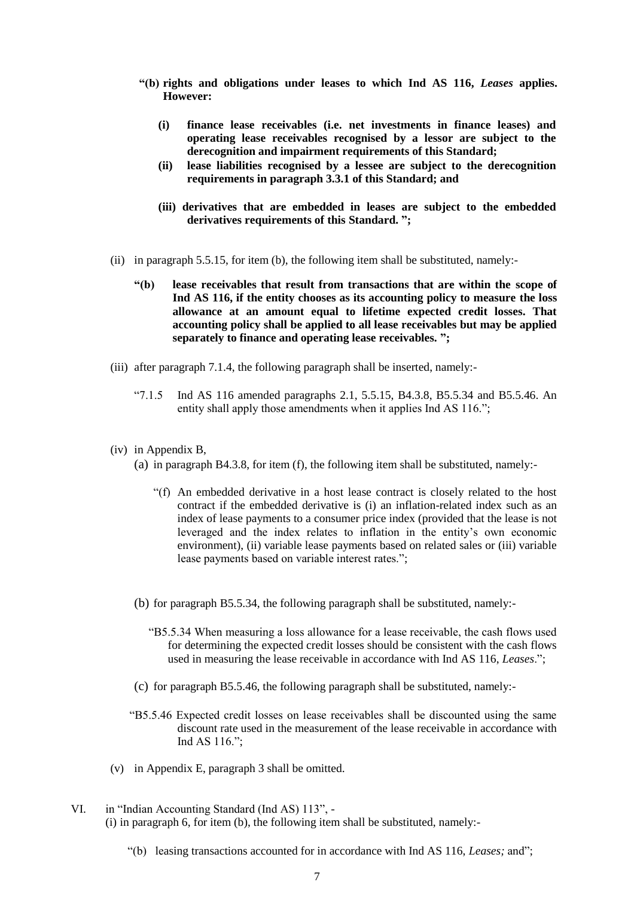**"(b) rights and obligations under leases to which Ind AS 116, *Leases* applies. However:**

> **(i) finance lease receivables (i.e. net investments in finance leases) and operating lease receivables recognised by a lessor are subject to the derecognition and impairment requirements of this Standard;**
>
> **(ii) lease liabilities recognised by a lessee are subject to the derecognition requirements in paragraph 3.3.1 of this Standard; and**
>
> **(iii) derivatives that are embedded in leases are subject to the embedded derivatives requirements of this Standard. ";**

(ii) in paragraph 5.5.15, for item (b), the following item shall be substituted, namely:-

> **"(b) lease receivables that result from transactions that are within the scope of Ind AS 116, if the entity chooses as its accounting policy to measure the loss allowance at an amount equal to lifetime expected credit losses. That accounting policy shall be applied to all lease receivables but may be applied separately to finance and operating lease receivables. ";**

(iii) after paragraph 7.1.4, the following paragraph shall be inserted, namely:-

> "7.1.5 Ind AS 116 amended paragraphs 2.1, 5.5.15, B4.3.8, B5.5.34 and B5.5.46. An entity shall apply those amendments when it applies Ind AS 116.";

(iv) in Appendix B,

(a) in paragraph B4.3.8, for item (f), the following item shall be substituted, namely:-

> "(f) An embedded derivative in a host lease contract is closely related to the host contract if the embedded derivative is (i) an inflation-related index such as an index of lease payments to a consumer price index (provided that the lease is not leveraged and the index relates to inflation in the entity's own economic environment), (ii) variable lease payments based on related sales or (iii) variable lease payments based on variable interest rates.";

(b) for paragraph B5.5.34, the following paragraph shall be substituted, namely:-

> "B5.5.34 When measuring a loss allowance for a lease receivable, the cash flows used for determining the expected credit losses should be consistent with the cash flows used in measuring the lease receivable in accordance with Ind AS 116, *Leases*.";

(c) for paragraph B5.5.46, the following paragraph shall be substituted, namely:-

> "B5.5.46 Expected credit losses on lease receivables shall be discounted using the same discount rate used in the measurement of the lease receivable in accordance with Ind AS 116.";

(v) in Appendix E, paragraph 3 shall be omitted.

VI. in "Indian Accounting Standard (Ind AS) 113", -

(i) in paragraph 6, for item (b), the following item shall be substituted, namely:-

> "(b) leasing transactions accounted for in accordance with Ind AS 116, *Leases;* and";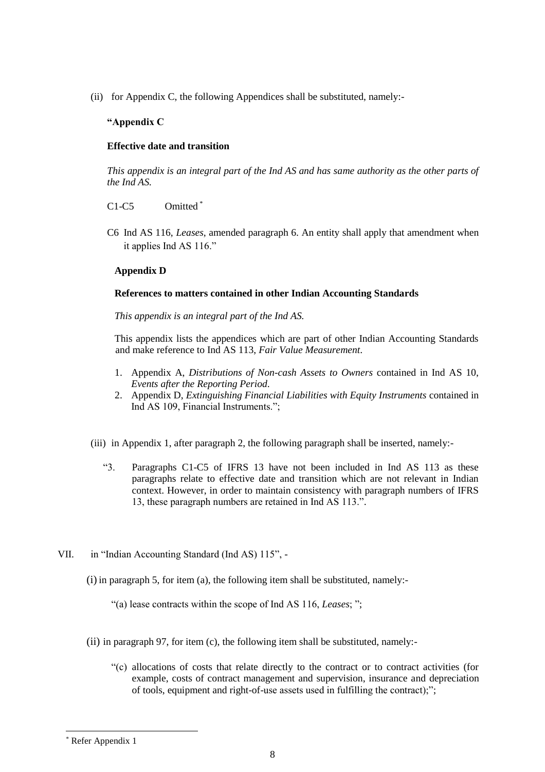(ii) for Appendix C, the following Appendices shall be substituted, namely:-

**"Appendix C**

**Effective date and transition**

*This appendix is an integral part of the Ind AS and has same authority as the other parts of the Ind AS.*

C1-C5 Omitted [*]

C6 Ind AS 116, *Leases*, amended paragraph 6. An entity shall apply that amendment when it applies Ind AS 116."

**Appendix D**

**References to matters contained in other Indian Accounting Standards**

*This appendix is an integral part of the Ind AS.*

This appendix lists the appendices which are part of other Indian Accounting Standards and make reference to Ind AS 113, *Fair Value Measurement*.

1. Appendix A, *Distributions of Non-cash Assets to Owners* contained in Ind AS 10, *Events after the Reporting Period*.
2. Appendix D, *Extinguishing Financial Liabilities with Equity Instruments* contained in Ind AS 109, Financial Instruments.";

(iii) in Appendix 1, after paragraph 2, the following paragraph shall be inserted, namely:-

"3. Paragraphs C1-C5 of IFRS 13 have not been included in Ind AS 113 as these paragraphs relate to effective date and transition which are not relevant in Indian context. However, in order to maintain consistency with paragraph numbers of IFRS 13, these paragraph numbers are retained in Ind AS 113.".

VII. in "Indian Accounting Standard (Ind AS) 115", -

(i) in paragraph 5, for item (a), the following item shall be substituted, namely:-

"(a) lease contracts within the scope of Ind AS 116, *Leases*; ";

(ii) in paragraph 97, for item (c), the following item shall be substituted, namely:-

"(c) allocations of costs that relate directly to the contract or to contract activities (for example, costs of contract management and supervision, insurance and depreciation of tools, equipment and right-of-use assets used in fulfilling the contract);";

---

[*] Refer Appendix 1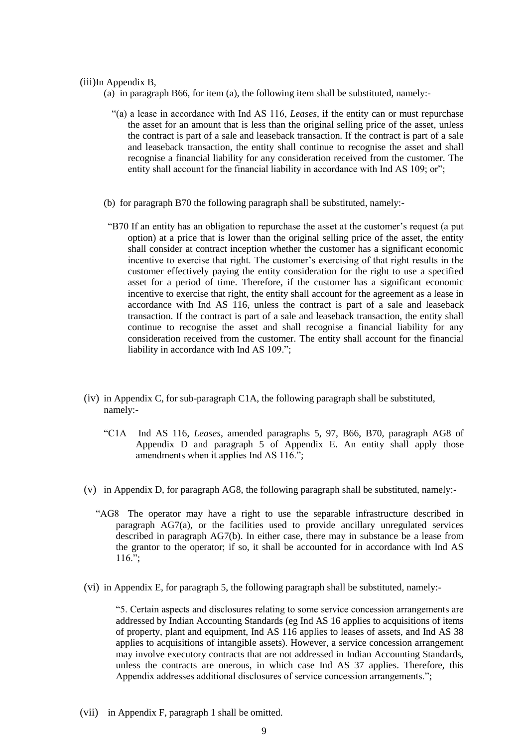(iii) In Appendix B,

(a) in paragraph B66, for item (a), the following item shall be substituted, namely:-

"(a) a lease in accordance with Ind AS 116, *Leases*, if the entity can or must repurchase the asset for an amount that is less than the original selling price of the asset, unless the contract is part of a sale and leaseback transaction. If the contract is part of a sale and leaseback transaction, the entity shall continue to recognise the asset and shall recognise a financial liability for any consideration received from the customer. The entity shall account for the financial liability in accordance with Ind AS 109; or";

(b) for paragraph B70 the following paragraph shall be substituted, namely:-

"B70 If an entity has an obligation to repurchase the asset at the customer's request (a put option) at a price that is lower than the original selling price of the asset, the entity shall consider at contract inception whether the customer has a significant economic incentive to exercise that right. The customer's exercising of that right results in the customer effectively paying the entity consideration for the right to use a specified asset for a period of time. Therefore, if the customer has a significant economic incentive to exercise that right, the entity shall account for the agreement as a lease in accordance with Ind AS 116, unless the contract is part of a sale and leaseback transaction. If the contract is part of a sale and leaseback transaction, the entity shall continue to recognise the asset and shall recognise a financial liability for any consideration received from the customer. The entity shall account for the financial liability in accordance with Ind AS 109.";

(iv) in Appendix C, for sub-paragraph C1A, the following paragraph shall be substituted, namely:-

"C1A Ind AS 116, *Leases*, amended paragraphs 5, 97, B66, B70, paragraph AG8 of Appendix D and paragraph 5 of Appendix E. An entity shall apply those amendments when it applies Ind AS 116.";

(v) in Appendix D, for paragraph AG8, the following paragraph shall be substituted, namely:-

"AG8 The operator may have a right to use the separable infrastructure described in paragraph AG7(a), or the facilities used to provide ancillary unregulated services described in paragraph AG7(b). In either case, there may in substance be a lease from the grantor to the operator; if so, it shall be accounted for in accordance with Ind AS 116.";

(vi) in Appendix E, for paragraph 5, the following paragraph shall be substituted, namely:-

"5. Certain aspects and disclosures relating to some service concession arrangements are addressed by Indian Accounting Standards (eg Ind AS 16 applies to acquisitions of items of property, plant and equipment, Ind AS 116 applies to leases of assets, and Ind AS 38 applies to acquisitions of intangible assets). However, a service concession arrangement may involve executory contracts that are not addressed in Indian Accounting Standards, unless the contracts are onerous, in which case Ind AS 37 applies. Therefore, this Appendix addresses additional disclosures of service concession arrangements.";

(vii) in Appendix F, paragraph 1 shall be omitted.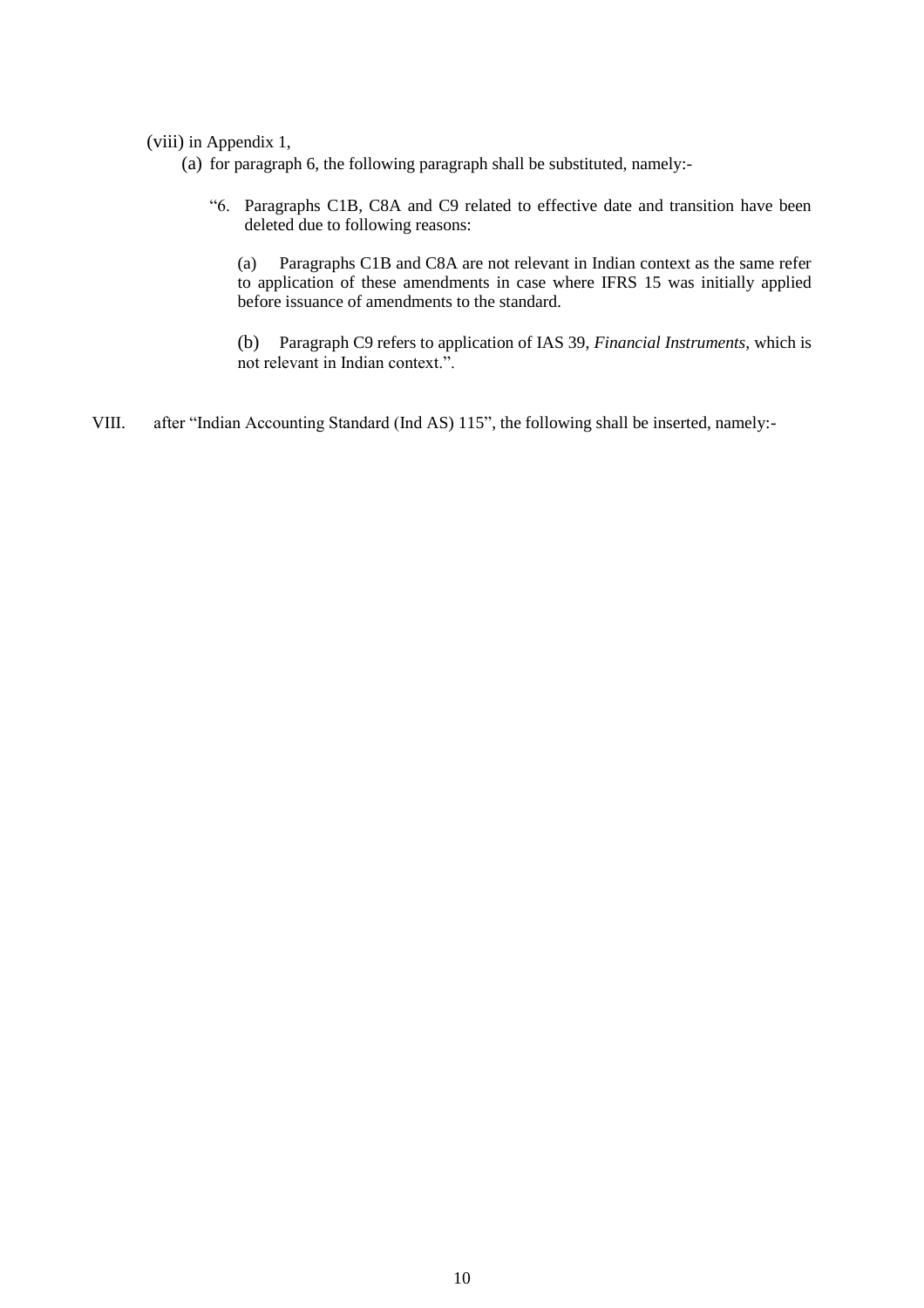(viii) in Appendix 1,

(a) for paragraph 6, the following paragraph shall be substituted, namely:-

"6. Paragraphs C1B, C8A and C9 related to effective date and transition have been deleted due to following reasons:

(a) Paragraphs C1B and C8A are not relevant in Indian context as the same refer to application of these amendments in case where IFRS 15 was initially applied before issuance of amendments to the standard.

(b) Paragraph C9 refers to application of IAS 39, *Financial Instruments*, which is not relevant in Indian context.".

VIII. after "Indian Accounting Standard (Ind AS) 115", the following shall be inserted, namely:-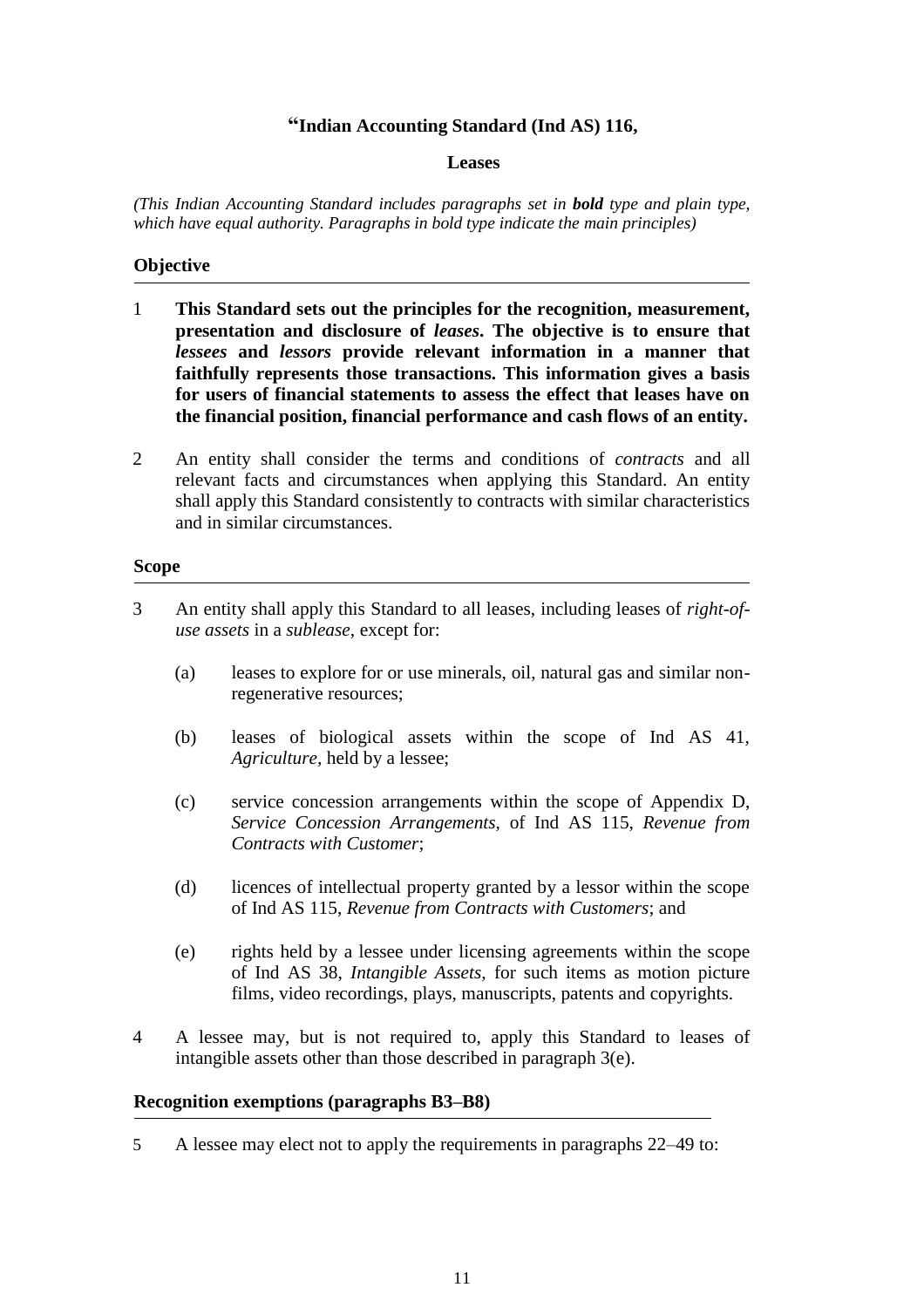# "Indian Accounting Standard (Ind AS) 116,

## Leases

*(This Indian Accounting Standard includes paragraphs set in **bold** type and plain type, which have equal authority. Paragraphs in bold type indicate the main principles)*

### Objective

1 **This Standard sets out the principles for the recognition, measurement, presentation and disclosure of *leases*. The objective is to ensure that *lessees* and *lessors* provide relevant information in a manner that faithfully represents those transactions. This information gives a basis for users of financial statements to assess the effect that leases have on the financial position, financial performance and cash flows of an entity.**

2 An entity shall consider the terms and conditions of *contracts* and all relevant facts and circumstances when applying this Standard. An entity shall apply this Standard consistently to contracts with similar characteristics and in similar circumstances.

### Scope

3 An entity shall apply this Standard to all leases, including leases of *right-of-use assets* in a *sublease*, except for:

(a) leases to explore for or use minerals, oil, natural gas and similar non-regenerative resources;

(b) leases of biological assets within the scope of Ind AS 41, *Agriculture,* held by a lessee;

(c) service concession arrangements within the scope of Appendix D, *Service Concession Arrangements,* of Ind AS 115, *Revenue from Contracts with Customer*;

(d) licences of intellectual property granted by a lessor within the scope of Ind AS 115, *Revenue from Contracts with Customers*; and

(e) rights held by a lessee under licensing agreements within the scope of Ind AS 38, *Intangible Assets,* for such items as motion picture films, video recordings, plays, manuscripts, patents and copyrights.

4 A lessee may, but is not required to, apply this Standard to leases of intangible assets other than those described in paragraph 3(e).

### Recognition exemptions (paragraphs B3–B8)

5 A lessee may elect not to apply the requirements in paragraphs 22–49 to: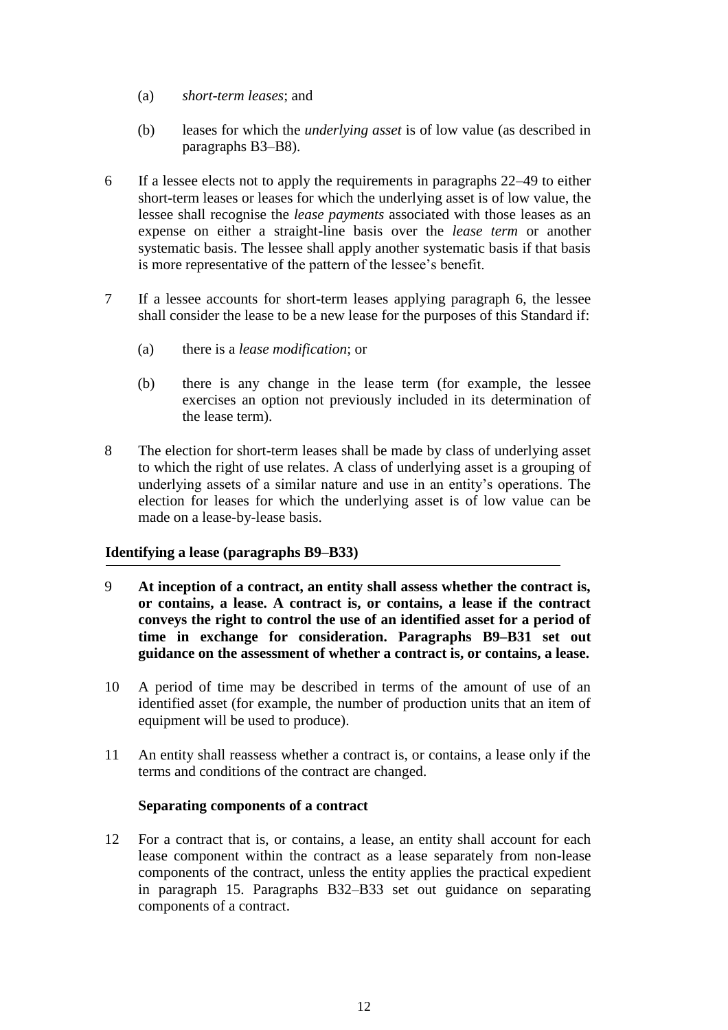(a) *short-term leases*; and

(b) leases for which the *underlying asset* is of low value (as described in paragraphs B3–B8).

6 If a lessee elects not to apply the requirements in paragraphs 22–49 to either short-term leases or leases for which the underlying asset is of low value, the lessee shall recognise the *lease payments* associated with those leases as an expense on either a straight-line basis over the *lease term* or another systematic basis. The lessee shall apply another systematic basis if that basis is more representative of the pattern of the lessee's benefit.

7 If a lessee accounts for short-term leases applying paragraph 6, the lessee shall consider the lease to be a new lease for the purposes of this Standard if:

(a) there is a *lease modification*; or

(b) there is any change in the lease term (for example, the lessee exercises an option not previously included in its determination of the lease term).

8 The election for short-term leases shall be made by class of underlying asset to which the right of use relates. A class of underlying asset is a grouping of underlying assets of a similar nature and use in an entity's operations. The election for leases for which the underlying asset is of low value can be made on a lease-by-lease basis.

### Identifying a lease (paragraphs B9–B33)

9 **At inception of a contract, an entity shall assess whether the contract is, or contains, a lease. A contract is, or contains, a lease if the contract conveys the right to control the use of an identified asset for a period of time in exchange for consideration. Paragraphs B9–B31 set out guidance on the assessment of whether a contract is, or contains, a lease.**

10 A period of time may be described in terms of the amount of use of an identified asset (for example, the number of production units that an item of equipment will be used to produce).

11 An entity shall reassess whether a contract is, or contains, a lease only if the terms and conditions of the contract are changed.

#### Separating components of a contract

12 For a contract that is, or contains, a lease, an entity shall account for each lease component within the contract as a lease separately from non-lease components of the contract, unless the entity applies the practical expedient in paragraph 15. Paragraphs B32–B33 set out guidance on separating components of a contract.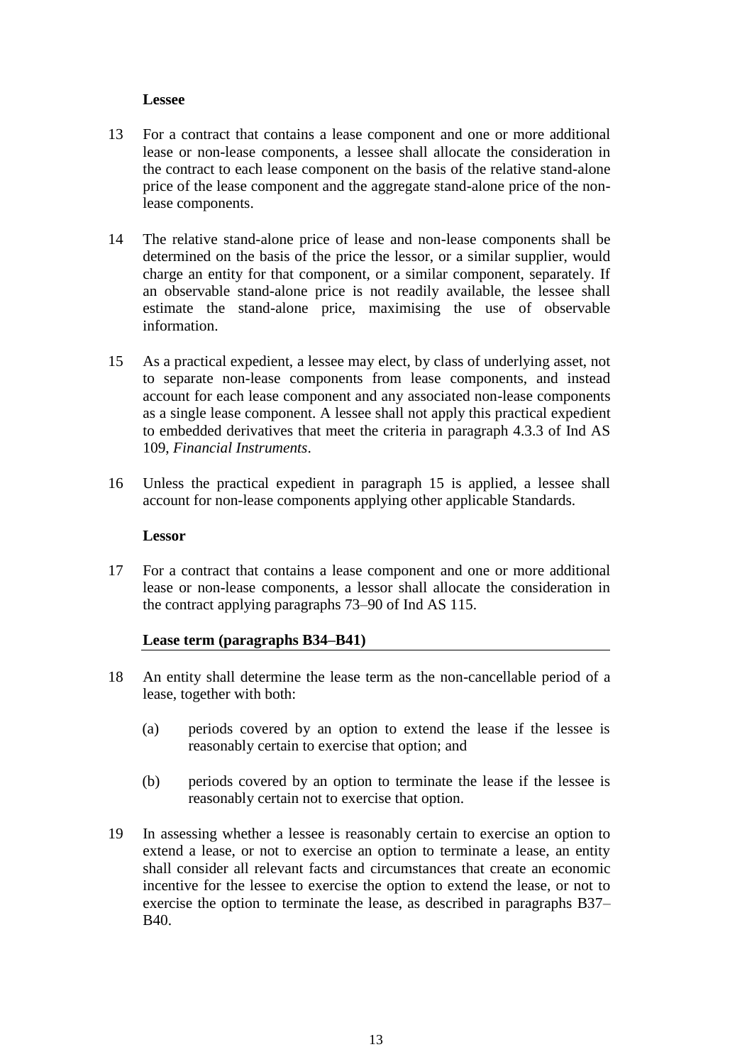**Lessee**

13 For a contract that contains a lease component and one or more additional lease or non-lease components, a lessee shall allocate the consideration in the contract to each lease component on the basis of the relative stand-alone price of the lease component and the aggregate stand-alone price of the non-lease components.

14 The relative stand-alone price of lease and non-lease components shall be determined on the basis of the price the lessor, or a similar supplier, would charge an entity for that component, or a similar component, separately. If an observable stand-alone price is not readily available, the lessee shall estimate the stand-alone price, maximising the use of observable information.

15 As a practical expedient, a lessee may elect, by class of underlying asset, not to separate non-lease components from lease components, and instead account for each lease component and any associated non-lease components as a single lease component. A lessee shall not apply this practical expedient to embedded derivatives that meet the criteria in paragraph 4.3.3 of Ind AS 109, *Financial Instruments*.

16 Unless the practical expedient in paragraph 15 is applied, a lessee shall account for non-lease components applying other applicable Standards.

**Lessor**

17 For a contract that contains a lease component and one or more additional lease or non-lease components, a lessor shall allocate the consideration in the contract applying paragraphs 73–90 of Ind AS 115.

**Lease term (paragraphs B34–B41)**

18 An entity shall determine the lease term as the non-cancellable period of a lease, together with both:

(a) periods covered by an option to extend the lease if the lessee is reasonably certain to exercise that option; and

(b) periods covered by an option to terminate the lease if the lessee is reasonably certain not to exercise that option.

19 In assessing whether a lessee is reasonably certain to exercise an option to extend a lease, or not to exercise an option to terminate a lease, an entity shall consider all relevant facts and circumstances that create an economic incentive for the lessee to exercise the option to extend the lease, or not to exercise the option to terminate the lease, as described in paragraphs B37–B40.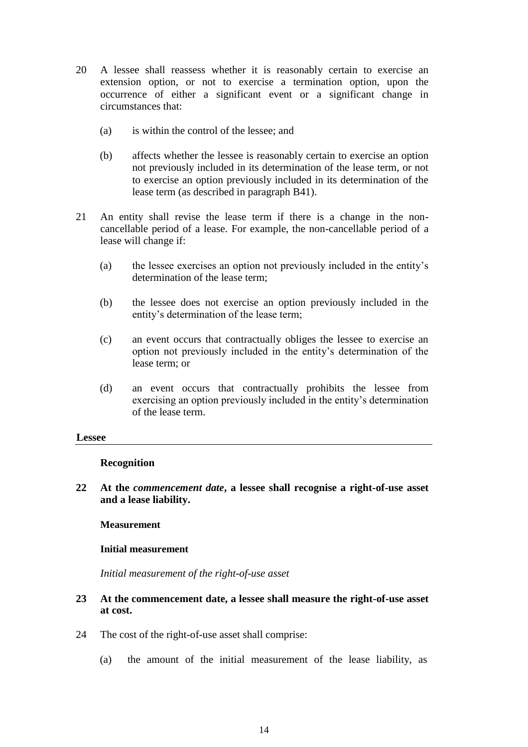20 A lessee shall reassess whether it is reasonably certain to exercise an extension option, or not to exercise a termination option, upon the occurrence of either a significant event or a significant change in circumstances that:

   (a) is within the control of the lessee; and

   (b) affects whether the lessee is reasonably certain to exercise an option not previously included in its determination of the lease term, or not to exercise an option previously included in its determination of the lease term (as described in paragraph B41).

21 An entity shall revise the lease term if there is a change in the non-cancellable period of a lease. For example, the non-cancellable period of a lease will change if:

   (a) the lessee exercises an option not previously included in the entity's determination of the lease term;

   (b) the lessee does not exercise an option previously included in the entity's determination of the lease term;

   (c) an event occurs that contractually obliges the lessee to exercise an option not previously included in the entity's determination of the lease term; or

   (d) an event occurs that contractually prohibits the lessee from exercising an option previously included in the entity's determination of the lease term.

## Lessee

### Recognition

**22 At the *commencement date*, a lessee shall recognise a right-of-use asset and a lease liability.**

### Measurement

#### Initial measurement

*Initial measurement of the right-of-use asset*

**23 At the commencement date, a lessee shall measure the right-of-use asset at cost.**

24 The cost of the right-of-use asset shall comprise:

   (a) the amount of the initial measurement of the lease liability, as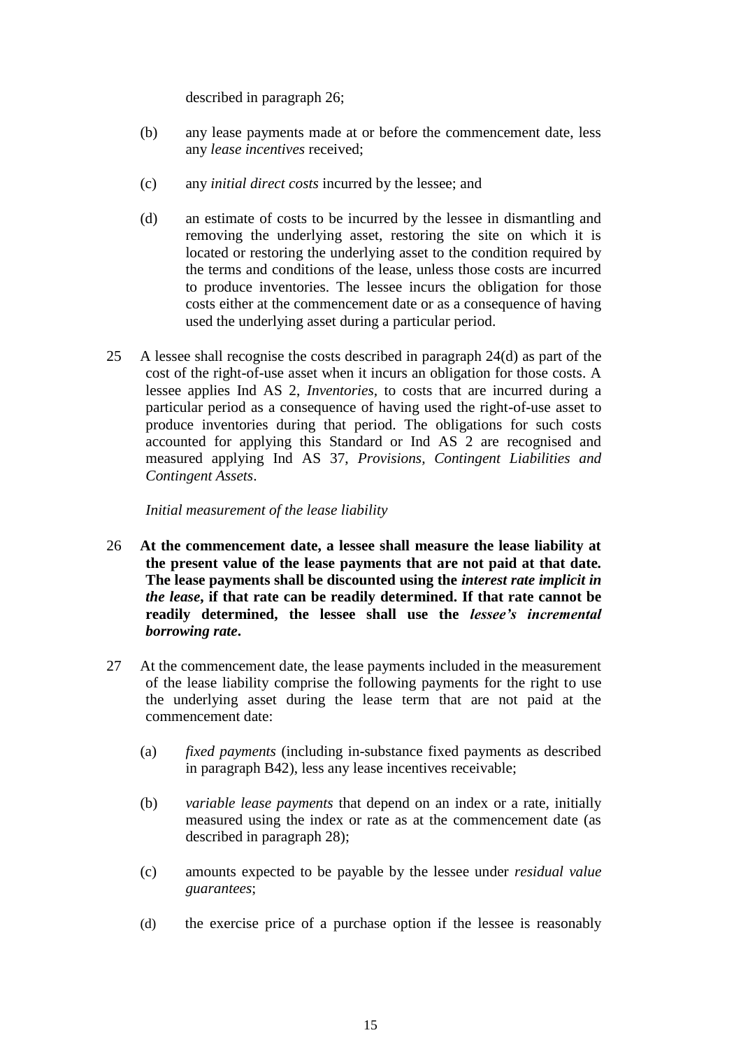described in paragraph 26;

(b) any lease payments made at or before the commencement date, less any *lease incentives* received;

(c) any *initial direct costs* incurred by the lessee; and

(d) an estimate of costs to be incurred by the lessee in dismantling and removing the underlying asset, restoring the site on which it is located or restoring the underlying asset to the condition required by the terms and conditions of the lease, unless those costs are incurred to produce inventories. The lessee incurs the obligation for those costs either at the commencement date or as a consequence of having used the underlying asset during a particular period.

25 A lessee shall recognise the costs described in paragraph 24(d) as part of the cost of the right-of-use asset when it incurs an obligation for those costs. A lessee applies Ind AS 2, *Inventories*, to costs that are incurred during a particular period as a consequence of having used the right-of-use asset to produce inventories during that period. The obligations for such costs accounted for applying this Standard or Ind AS 2 are recognised and measured applying Ind AS 37, *Provisions, Contingent Liabilities and Contingent Assets*.

*Initial measurement of the lease liability*

26 **At the commencement date, a lessee shall measure the lease liability at the present value of the lease payments that are not paid at that date. The lease payments shall be discounted using the *interest rate implicit in the lease*, if that rate can be readily determined. If that rate cannot be readily determined, the lessee shall use the *lessee's incremental borrowing rate*.**

27 At the commencement date, the lease payments included in the measurement of the lease liability comprise the following payments for the right to use the underlying asset during the lease term that are not paid at the commencement date:

(a) *fixed payments* (including in-substance fixed payments as described in paragraph B42), less any lease incentives receivable;

(b) *variable lease payments* that depend on an index or a rate, initially measured using the index or rate as at the commencement date (as described in paragraph 28);

(c) amounts expected to be payable by the lessee under *residual value guarantees*;

(d) the exercise price of a purchase option if the lessee is reasonably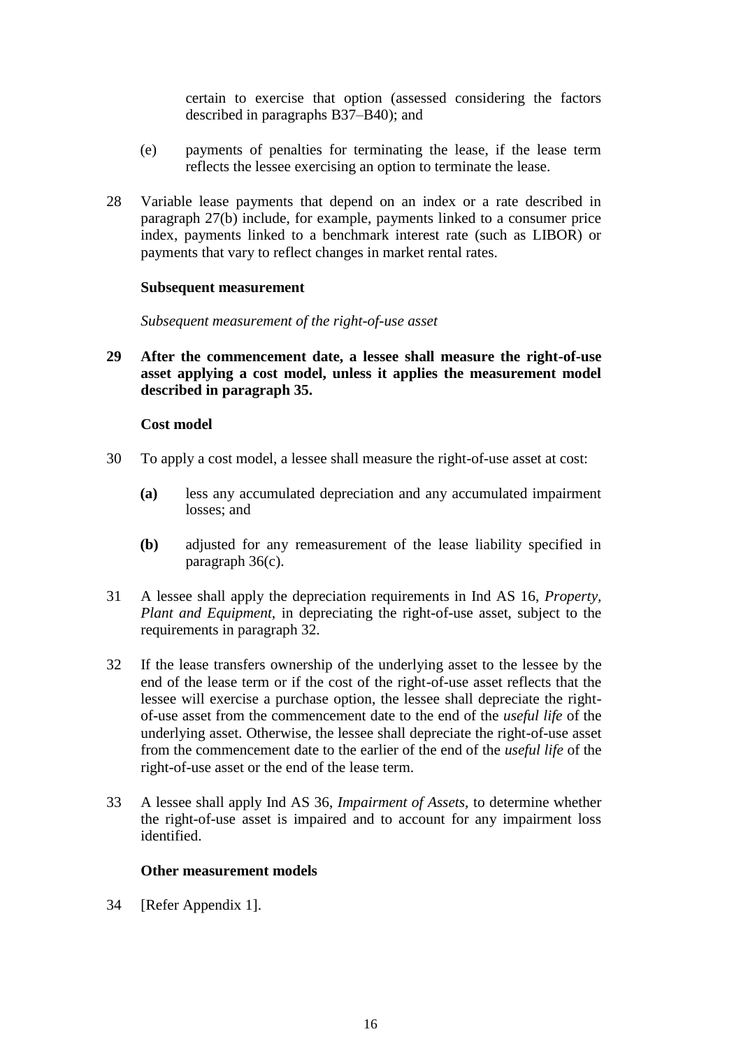certain to exercise that option (assessed considering the factors described in paragraphs B37–B40); and

(e) payments of penalties for terminating the lease, if the lease term reflects the lessee exercising an option to terminate the lease.

28 Variable lease payments that depend on an index or a rate described in paragraph 27(b) include, for example, payments linked to a consumer price index, payments linked to a benchmark interest rate (such as LIBOR) or payments that vary to reflect changes in market rental rates.

### Subsequent measurement

*Subsequent measurement of the right-of-use asset*

**29 After the commencement date, a lessee shall measure the right-of-use asset applying a cost model, unless it applies the measurement model described in paragraph 35.**

### Cost model

30 To apply a cost model, a lessee shall measure the right-of-use asset at cost:

**(a)** less any accumulated depreciation and any accumulated impairment losses; and

**(b)** adjusted for any remeasurement of the lease liability specified in paragraph 36(c).

31 A lessee shall apply the depreciation requirements in Ind AS 16, *Property, Plant and Equipment*, in depreciating the right-of-use asset, subject to the requirements in paragraph 32.

32 If the lease transfers ownership of the underlying asset to the lessee by the end of the lease term or if the cost of the right-of-use asset reflects that the lessee will exercise a purchase option, the lessee shall depreciate the right-of-use asset from the commencement date to the end of the *useful life* of the underlying asset. Otherwise, the lessee shall depreciate the right-of-use asset from the commencement date to the earlier of the end of the *useful life* of the right-of-use asset or the end of the lease term.

33 A lessee shall apply Ind AS 36, *Impairment of Assets*, to determine whether the right-of-use asset is impaired and to account for any impairment loss identified.

### Other measurement models

34 [Refer Appendix 1].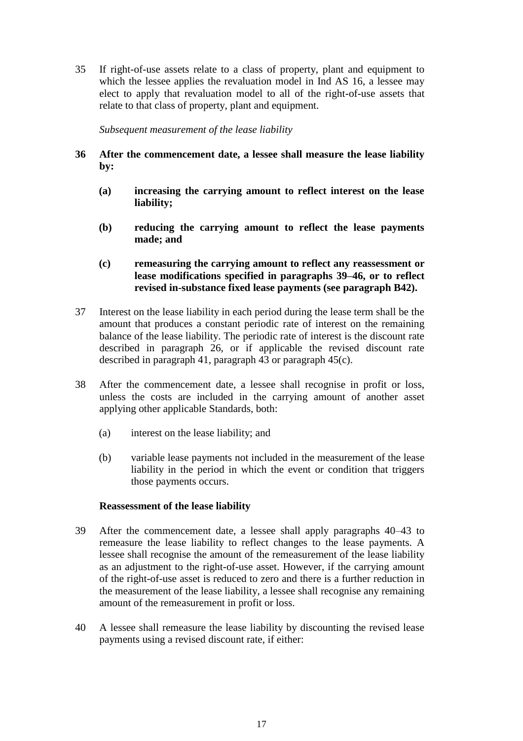35 If right-of-use assets relate to a class of property, plant and equipment to which the lessee applies the revaluation model in Ind AS 16, a lessee may elect to apply that revaluation model to all of the right-of-use assets that relate to that class of property, plant and equipment.

*Subsequent measurement of the lease liability*

**36 After the commencement date, a lessee shall measure the lease liability by:**

**(a) increasing the carrying amount to reflect interest on the lease liability;**

**(b) reducing the carrying amount to reflect the lease payments made; and**

**(c) remeasuring the carrying amount to reflect any reassessment or lease modifications specified in paragraphs 39–46, or to reflect revised in-substance fixed lease payments (see paragraph B42).**

37 Interest on the lease liability in each period during the lease term shall be the amount that produces a constant periodic rate of interest on the remaining balance of the lease liability. The periodic rate of interest is the discount rate described in paragraph 26, or if applicable the revised discount rate described in paragraph 41, paragraph 43 or paragraph 45(c).

38 After the commencement date, a lessee shall recognise in profit or loss, unless the costs are included in the carrying amount of another asset applying other applicable Standards, both:

(a) interest on the lease liability; and

(b) variable lease payments not included in the measurement of the lease liability in the period in which the event or condition that triggers those payments occurs.

**Reassessment of the lease liability**

39 After the commencement date, a lessee shall apply paragraphs 40–43 to remeasure the lease liability to reflect changes to the lease payments. A lessee shall recognise the amount of the remeasurement of the lease liability as an adjustment to the right-of-use asset. However, if the carrying amount of the right-of-use asset is reduced to zero and there is a further reduction in the measurement of the lease liability, a lessee shall recognise any remaining amount of the remeasurement in profit or loss.

40 A lessee shall remeasure the lease liability by discounting the revised lease payments using a revised discount rate, if either: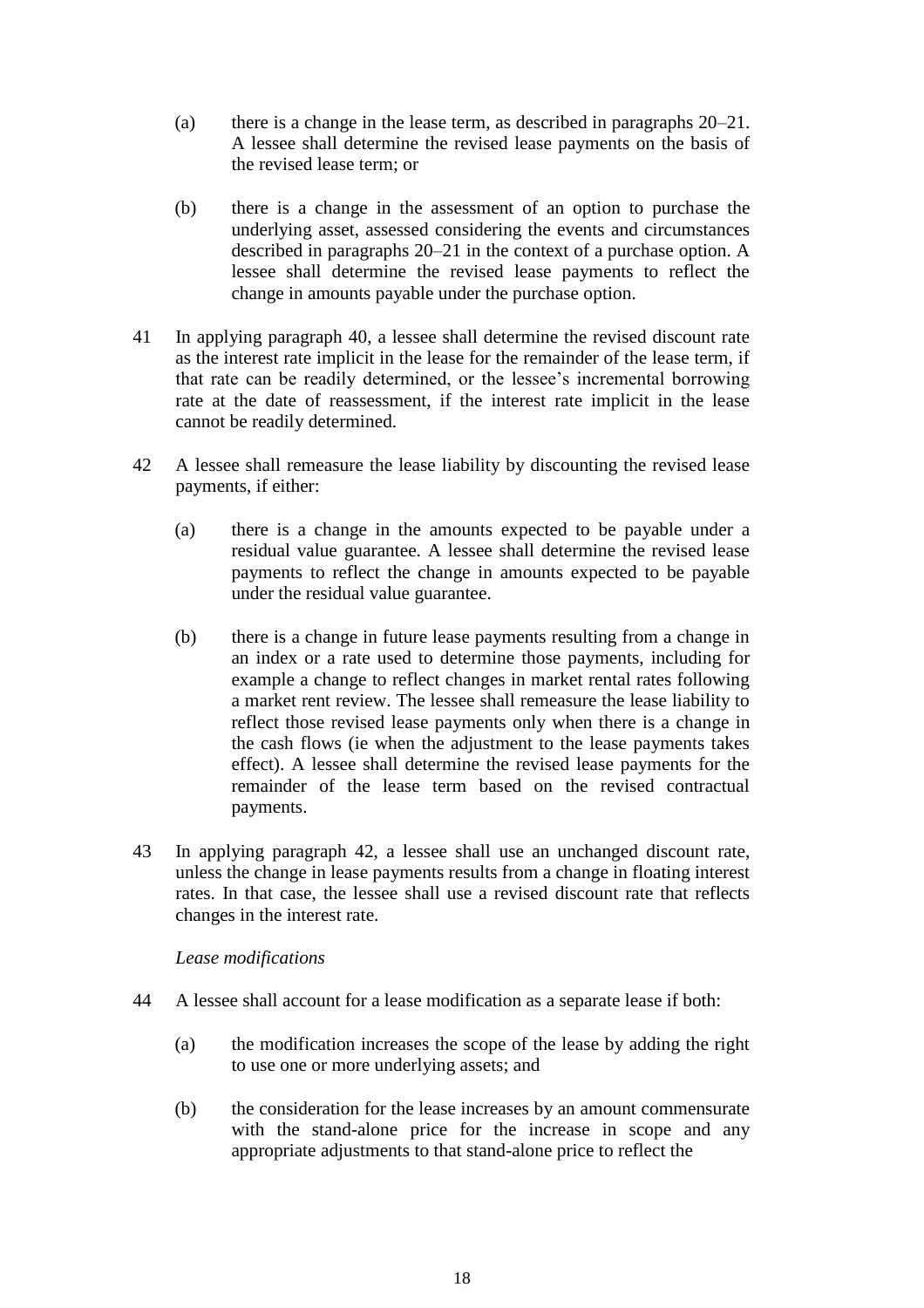(a) there is a change in the lease term, as described in paragraphs 20–21. A lessee shall determine the revised lease payments on the basis of the revised lease term; or

(b) there is a change in the assessment of an option to purchase the underlying asset, assessed considering the events and circumstances described in paragraphs 20–21 in the context of a purchase option. A lessee shall determine the revised lease payments to reflect the change in amounts payable under the purchase option.

41 In applying paragraph 40, a lessee shall determine the revised discount rate as the interest rate implicit in the lease for the remainder of the lease term, if that rate can be readily determined, or the lessee's incremental borrowing rate at the date of reassessment, if the interest rate implicit in the lease cannot be readily determined.

42 A lessee shall remeasure the lease liability by discounting the revised lease payments, if either:

(a) there is a change in the amounts expected to be payable under a residual value guarantee. A lessee shall determine the revised lease payments to reflect the change in amounts expected to be payable under the residual value guarantee.

(b) there is a change in future lease payments resulting from a change in an index or a rate used to determine those payments, including for example a change to reflect changes in market rental rates following a market rent review. The lessee shall remeasure the lease liability to reflect those revised lease payments only when there is a change in the cash flows (ie when the adjustment to the lease payments takes effect). A lessee shall determine the revised lease payments for the remainder of the lease term based on the revised contractual payments.

43 In applying paragraph 42, a lessee shall use an unchanged discount rate, unless the change in lease payments results from a change in floating interest rates. In that case, the lessee shall use a revised discount rate that reflects changes in the interest rate.

*Lease modifications*

44 A lessee shall account for a lease modification as a separate lease if both:

(a) the modification increases the scope of the lease by adding the right to use one or more underlying assets; and

(b) the consideration for the lease increases by an amount commensurate with the stand-alone price for the increase in scope and any appropriate adjustments to that stand-alone price to reflect the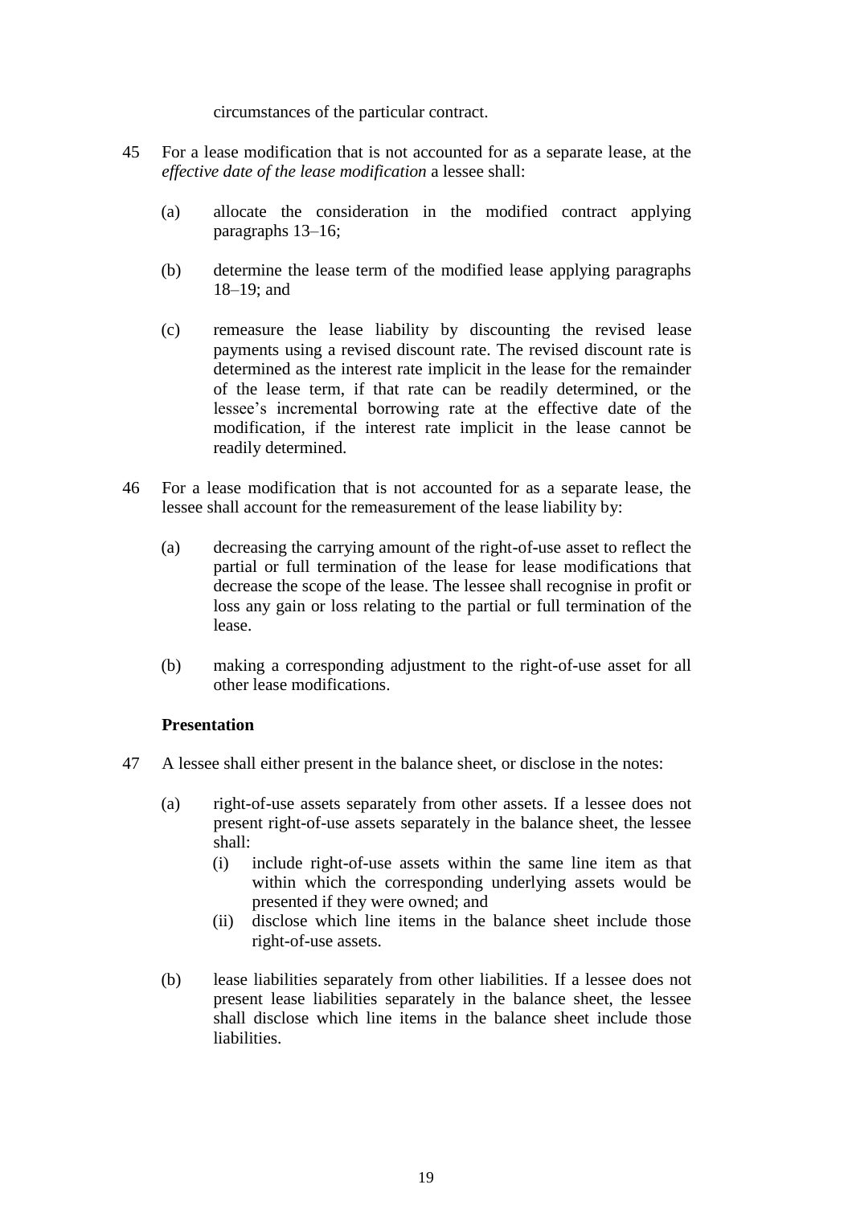circumstances of the particular contract.

45 For a lease modification that is not accounted for as a separate lease, at the *effective date of the lease modification* a lessee shall:

(a) allocate the consideration in the modified contract applying paragraphs 13–16;

(b) determine the lease term of the modified lease applying paragraphs 18–19; and

(c) remeasure the lease liability by discounting the revised lease payments using a revised discount rate. The revised discount rate is determined as the interest rate implicit in the lease for the remainder of the lease term, if that rate can be readily determined, or the lessee's incremental borrowing rate at the effective date of the modification, if the interest rate implicit in the lease cannot be readily determined.

46 For a lease modification that is not accounted for as a separate lease, the lessee shall account for the remeasurement of the lease liability by:

(a) decreasing the carrying amount of the right-of-use asset to reflect the partial or full termination of the lease for lease modifications that decrease the scope of the lease. The lessee shall recognise in profit or loss any gain or loss relating to the partial or full termination of the lease.

(b) making a corresponding adjustment to the right-of-use asset for all other lease modifications.

**Presentation**

47 A lessee shall either present in the balance sheet, or disclose in the notes:

(a) right-of-use assets separately from other assets. If a lessee does not present right-of-use assets separately in the balance sheet, the lessee shall:
   (i) include right-of-use assets within the same line item as that within which the corresponding underlying assets would be presented if they were owned; and
   (ii) disclose which line items in the balance sheet include those right-of-use assets.

(b) lease liabilities separately from other liabilities. If a lessee does not present lease liabilities separately in the balance sheet, the lessee shall disclose which line items in the balance sheet include those liabilities.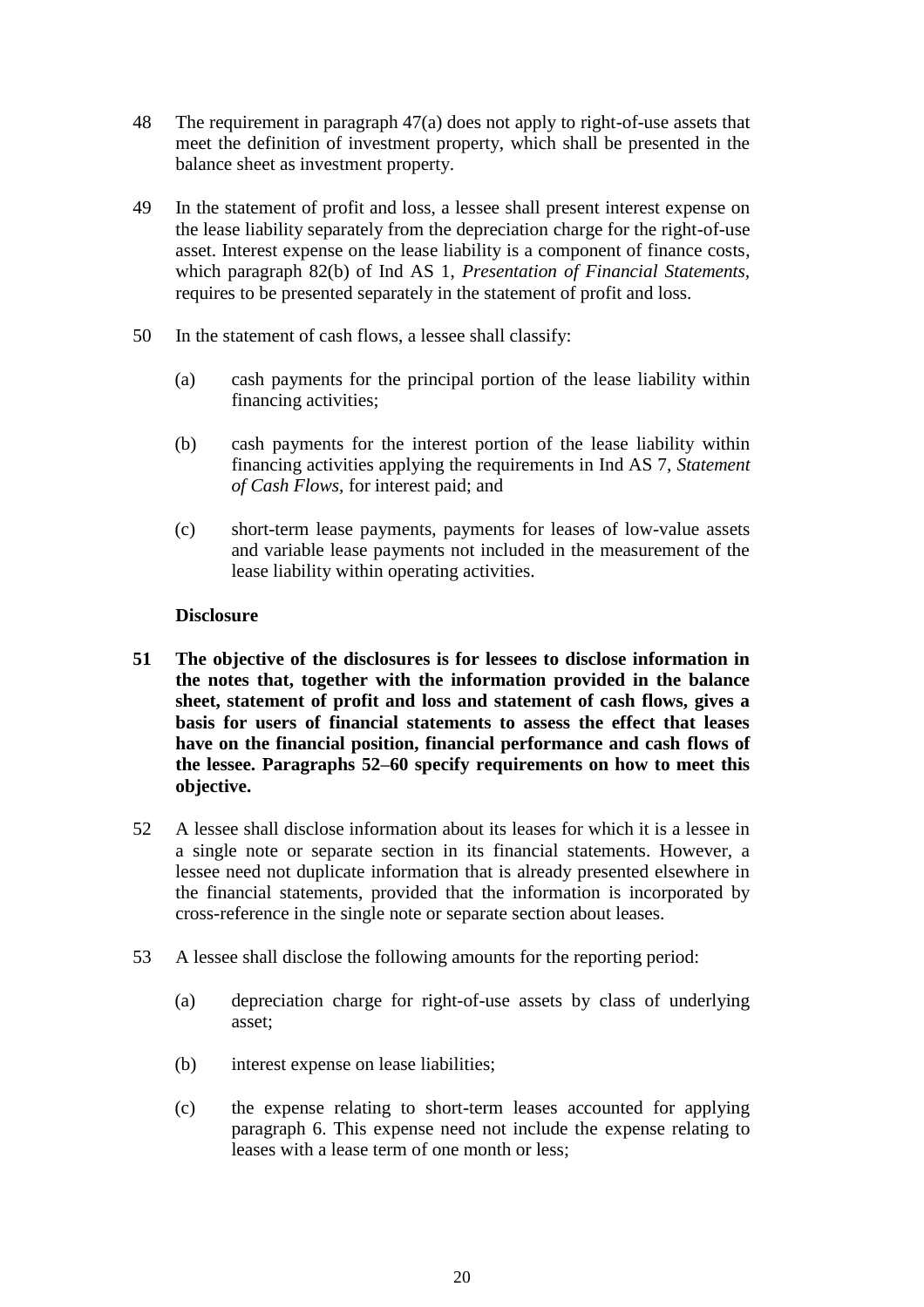48 The requirement in paragraph 47(a) does not apply to right-of-use assets that meet the definition of investment property, which shall be presented in the balance sheet as investment property.

49 In the statement of profit and loss, a lessee shall present interest expense on the lease liability separately from the depreciation charge for the right-of-use asset. Interest expense on the lease liability is a component of finance costs, which paragraph 82(b) of Ind AS 1, *Presentation of Financial Statements,* requires to be presented separately in the statement of profit and loss.

50 In the statement of cash flows, a lessee shall classify:

(a) cash payments for the principal portion of the lease liability within financing activities;

(b) cash payments for the interest portion of the lease liability within financing activities applying the requirements in Ind AS 7, *Statement of Cash Flows,* for interest paid; and

(c) short-term lease payments, payments for leases of low-value assets and variable lease payments not included in the measurement of the lease liability within operating activities.

**Disclosure**

**51 The objective of the disclosures is for lessees to disclose information in the notes that, together with the information provided in the balance sheet, statement of profit and loss and statement of cash flows, gives a basis for users of financial statements to assess the effect that leases have on the financial position, financial performance and cash flows of the lessee. Paragraphs 52–60 specify requirements on how to meet this objective.**

52 A lessee shall disclose information about its leases for which it is a lessee in a single note or separate section in its financial statements. However, a lessee need not duplicate information that is already presented elsewhere in the financial statements, provided that the information is incorporated by cross-reference in the single note or separate section about leases.

53 A lessee shall disclose the following amounts for the reporting period:

(a) depreciation charge for right-of-use assets by class of underlying asset;

(b) interest expense on lease liabilities;

(c) the expense relating to short-term leases accounted for applying paragraph 6. This expense need not include the expense relating to leases with a lease term of one month or less;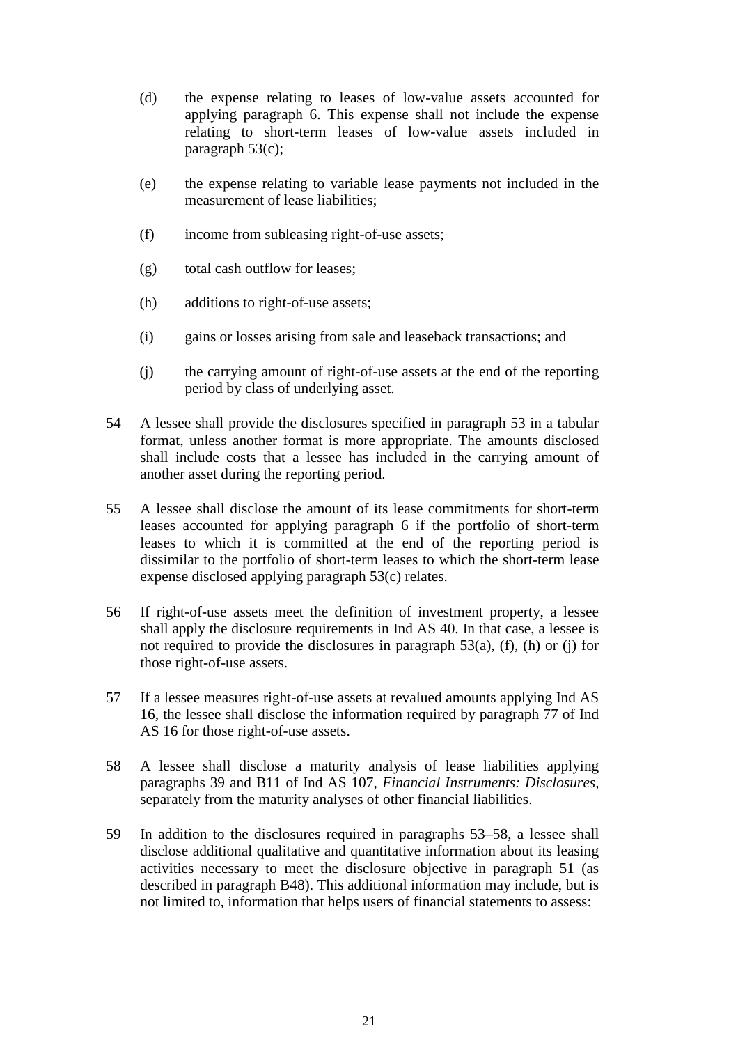(d) the expense relating to leases of low-value assets accounted for applying paragraph 6. This expense shall not include the expense relating to short-term leases of low-value assets included in paragraph 53(c);

(e) the expense relating to variable lease payments not included in the measurement of lease liabilities;

(f) income from subleasing right-of-use assets;

(g) total cash outflow for leases;

(h) additions to right-of-use assets;

(i) gains or losses arising from sale and leaseback transactions; and

(j) the carrying amount of right-of-use assets at the end of the reporting period by class of underlying asset.

54 A lessee shall provide the disclosures specified in paragraph 53 in a tabular format, unless another format is more appropriate. The amounts disclosed shall include costs that a lessee has included in the carrying amount of another asset during the reporting period.

55 A lessee shall disclose the amount of its lease commitments for short-term leases accounted for applying paragraph 6 if the portfolio of short-term leases to which it is committed at the end of the reporting period is dissimilar to the portfolio of short-term leases to which the short-term lease expense disclosed applying paragraph 53(c) relates.

56 If right-of-use assets meet the definition of investment property, a lessee shall apply the disclosure requirements in Ind AS 40. In that case, a lessee is not required to provide the disclosures in paragraph 53(a), (f), (h) or (j) for those right-of-use assets.

57 If a lessee measures right-of-use assets at revalued amounts applying Ind AS 16, the lessee shall disclose the information required by paragraph 77 of Ind AS 16 for those right-of-use assets.

58 A lessee shall disclose a maturity analysis of lease liabilities applying paragraphs 39 and B11 of Ind AS 107, *Financial Instruments: Disclosures,* separately from the maturity analyses of other financial liabilities.

59 In addition to the disclosures required in paragraphs 53–58, a lessee shall disclose additional qualitative and quantitative information about its leasing activities necessary to meet the disclosure objective in paragraph 51 (as described in paragraph B48). This additional information may include, but is not limited to, information that helps users of financial statements to assess: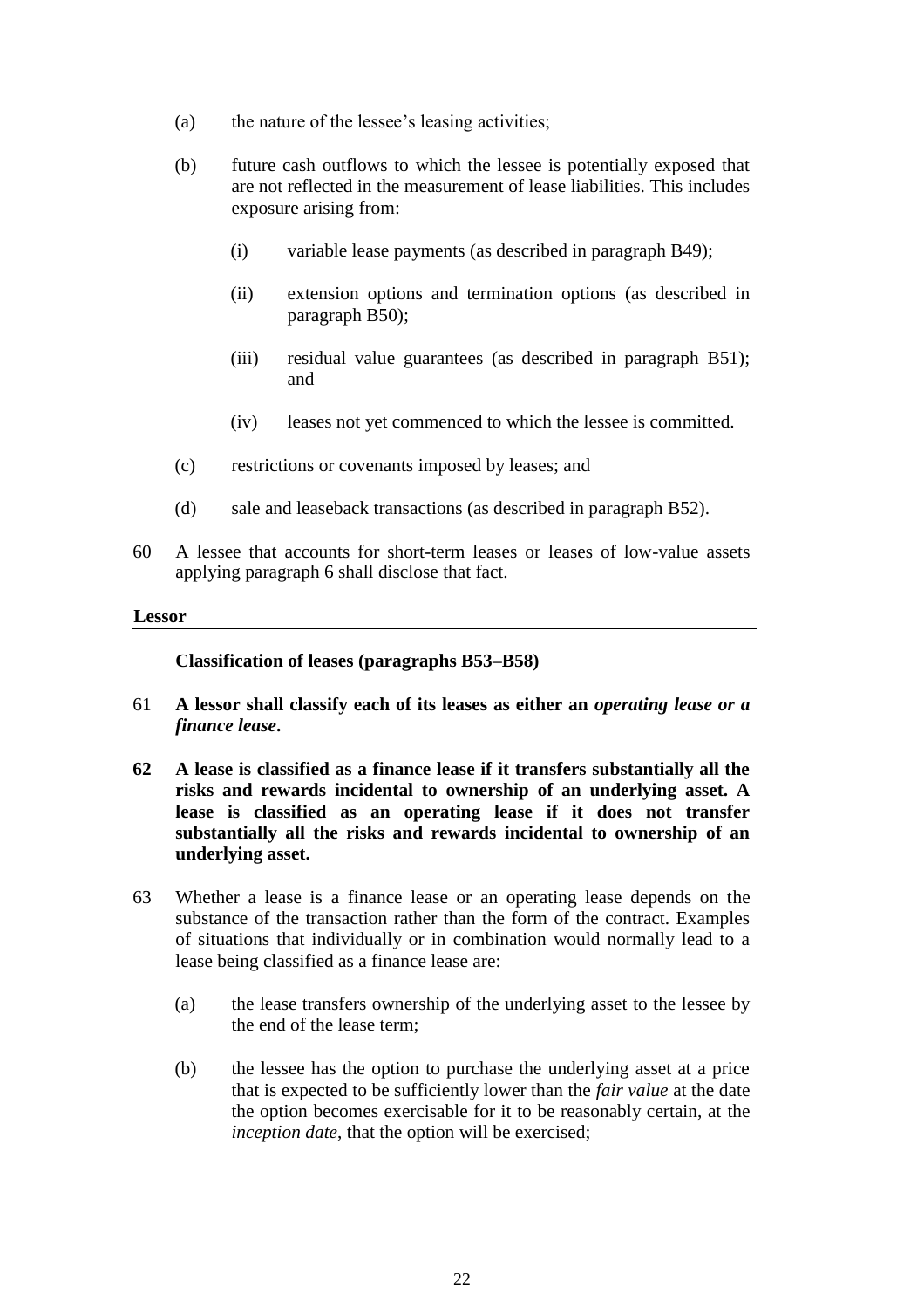(a) the nature of the lessee's leasing activities;

(b) future cash outflows to which the lessee is potentially exposed that are not reflected in the measurement of lease liabilities. This includes exposure arising from:

   (i) variable lease payments (as described in paragraph B49);

   (ii) extension options and termination options (as described in paragraph B50);

   (iii) residual value guarantees (as described in paragraph B51); and

   (iv) leases not yet commenced to which the lessee is committed.

(c) restrictions or covenants imposed by leases; and

(d) sale and leaseback transactions (as described in paragraph B52).

60 A lessee that accounts for short-term leases or leases of low-value assets applying paragraph 6 shall disclose that fact.

## Lessor

### Classification of leases (paragraphs B53–B58)

61 **A lessor shall classify each of its leases as either an *operating lease or a finance lease*.**

**62 A lease is classified as a finance lease if it transfers substantially all the risks and rewards incidental to ownership of an underlying asset. A lease is classified as an operating lease if it does not transfer substantially all the risks and rewards incidental to ownership of an underlying asset.**

63 Whether a lease is a finance lease or an operating lease depends on the substance of the transaction rather than the form of the contract. Examples of situations that individually or in combination would normally lead to a lease being classified as a finance lease are:

(a) the lease transfers ownership of the underlying asset to the lessee by the end of the lease term;

(b) the lessee has the option to purchase the underlying asset at a price that is expected to be sufficiently lower than the *fair value* at the date the option becomes exercisable for it to be reasonably certain, at the *inception date*, that the option will be exercised;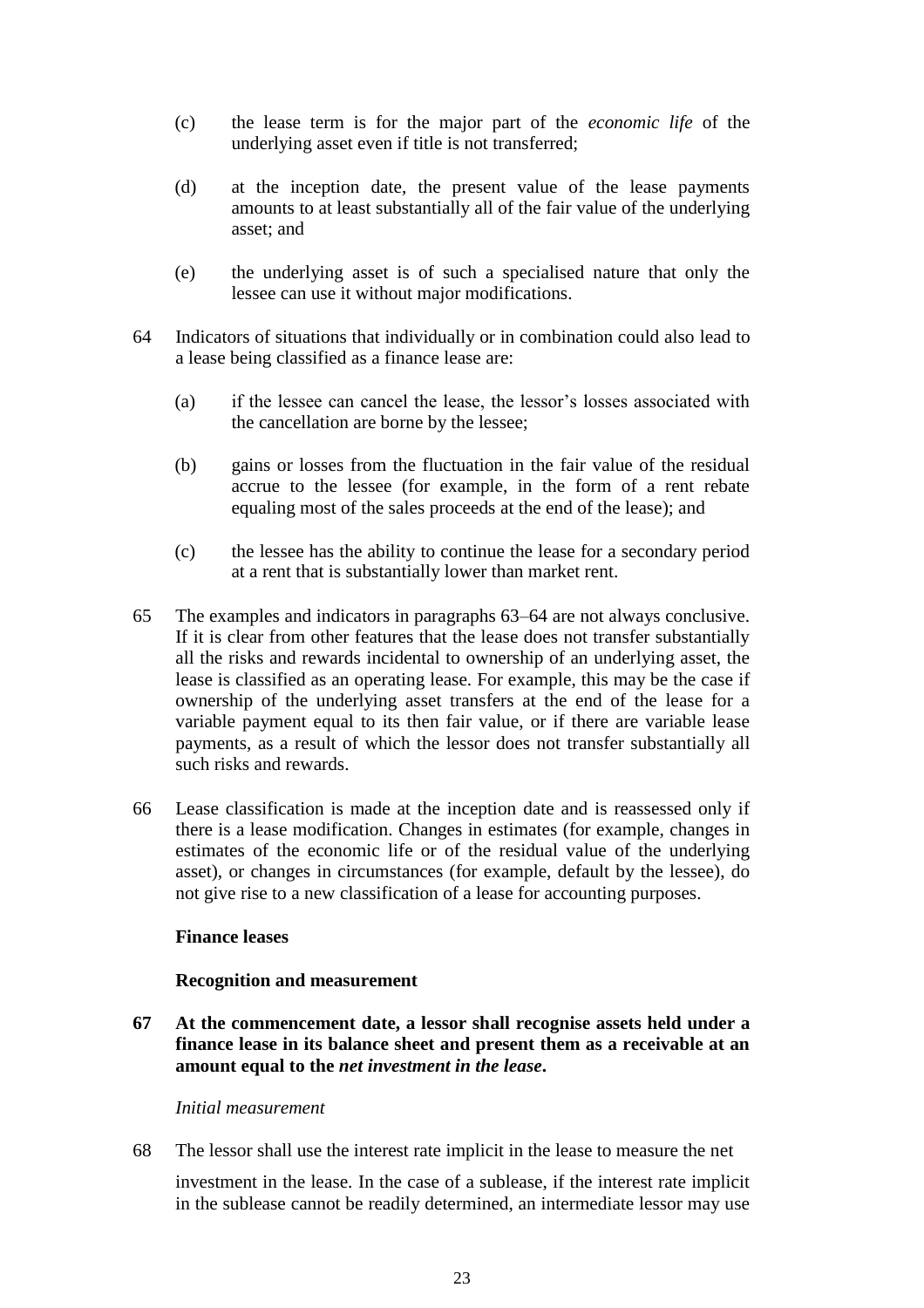(c) the lease term is for the major part of the *economic life* of the underlying asset even if title is not transferred;

(d) at the inception date, the present value of the lease payments amounts to at least substantially all of the fair value of the underlying asset; and

(e) the underlying asset is of such a specialised nature that only the lessee can use it without major modifications.

64 Indicators of situations that individually or in combination could also lead to a lease being classified as a finance lease are:

(a) if the lessee can cancel the lease, the lessor's losses associated with the cancellation are borne by the lessee;

(b) gains or losses from the fluctuation in the fair value of the residual accrue to the lessee (for example, in the form of a rent rebate equaling most of the sales proceeds at the end of the lease); and

(c) the lessee has the ability to continue the lease for a secondary period at a rent that is substantially lower than market rent.

65 The examples and indicators in paragraphs 63–64 are not always conclusive. If it is clear from other features that the lease does not transfer substantially all the risks and rewards incidental to ownership of an underlying asset, the lease is classified as an operating lease. For example, this may be the case if ownership of the underlying asset transfers at the end of the lease for a variable payment equal to its then fair value, or if there are variable lease payments, as a result of which the lessor does not transfer substantially all such risks and rewards.

66 Lease classification is made at the inception date and is reassessed only if there is a lease modification. Changes in estimates (for example, changes in estimates of the economic life or of the residual value of the underlying asset), or changes in circumstances (for example, default by the lessee), do not give rise to a new classification of a lease for accounting purposes.

### Finance leases

#### Recognition and measurement

**67 At the commencement date, a lessor shall recognise assets held under a finance lease in its balance sheet and present them as a receivable at an amount equal to the *net investment in the lease*.**

*Initial measurement*

68 The lessor shall use the interest rate implicit in the lease to measure the net investment in the lease. In the case of a sublease, if the interest rate implicit in the sublease cannot be readily determined, an intermediate lessor may use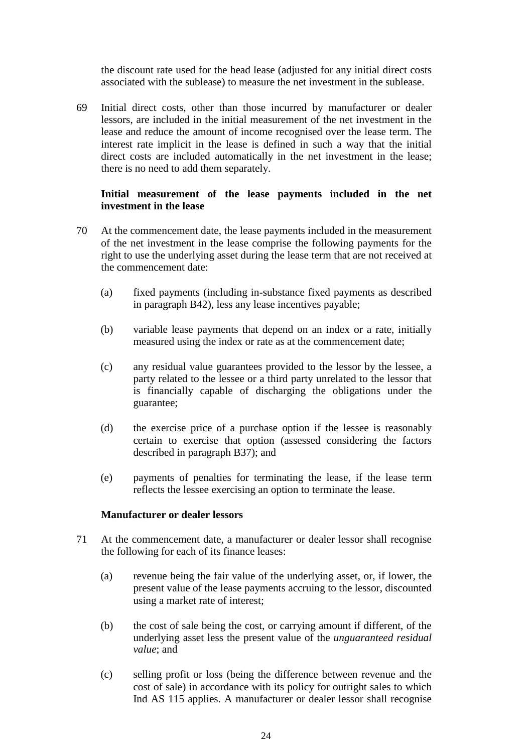the discount rate used for the head lease (adjusted for any initial direct costs associated with the sublease) to measure the net investment in the sublease.

69 Initial direct costs, other than those incurred by manufacturer or dealer lessors, are included in the initial measurement of the net investment in the lease and reduce the amount of income recognised over the lease term. The interest rate implicit in the lease is defined in such a way that the initial direct costs are included automatically in the net investment in the lease; there is no need to add them separately.

**Initial measurement of the lease payments included in the net investment in the lease**

70 At the commencement date, the lease payments included in the measurement of the net investment in the lease comprise the following payments for the right to use the underlying asset during the lease term that are not received at the commencement date:

(a) fixed payments (including in-substance fixed payments as described in paragraph B42), less any lease incentives payable;

(b) variable lease payments that depend on an index or a rate, initially measured using the index or rate as at the commencement date;

(c) any residual value guarantees provided to the lessor by the lessee, a party related to the lessee or a third party unrelated to the lessor that is financially capable of discharging the obligations under the guarantee;

(d) the exercise price of a purchase option if the lessee is reasonably certain to exercise that option (assessed considering the factors described in paragraph B37); and

(e) payments of penalties for terminating the lease, if the lease term reflects the lessee exercising an option to terminate the lease.

**Manufacturer or dealer lessors**

71 At the commencement date, a manufacturer or dealer lessor shall recognise the following for each of its finance leases:

(a) revenue being the fair value of the underlying asset, or, if lower, the present value of the lease payments accruing to the lessor, discounted using a market rate of interest;

(b) the cost of sale being the cost, or carrying amount if different, of the underlying asset less the present value of the *unguaranteed residual value*; and

(c) selling profit or loss (being the difference between revenue and the cost of sale) in accordance with its policy for outright sales to which Ind AS 115 applies. A manufacturer or dealer lessor shall recognise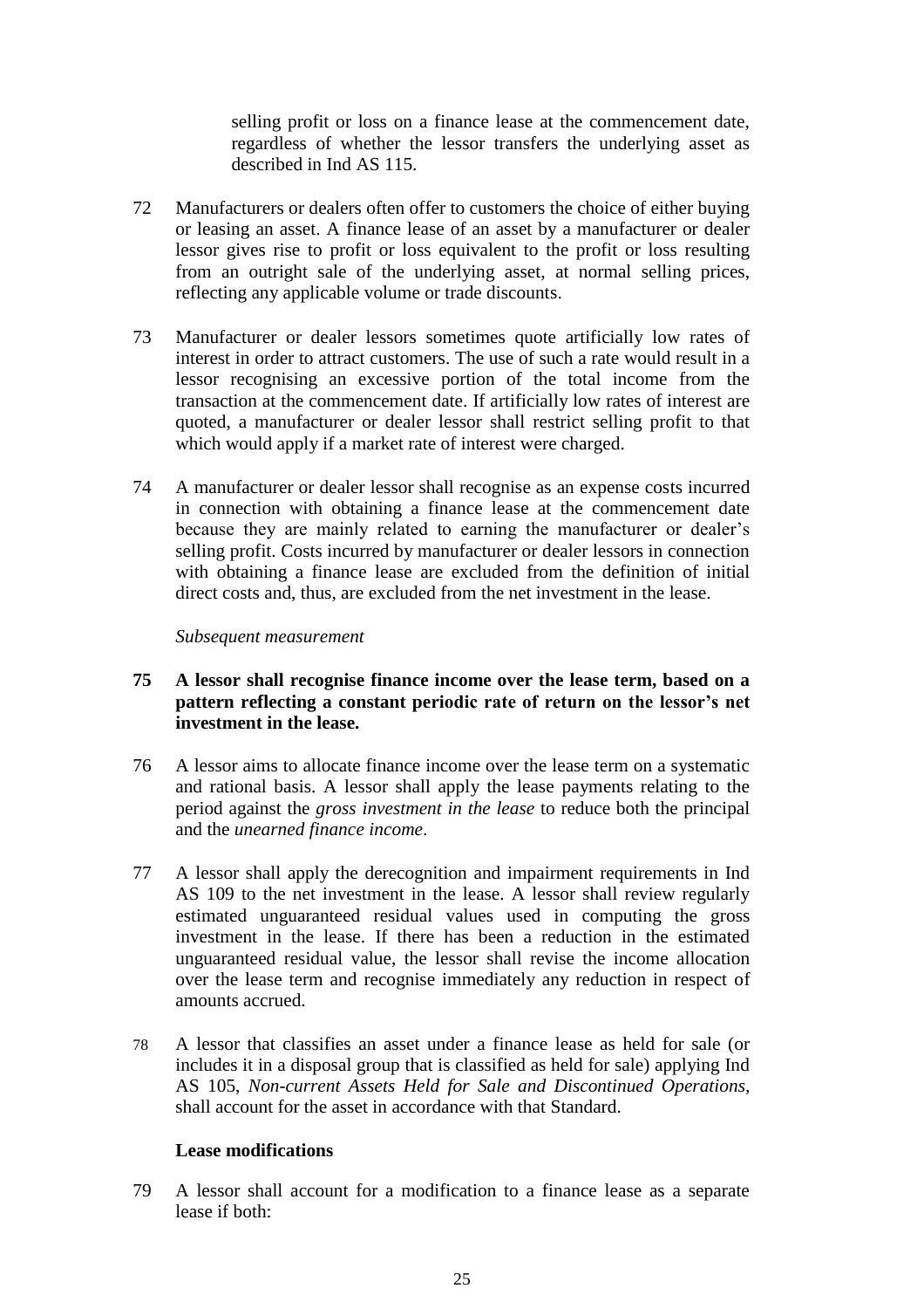selling profit or loss on a finance lease at the commencement date, regardless of whether the lessor transfers the underlying asset as described in Ind AS 115.

72 Manufacturers or dealers often offer to customers the choice of either buying or leasing an asset. A finance lease of an asset by a manufacturer or dealer lessor gives rise to profit or loss equivalent to the profit or loss resulting from an outright sale of the underlying asset, at normal selling prices, reflecting any applicable volume or trade discounts.

73 Manufacturer or dealer lessors sometimes quote artificially low rates of interest in order to attract customers. The use of such a rate would result in a lessor recognising an excessive portion of the total income from the transaction at the commencement date. If artificially low rates of interest are quoted, a manufacturer or dealer lessor shall restrict selling profit to that which would apply if a market rate of interest were charged.

74 A manufacturer or dealer lessor shall recognise as an expense costs incurred in connection with obtaining a finance lease at the commencement date because they are mainly related to earning the manufacturer or dealer's selling profit. Costs incurred by manufacturer or dealer lessors in connection with obtaining a finance lease are excluded from the definition of initial direct costs and, thus, are excluded from the net investment in the lease.

*Subsequent measurement*

**75 A lessor shall recognise finance income over the lease term, based on a pattern reflecting a constant periodic rate of return on the lessor's net investment in the lease.**

76 A lessor aims to allocate finance income over the lease term on a systematic and rational basis. A lessor shall apply the lease payments relating to the period against the *gross investment in the lease* to reduce both the principal and the *unearned finance income*.

77 A lessor shall apply the derecognition and impairment requirements in Ind AS 109 to the net investment in the lease. A lessor shall review regularly estimated unguaranteed residual values used in computing the gross investment in the lease. If there has been a reduction in the estimated unguaranteed residual value, the lessor shall revise the income allocation over the lease term and recognise immediately any reduction in respect of amounts accrued.

78 A lessor that classifies an asset under a finance lease as held for sale (or includes it in a disposal group that is classified as held for sale) applying Ind AS 105, *Non-current Assets Held for Sale and Discontinued Operations*, shall account for the asset in accordance with that Standard.

**Lease modifications**

79 A lessor shall account for a modification to a finance lease as a separate lease if both: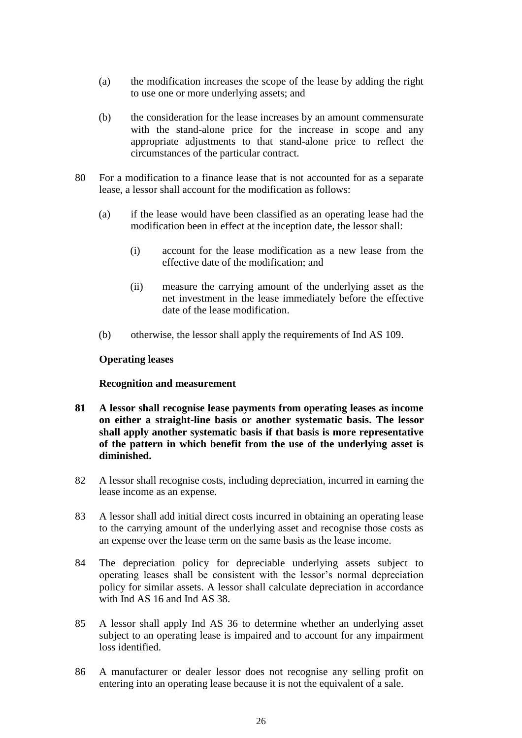(a) the modification increases the scope of the lease by adding the right to use one or more underlying assets; and

(b) the consideration for the lease increases by an amount commensurate with the stand-alone price for the increase in scope and any appropriate adjustments to that stand-alone price to reflect the circumstances of the particular contract.

80 For a modification to a finance lease that is not accounted for as a separate lease, a lessor shall account for the modification as follows:

(a) if the lease would have been classified as an operating lease had the modification been in effect at the inception date, the lessor shall:

(i) account for the lease modification as a new lease from the effective date of the modification; and

(ii) measure the carrying amount of the underlying asset as the net investment in the lease immediately before the effective date of the lease modification.

(b) otherwise, the lessor shall apply the requirements of Ind AS 109.

**Operating leases**

**Recognition and measurement**

**81 A lessor shall recognise lease payments from operating leases as income on either a straight-line basis or another systematic basis. The lessor shall apply another systematic basis if that basis is more representative of the pattern in which benefit from the use of the underlying asset is diminished.**

82 A lessor shall recognise costs, including depreciation, incurred in earning the lease income as an expense.

83 A lessor shall add initial direct costs incurred in obtaining an operating lease to the carrying amount of the underlying asset and recognise those costs as an expense over the lease term on the same basis as the lease income.

84 The depreciation policy for depreciable underlying assets subject to operating leases shall be consistent with the lessor's normal depreciation policy for similar assets. A lessor shall calculate depreciation in accordance with Ind AS 16 and Ind AS 38.

85 A lessor shall apply Ind AS 36 to determine whether an underlying asset subject to an operating lease is impaired and to account for any impairment loss identified.

86 A manufacturer or dealer lessor does not recognise any selling profit on entering into an operating lease because it is not the equivalent of a sale.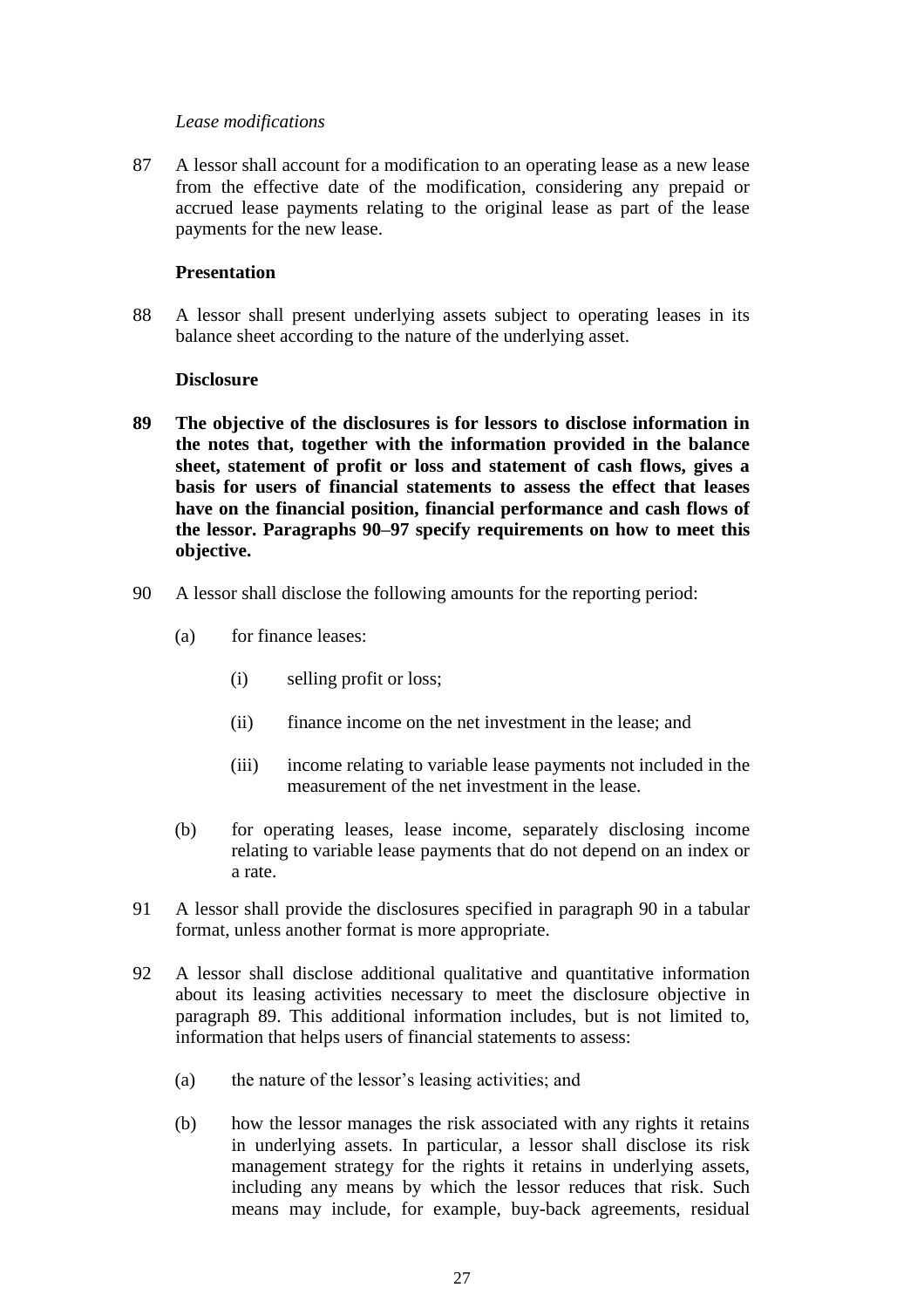*Lease modifications*

87 A lessor shall account for a modification to an operating lease as a new lease from the effective date of the modification, considering any prepaid or accrued lease payments relating to the original lease as part of the lease payments for the new lease.

**Presentation**

88 A lessor shall present underlying assets subject to operating leases in its balance sheet according to the nature of the underlying asset.

**Disclosure**

**89 The objective of the disclosures is for lessors to disclose information in the notes that, together with the information provided in the balance sheet, statement of profit or loss and statement of cash flows, gives a basis for users of financial statements to assess the effect that leases have on the financial position, financial performance and cash flows of the lessor. Paragraphs 90–97 specify requirements on how to meet this objective.**

90 A lessor shall disclose the following amounts for the reporting period:

- (a) for finance leases:
  - (i) selling profit or loss;
  - (ii) finance income on the net investment in the lease; and
  - (iii) income relating to variable lease payments not included in the measurement of the net investment in the lease.
- (b) for operating leases, lease income, separately disclosing income relating to variable lease payments that do not depend on an index or a rate.

91 A lessor shall provide the disclosures specified in paragraph 90 in a tabular format, unless another format is more appropriate.

92 A lessor shall disclose additional qualitative and quantitative information about its leasing activities necessary to meet the disclosure objective in paragraph 89. This additional information includes, but is not limited to, information that helps users of financial statements to assess:

- (a) the nature of the lessor's leasing activities; and
- (b) how the lessor manages the risk associated with any rights it retains in underlying assets. In particular, a lessor shall disclose its risk management strategy for the rights it retains in underlying assets, including any means by which the lessor reduces that risk. Such means may include, for example, buy-back agreements, residual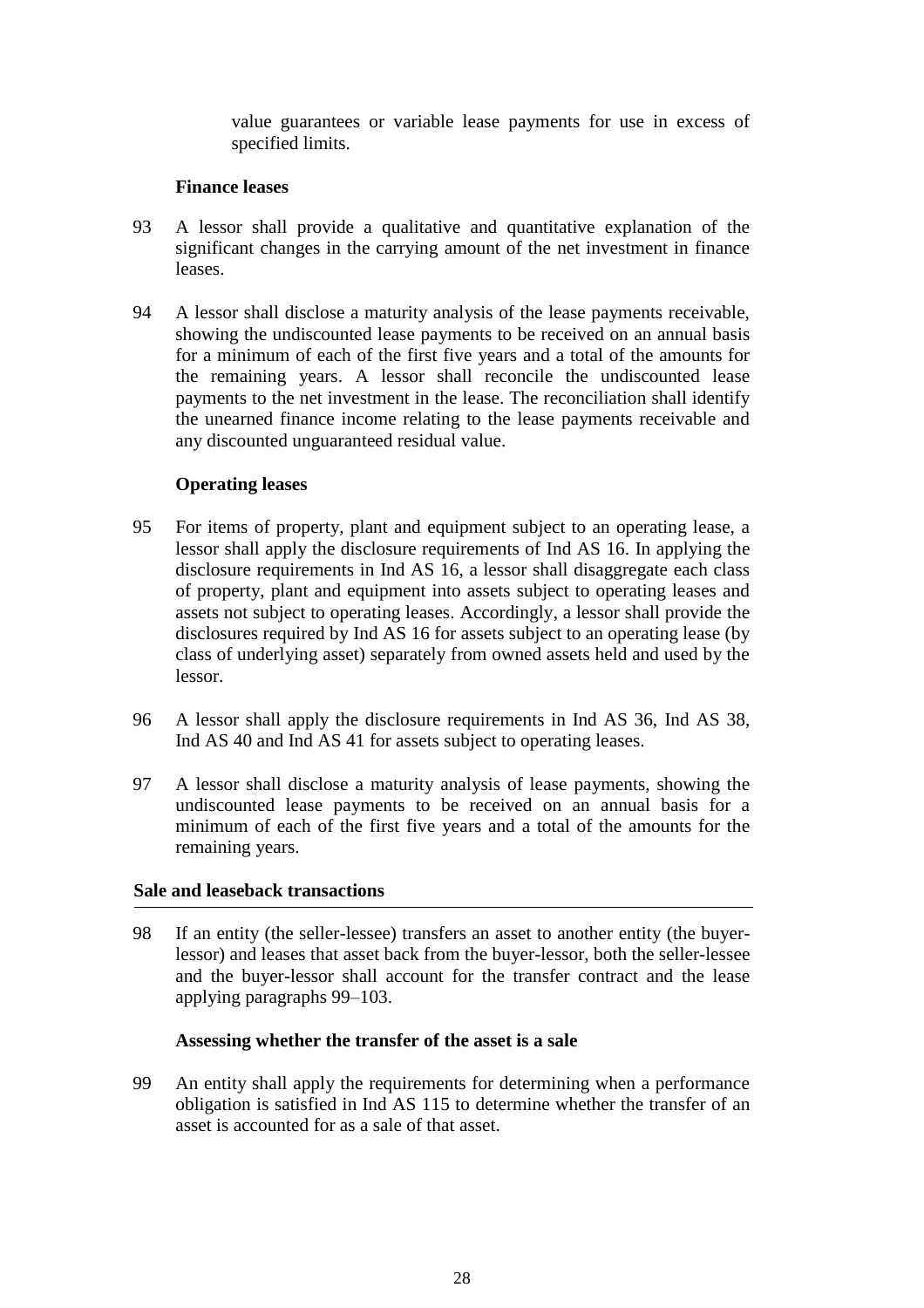value guarantees or variable lease payments for use in excess of specified limits.

### Finance leases

93 A lessor shall provide a qualitative and quantitative explanation of the significant changes in the carrying amount of the net investment in finance leases.

94 A lessor shall disclose a maturity analysis of the lease payments receivable, showing the undiscounted lease payments to be received on an annual basis for a minimum of each of the first five years and a total of the amounts for the remaining years. A lessor shall reconcile the undiscounted lease payments to the net investment in the lease. The reconciliation shall identify the unearned finance income relating to the lease payments receivable and any discounted unguaranteed residual value.

### Operating leases

95 For items of property, plant and equipment subject to an operating lease, a lessor shall apply the disclosure requirements of Ind AS 16. In applying the disclosure requirements in Ind AS 16, a lessor shall disaggregate each class of property, plant and equipment into assets subject to operating leases and assets not subject to operating leases. Accordingly, a lessor shall provide the disclosures required by Ind AS 16 for assets subject to an operating lease (by class of underlying asset) separately from owned assets held and used by the lessor.

96 A lessor shall apply the disclosure requirements in Ind AS 36, Ind AS 38, Ind AS 40 and Ind AS 41 for assets subject to operating leases.

97 A lessor shall disclose a maturity analysis of lease payments, showing the undiscounted lease payments to be received on an annual basis for a minimum of each of the first five years and a total of the amounts for the remaining years.

## Sale and leaseback transactions

98 If an entity (the seller-lessee) transfers an asset to another entity (the buyer-lessor) and leases that asset back from the buyer-lessor, both the seller-lessee and the buyer-lessor shall account for the transfer contract and the lease applying paragraphs 99–103.

### Assessing whether the transfer of the asset is a sale

99 An entity shall apply the requirements for determining when a performance obligation is satisfied in Ind AS 115 to determine whether the transfer of an asset is accounted for as a sale of that asset.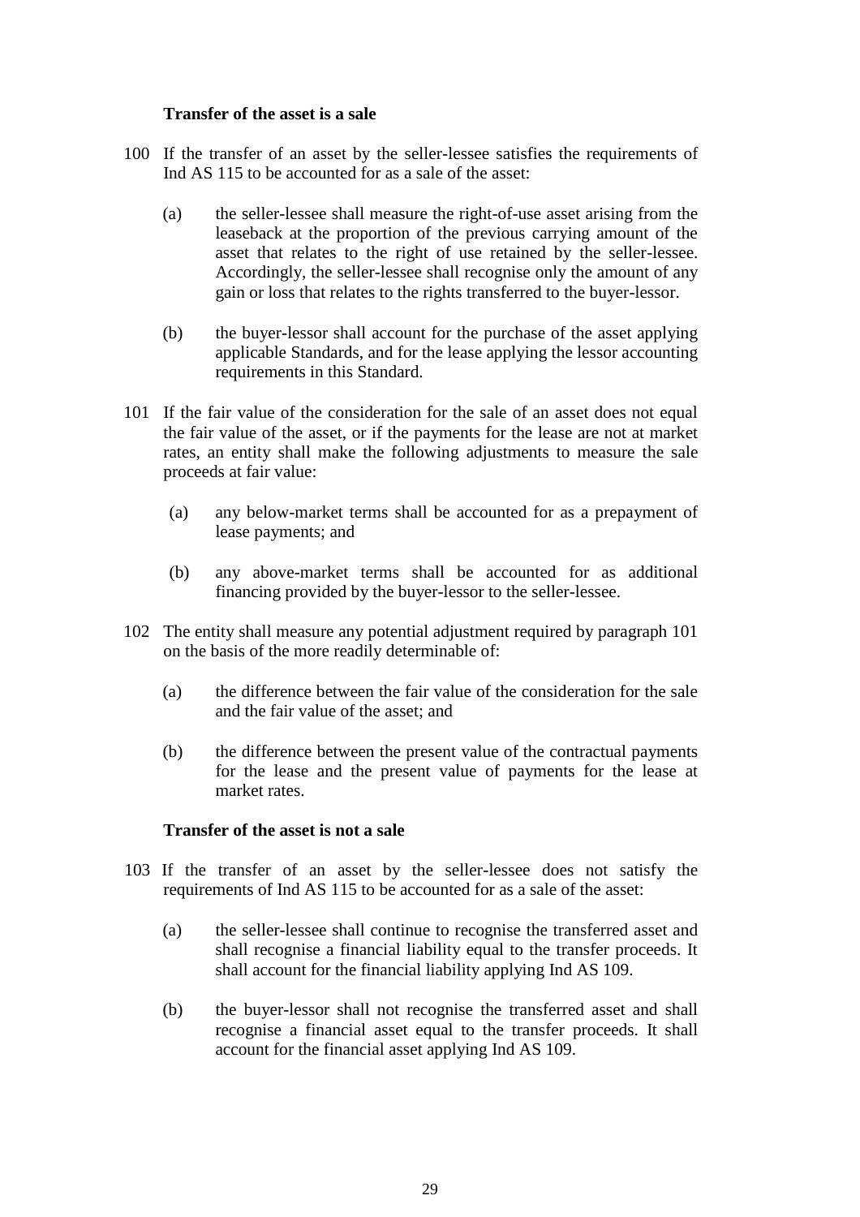**Transfer of the asset is a sale**

100 If the transfer of an asset by the seller-lessee satisfies the requirements of Ind AS 115 to be accounted for as a sale of the asset:

(a) the seller-lessee shall measure the right-of-use asset arising from the leaseback at the proportion of the previous carrying amount of the asset that relates to the right of use retained by the seller-lessee. Accordingly, the seller-lessee shall recognise only the amount of any gain or loss that relates to the rights transferred to the buyer-lessor.

(b) the buyer-lessor shall account for the purchase of the asset applying applicable Standards, and for the lease applying the lessor accounting requirements in this Standard.

101 If the fair value of the consideration for the sale of an asset does not equal the fair value of the asset, or if the payments for the lease are not at market rates, an entity shall make the following adjustments to measure the sale proceeds at fair value:

(a) any below-market terms shall be accounted for as a prepayment of lease payments; and

(b) any above-market terms shall be accounted for as additional financing provided by the buyer-lessor to the seller-lessee.

102 The entity shall measure any potential adjustment required by paragraph 101 on the basis of the more readily determinable of:

(a) the difference between the fair value of the consideration for the sale and the fair value of the asset; and

(b) the difference between the present value of the contractual payments for the lease and the present value of payments for the lease at market rates.

**Transfer of the asset is not a sale**

103 If the transfer of an asset by the seller-lessee does not satisfy the requirements of Ind AS 115 to be accounted for as a sale of the asset:

(a) the seller-lessee shall continue to recognise the transferred asset and shall recognise a financial liability equal to the transfer proceeds. It shall account for the financial liability applying Ind AS 109.

(b) the buyer-lessor shall not recognise the transferred asset and shall recognise a financial asset equal to the transfer proceeds. It shall account for the financial asset applying Ind AS 109.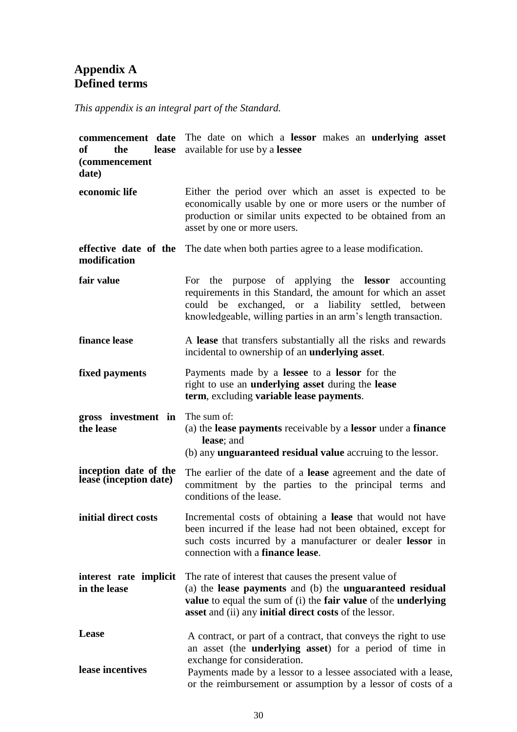## Appendix A
## Defined terms

*This appendix is an integral part of the Standard.*

| | |
|---|---|
| **commencement date of the lease (commencement date)** | The date on which a **lessor** makes an **underlying asset** available for use by a **lessee** |
| **economic life** | Either the period over which an asset is expected to be economically usable by one or more users or the number of production or similar units expected to be obtained from an asset by one or more users. |
| **effective date of the modification** | The date when both parties agree to a lease modification. |
| **fair value** | For the purpose of applying the **lessor** accounting requirements in this Standard, the amount for which an asset could be exchanged, or a liability settled, between knowledgeable, willing parties in an arm's length transaction. |
| **finance lease** | A **lease** that transfers substantially all the risks and rewards incidental to ownership of an **underlying asset**. |
| **fixed payments** | Payments made by a **lessee** to a **lessor** for the right to use an **underlying asset** during the **lease term**, excluding **variable lease payments**. |
| **gross investment in the lease** | The sum of:<br>(a) the **lease payments** receivable by a **lessor** under a **finance lease**; and<br>(b) any **unguaranteed residual value** accruing to the lessor. |
| **inception date of the lease (inception date)** | The earlier of the date of a **lease** agreement and the date of commitment by the parties to the principal terms and conditions of the lease. |
| **initial direct costs** | Incremental costs of obtaining a **lease** that would not have been incurred if the lease had not been obtained, except for such costs incurred by a manufacturer or dealer **lessor** in connection with a **finance lease**. |
| **interest rate implicit in the lease** | The rate of interest that causes the present value of (a) the **lease payments** and (b) the **unguaranteed residual value** to equal the sum of (i) the **fair value** of the **underlying asset** and (ii) any **initial direct costs** of the lessor. |
| **Lease** | A contract, or part of a contract, that conveys the right to use an asset (the **underlying asset**) for a period of time in exchange for consideration. |
| **lease incentives** | Payments made by a lessor to a lessee associated with a lease, or the reimbursement or assumption by a lessor of costs of a |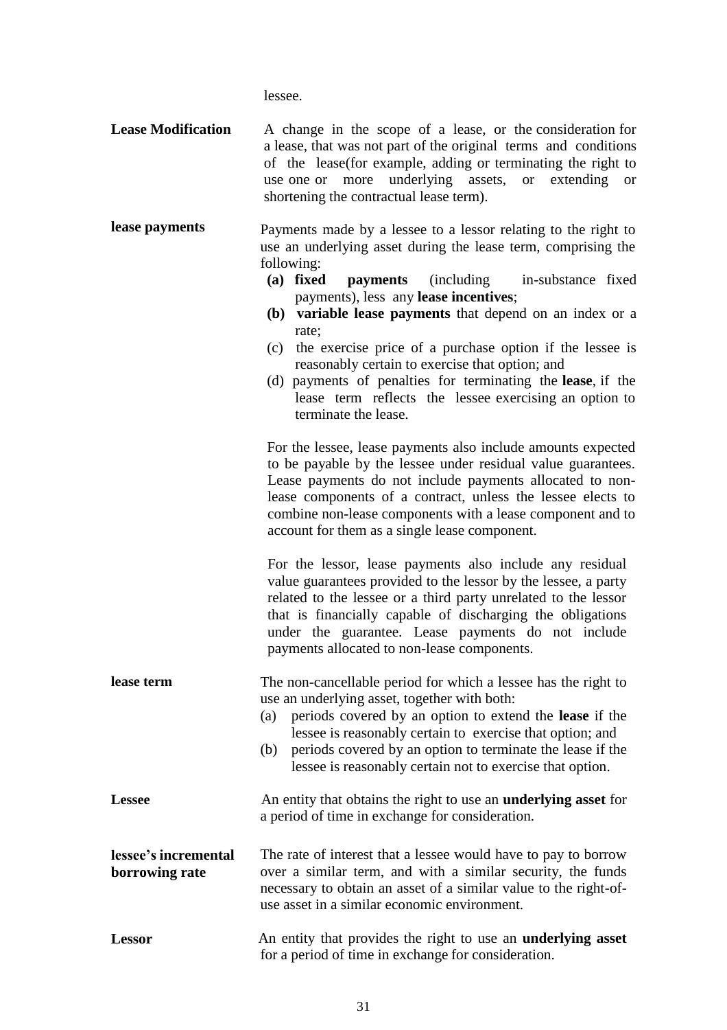lessee.

**Lease Modification** A change in the scope of a lease, or the consideration for a lease, that was not part of the original terms and conditions of the lease(for example, adding or terminating the right to use one or more underlying assets, or extending or shortening the contractual lease term).

**lease payments** Payments made by a lessee to a lessor relating to the right to use an underlying asset during the lease term, comprising the following:

- **(a) fixed payments** (including in-substance fixed payments), less any **lease incentives**;
- **(b) variable lease payments** that depend on an index or a rate;
- (c) the exercise price of a purchase option if the lessee is reasonably certain to exercise that option; and
- (d) payments of penalties for terminating the **lease**, if the lease term reflects the lessee exercising an option to terminate the lease.

For the lessee, lease payments also include amounts expected to be payable by the lessee under residual value guarantees. Lease payments do not include payments allocated to non-lease components of a contract, unless the lessee elects to combine non-lease components with a lease component and to account for them as a single lease component.

For the lessor, lease payments also include any residual value guarantees provided to the lessor by the lessee, a party related to the lessee or a third party unrelated to the lessor that is financially capable of discharging the obligations under the guarantee. Lease payments do not include payments allocated to non-lease components.

**lease term** The non-cancellable period for which a lessee has the right to use an underlying asset, together with both:

- (a) periods covered by an option to extend the **lease** if the lessee is reasonably certain to exercise that option; and
- (b) periods covered by an option to terminate the lease if the lessee is reasonably certain not to exercise that option.

**Lessee** An entity that obtains the right to use an **underlying asset** for a period of time in exchange for consideration.

**lessee's incremental borrowing rate** The rate of interest that a lessee would have to pay to borrow over a similar term, and with a similar security, the funds necessary to obtain an asset of a similar value to the right-of-use asset in a similar economic environment.

**Lessor** An entity that provides the right to use an **underlying asset** for a period of time in exchange for consideration.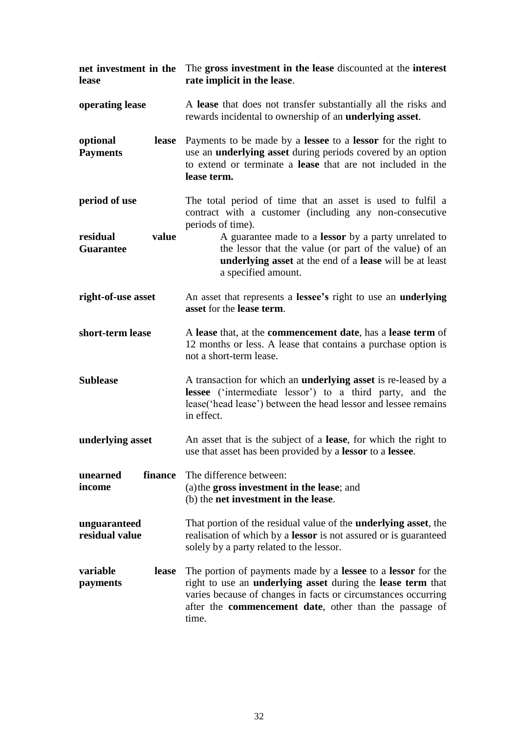| | |
|---|---|
| **net investment in the lease** | The **gross investment in the lease** discounted at the **interest rate implicit in the lease**. |
| **operating lease** | A **lease** that does not transfer substantially all the risks and rewards incidental to ownership of an **underlying asset**. |
| **optional lease Payments** | Payments to be made by a **lessee** to a **lessor** for the right to use an **underlying asset** during periods covered by an option to extend or terminate a **lease** that are not included in the **lease term.** |
| **period of use** | The total period of time that an asset is used to fulfil a contract with a customer (including any non-consecutive periods of time). |
| **residual value Guarantee** | A guarantee made to a **lessor** by a party unrelated to the lessor that the value (or part of the value) of an **underlying asset** at the end of a **lease** will be at least a specified amount. |
| **right-of-use asset** | An asset that represents a **lessee's** right to use an **underlying asset** for the **lease term**. |
| **short-term lease** | A **lease** that, at the **commencement date**, has a **lease term** of 12 months or less. A lease that contains a purchase option is not a short-term lease. |
| **Sublease** | A transaction for which an **underlying asset** is re-leased by a **lessee** ('intermediate lessor') to a third party, and the lease('head lease') between the head lessor and lessee remains in effect. |
| **underlying asset** | An asset that is the subject of a **lease**, for which the right to use that asset has been provided by a **lessor** to a **lessee**. |
| **unearned finance income** | The difference between:<br>(a) the **gross investment in the lease**; and<br>(b) the **net investment in the lease**. |
| **unguaranteed residual value** | That portion of the residual value of the **underlying asset**, the realisation of which by a **lessor** is not assured or is guaranteed solely by a party related to the lessor. |
| **variable lease payments** | The portion of payments made by a **lessee** to a **lessor** for the right to use an **underlying asset** during the **lease term** that varies because of changes in facts or circumstances occurring after the **commencement date**, other than the passage of time. |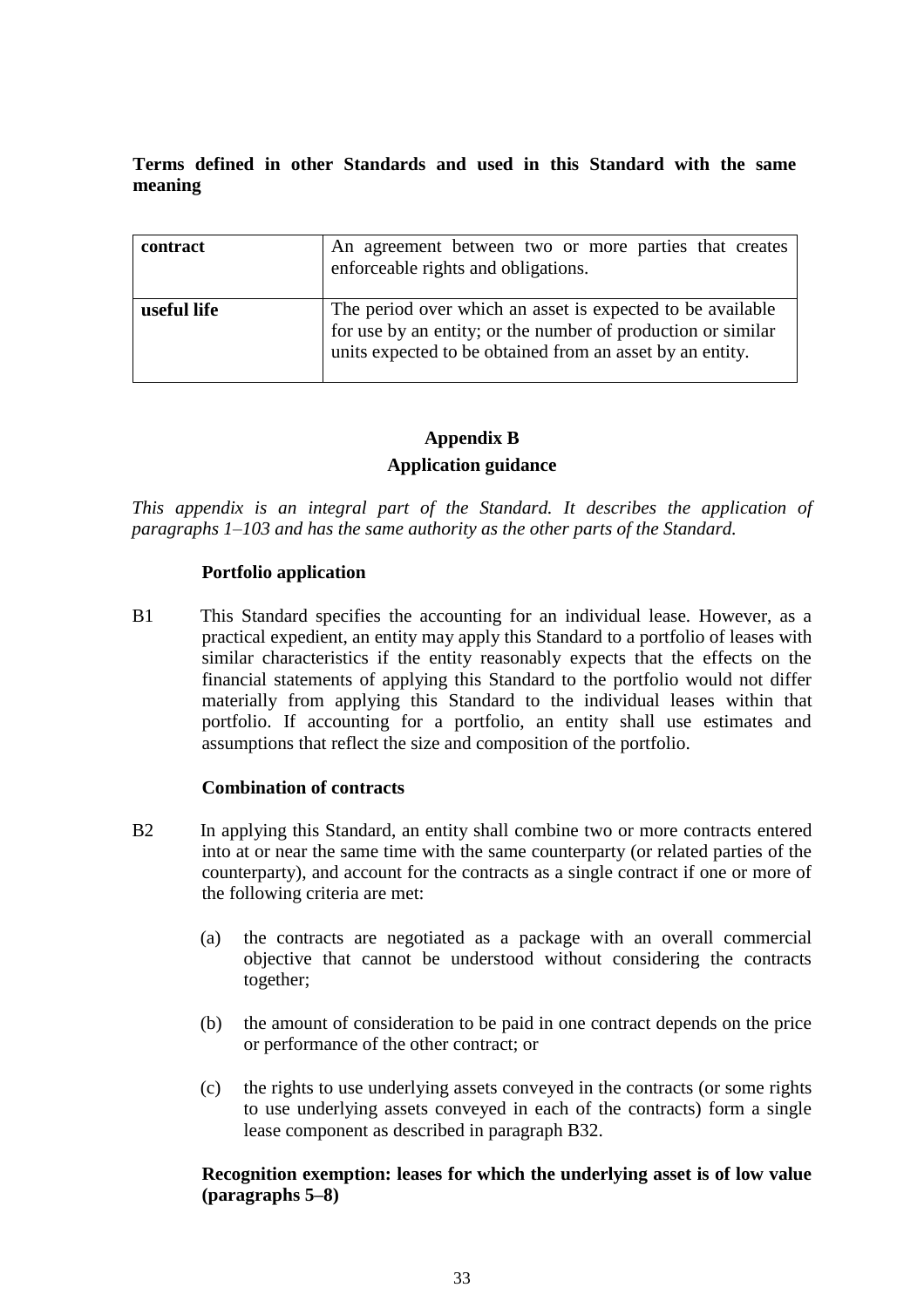**Terms defined in other Standards and used in this Standard with the same meaning**

| | |
|---|---|
| **contract** | An agreement between two or more parties that creates enforceable rights and obligations. |
| **useful life** | The period over which an asset is expected to be available for use by an entity; or the number of production or similar units expected to be obtained from an asset by an entity. |

## Appendix B
## Application guidance

*This appendix is an integral part of the Standard. It describes the application of paragraphs 1–103 and has the same authority as the other parts of the Standard.*

### Portfolio application

B1 This Standard specifies the accounting for an individual lease. However, as a practical expedient, an entity may apply this Standard to a portfolio of leases with similar characteristics if the entity reasonably expects that the effects on the financial statements of applying this Standard to the portfolio would not differ materially from applying this Standard to the individual leases within that portfolio. If accounting for a portfolio, an entity shall use estimates and assumptions that reflect the size and composition of the portfolio.

### Combination of contracts

B2 In applying this Standard, an entity shall combine two or more contracts entered into at or near the same time with the same counterparty (or related parties of the counterparty), and account for the contracts as a single contract if one or more of the following criteria are met:

(a) the contracts are negotiated as a package with an overall commercial objective that cannot be understood without considering the contracts together;

(b) the amount of consideration to be paid in one contract depends on the price or performance of the other contract; or

(c) the rights to use underlying assets conveyed in the contracts (or some rights to use underlying assets conveyed in each of the contracts) form a single lease component as described in paragraph B32.

### Recognition exemption: leases for which the underlying asset is of low value (paragraphs 5–8)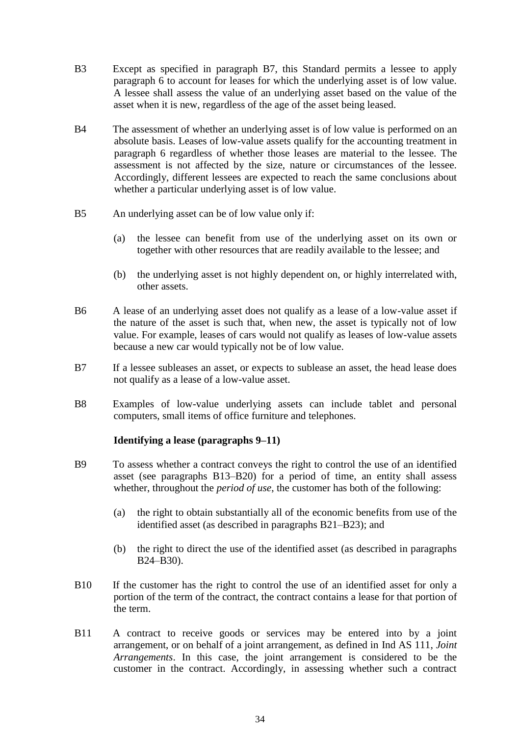B3 Except as specified in paragraph B7, this Standard permits a lessee to apply paragraph 6 to account for leases for which the underlying asset is of low value. A lessee shall assess the value of an underlying asset based on the value of the asset when it is new, regardless of the age of the asset being leased.

B4 The assessment of whether an underlying asset is of low value is performed on an absolute basis. Leases of low-value assets qualify for the accounting treatment in paragraph 6 regardless of whether those leases are material to the lessee. The assessment is not affected by the size, nature or circumstances of the lessee. Accordingly, different lessees are expected to reach the same conclusions about whether a particular underlying asset is of low value.

B5 An underlying asset can be of low value only if:

(a) the lessee can benefit from use of the underlying asset on its own or together with other resources that are readily available to the lessee; and

(b) the underlying asset is not highly dependent on, or highly interrelated with, other assets.

B6 A lease of an underlying asset does not qualify as a lease of a low-value asset if the nature of the asset is such that, when new, the asset is typically not of low value. For example, leases of cars would not qualify as leases of low-value assets because a new car would typically not be of low value.

B7 If a lessee subleases an asset, or expects to sublease an asset, the head lease does not qualify as a lease of a low-value asset.

B8 Examples of low-value underlying assets can include tablet and personal computers, small items of office furniture and telephones.

**Identifying a lease (paragraphs 9–11)**

B9 To assess whether a contract conveys the right to control the use of an identified asset (see paragraphs B13–B20) for a period of time, an entity shall assess whether, throughout the *period of use*, the customer has both of the following:

(a) the right to obtain substantially all of the economic benefits from use of the identified asset (as described in paragraphs B21–B23); and

(b) the right to direct the use of the identified asset (as described in paragraphs B24–B30).

B10 If the customer has the right to control the use of an identified asset for only a portion of the term of the contract, the contract contains a lease for that portion of the term.

B11 A contract to receive goods or services may be entered into by a joint arrangement, or on behalf of a joint arrangement, as defined in Ind AS 111, *Joint Arrangements*. In this case, the joint arrangement is considered to be the customer in the contract. Accordingly, in assessing whether such a contract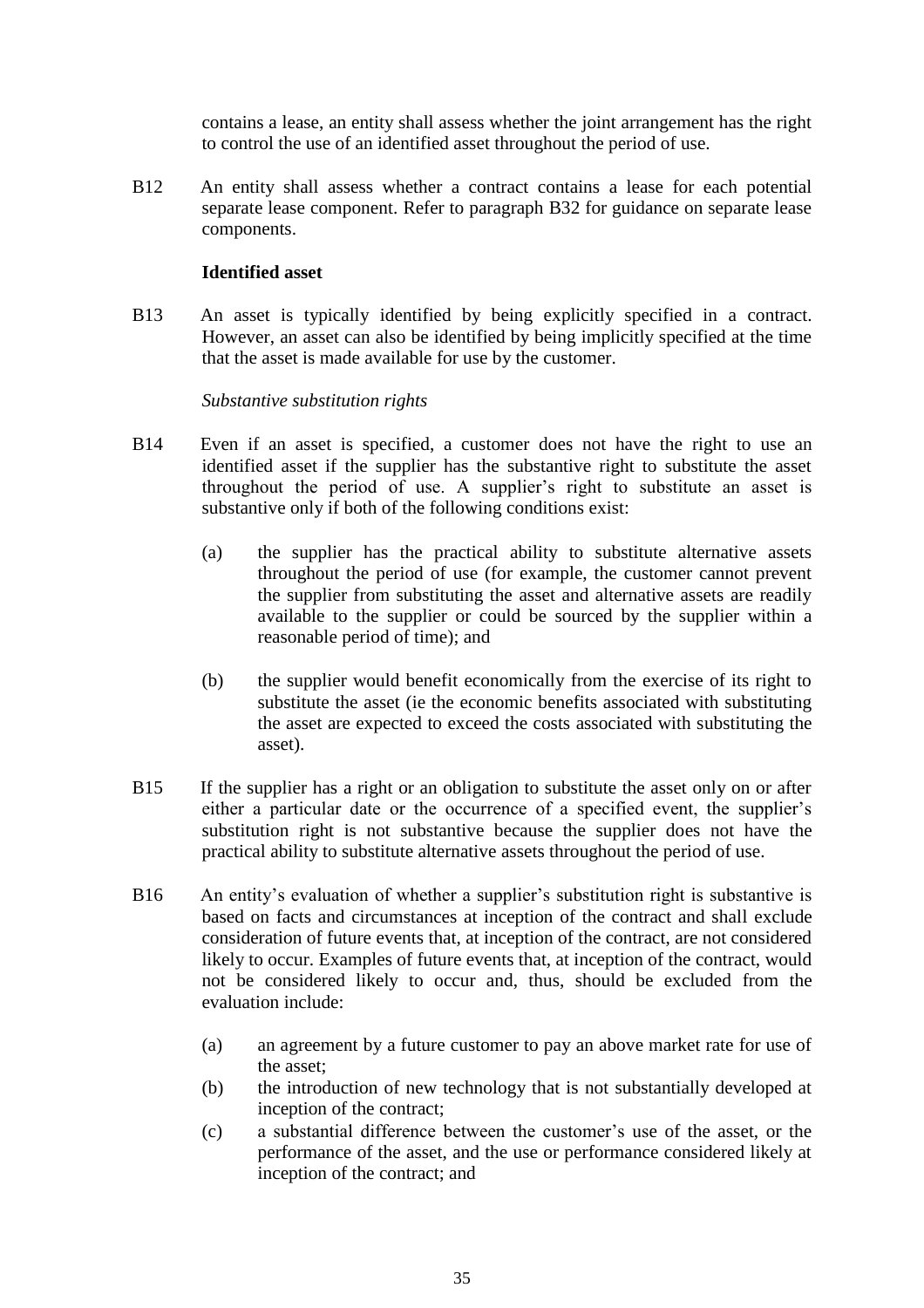contains a lease, an entity shall assess whether the joint arrangement has the right to control the use of an identified asset throughout the period of use.

B12 An entity shall assess whether a contract contains a lease for each potential separate lease component. Refer to paragraph B32 for guidance on separate lease components.

**Identified asset**

B13 An asset is typically identified by being explicitly specified in a contract. However, an asset can also be identified by being implicitly specified at the time that the asset is made available for use by the customer.

*Substantive substitution rights*

B14 Even if an asset is specified, a customer does not have the right to use an identified asset if the supplier has the substantive right to substitute the asset throughout the period of use. A supplier's right to substitute an asset is substantive only if both of the following conditions exist:

(a) the supplier has the practical ability to substitute alternative assets throughout the period of use (for example, the customer cannot prevent the supplier from substituting the asset and alternative assets are readily available to the supplier or could be sourced by the supplier within a reasonable period of time); and

(b) the supplier would benefit economically from the exercise of its right to substitute the asset (ie the economic benefits associated with substituting the asset are expected to exceed the costs associated with substituting the asset).

B15 If the supplier has a right or an obligation to substitute the asset only on or after either a particular date or the occurrence of a specified event, the supplier's substitution right is not substantive because the supplier does not have the practical ability to substitute alternative assets throughout the period of use.

B16 An entity's evaluation of whether a supplier's substitution right is substantive is based on facts and circumstances at inception of the contract and shall exclude consideration of future events that, at inception of the contract, are not considered likely to occur. Examples of future events that, at inception of the contract, would not be considered likely to occur and, thus, should be excluded from the evaluation include:

(a) an agreement by a future customer to pay an above market rate for use of the asset;
(b) the introduction of new technology that is not substantially developed at inception of the contract;
(c) a substantial difference between the customer's use of the asset, or the performance of the asset, and the use or performance considered likely at inception of the contract; and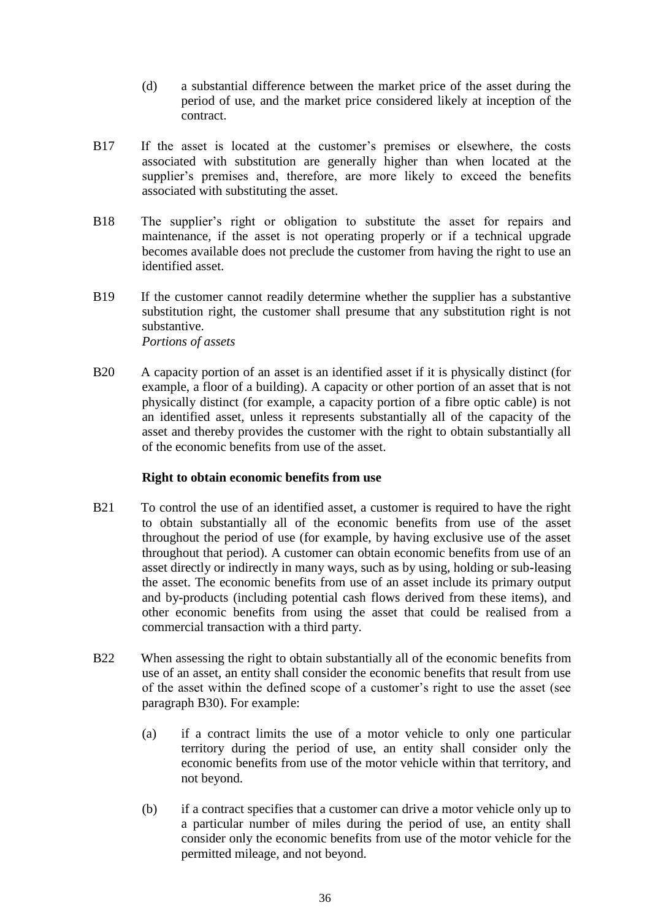(d) a substantial difference between the market price of the asset during the period of use, and the market price considered likely at inception of the contract.

B17 If the asset is located at the customer's premises or elsewhere, the costs associated with substitution are generally higher than when located at the supplier's premises and, therefore, are more likely to exceed the benefits associated with substituting the asset.

B18 The supplier's right or obligation to substitute the asset for repairs and maintenance, if the asset is not operating properly or if a technical upgrade becomes available does not preclude the customer from having the right to use an identified asset.

B19 If the customer cannot readily determine whether the supplier has a substantive substitution right, the customer shall presume that any substitution right is not substantive.

*Portions of assets*

B20 A capacity portion of an asset is an identified asset if it is physically distinct (for example, a floor of a building). A capacity or other portion of an asset that is not physically distinct (for example, a capacity portion of a fibre optic cable) is not an identified asset, unless it represents substantially all of the capacity of the asset and thereby provides the customer with the right to obtain substantially all of the economic benefits from use of the asset.

### Right to obtain economic benefits from use

B21 To control the use of an identified asset, a customer is required to have the right to obtain substantially all of the economic benefits from use of the asset throughout the period of use (for example, by having exclusive use of the asset throughout that period). A customer can obtain economic benefits from use of an asset directly or indirectly in many ways, such as by using, holding or sub-leasing the asset. The economic benefits from use of an asset include its primary output and by-products (including potential cash flows derived from these items), and other economic benefits from using the asset that could be realised from a commercial transaction with a third party.

B22 When assessing the right to obtain substantially all of the economic benefits from use of an asset, an entity shall consider the economic benefits that result from use of the asset within the defined scope of a customer's right to use the asset (see paragraph B30). For example:

(a) if a contract limits the use of a motor vehicle to only one particular territory during the period of use, an entity shall consider only the economic benefits from use of the motor vehicle within that territory, and not beyond.

(b) if a contract specifies that a customer can drive a motor vehicle only up to a particular number of miles during the period of use, an entity shall consider only the economic benefits from use of the motor vehicle for the permitted mileage, and not beyond.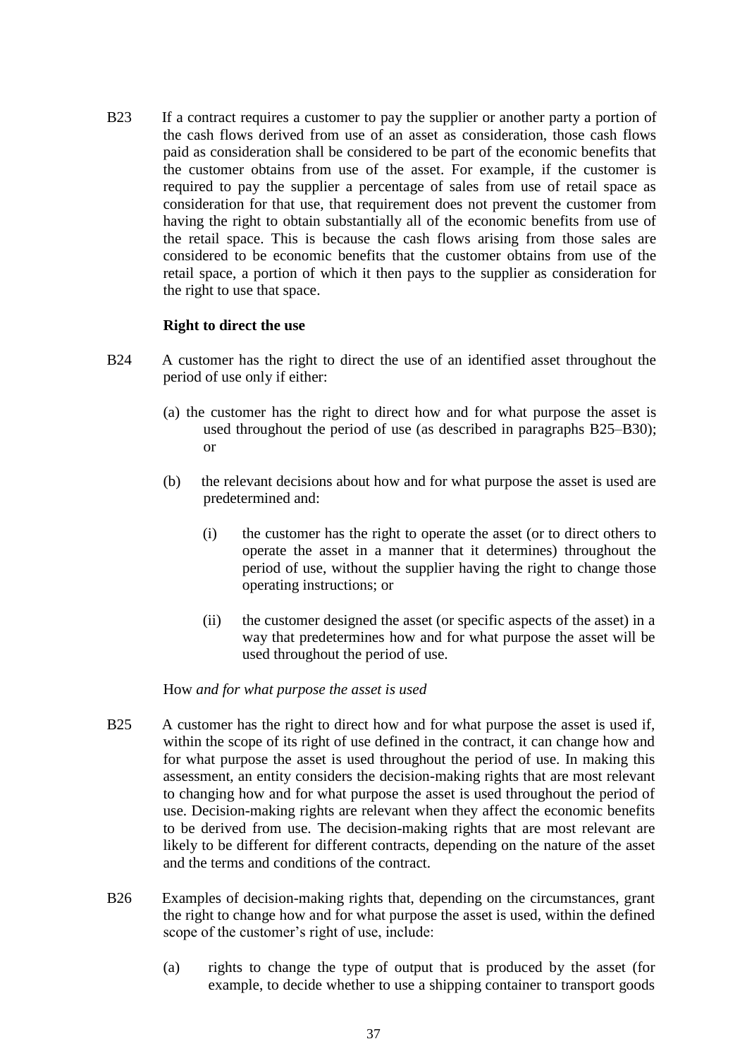B23 If a contract requires a customer to pay the supplier or another party a portion of the cash flows derived from use of an asset as consideration, those cash flows paid as consideration shall be considered to be part of the economic benefits that the customer obtains from use of the asset. For example, if the customer is required to pay the supplier a percentage of sales from use of retail space as consideration for that use, that requirement does not prevent the customer from having the right to obtain substantially all of the economic benefits from use of the retail space. This is because the cash flows arising from those sales are considered to be economic benefits that the customer obtains from use of the retail space, a portion of which it then pays to the supplier as consideration for the right to use that space.

**Right to direct the use**

B24 A customer has the right to direct the use of an identified asset throughout the period of use only if either:

(a) the customer has the right to direct how and for what purpose the asset is used throughout the period of use (as described in paragraphs B25–B30); or

(b) the relevant decisions about how and for what purpose the asset is used are predetermined and:

(i) the customer has the right to operate the asset (or to direct others to operate the asset in a manner that it determines) throughout the period of use, without the supplier having the right to change those operating instructions; or

(ii) the customer designed the asset (or specific aspects of the asset) in a way that predetermines how and for what purpose the asset will be used throughout the period of use.

How *and for what purpose the asset is used*

B25 A customer has the right to direct how and for what purpose the asset is used if, within the scope of its right of use defined in the contract, it can change how and for what purpose the asset is used throughout the period of use. In making this assessment, an entity considers the decision-making rights that are most relevant to changing how and for what purpose the asset is used throughout the period of use. Decision-making rights are relevant when they affect the economic benefits to be derived from use. The decision-making rights that are most relevant are likely to be different for different contracts, depending on the nature of the asset and the terms and conditions of the contract.

B26 Examples of decision-making rights that, depending on the circumstances, grant the right to change how and for what purpose the asset is used, within the defined scope of the customer's right of use, include:

(a) rights to change the type of output that is produced by the asset (for example, to decide whether to use a shipping container to transport goods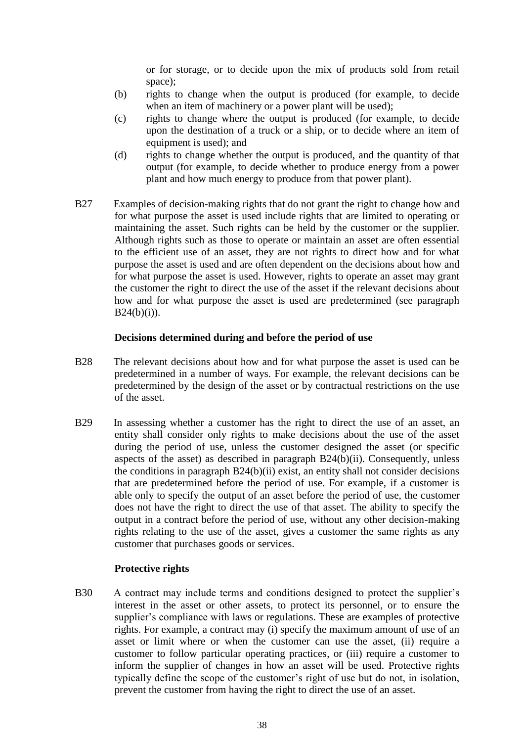or for storage, or to decide upon the mix of products sold from retail space);

(b) rights to change when the output is produced (for example, to decide when an item of machinery or a power plant will be used);

(c) rights to change where the output is produced (for example, to decide upon the destination of a truck or a ship, or to decide where an item of equipment is used); and

(d) rights to change whether the output is produced, and the quantity of that output (for example, to decide whether to produce energy from a power plant and how much energy to produce from that power plant).

B27 Examples of decision-making rights that do not grant the right to change how and for what purpose the asset is used include rights that are limited to operating or maintaining the asset. Such rights can be held by the customer or the supplier. Although rights such as those to operate or maintain an asset are often essential to the efficient use of an asset, they are not rights to direct how and for what purpose the asset is used and are often dependent on the decisions about how and for what purpose the asset is used. However, rights to operate an asset may grant the customer the right to direct the use of the asset if the relevant decisions about how and for what purpose the asset is used are predetermined (see paragraph B24(b)(i)).

### Decisions determined during and before the period of use

B28 The relevant decisions about how and for what purpose the asset is used can be predetermined in a number of ways. For example, the relevant decisions can be predetermined by the design of the asset or by contractual restrictions on the use of the asset.

B29 In assessing whether a customer has the right to direct the use of an asset, an entity shall consider only rights to make decisions about the use of the asset during the period of use, unless the customer designed the asset (or specific aspects of the asset) as described in paragraph B24(b)(ii). Consequently, unless the conditions in paragraph B24(b)(ii) exist, an entity shall not consider decisions that are predetermined before the period of use. For example, if a customer is able only to specify the output of an asset before the period of use, the customer does not have the right to direct the use of that asset. The ability to specify the output in a contract before the period of use, without any other decision-making rights relating to the use of the asset, gives a customer the same rights as any customer that purchases goods or services.

### Protective rights

B30 A contract may include terms and conditions designed to protect the supplier's interest in the asset or other assets, to protect its personnel, or to ensure the supplier's compliance with laws or regulations. These are examples of protective rights. For example, a contract may (i) specify the maximum amount of use of an asset or limit where or when the customer can use the asset, (ii) require a customer to follow particular operating practices, or (iii) require a customer to inform the supplier of changes in how an asset will be used. Protective rights typically define the scope of the customer's right of use but do not, in isolation, prevent the customer from having the right to direct the use of an asset.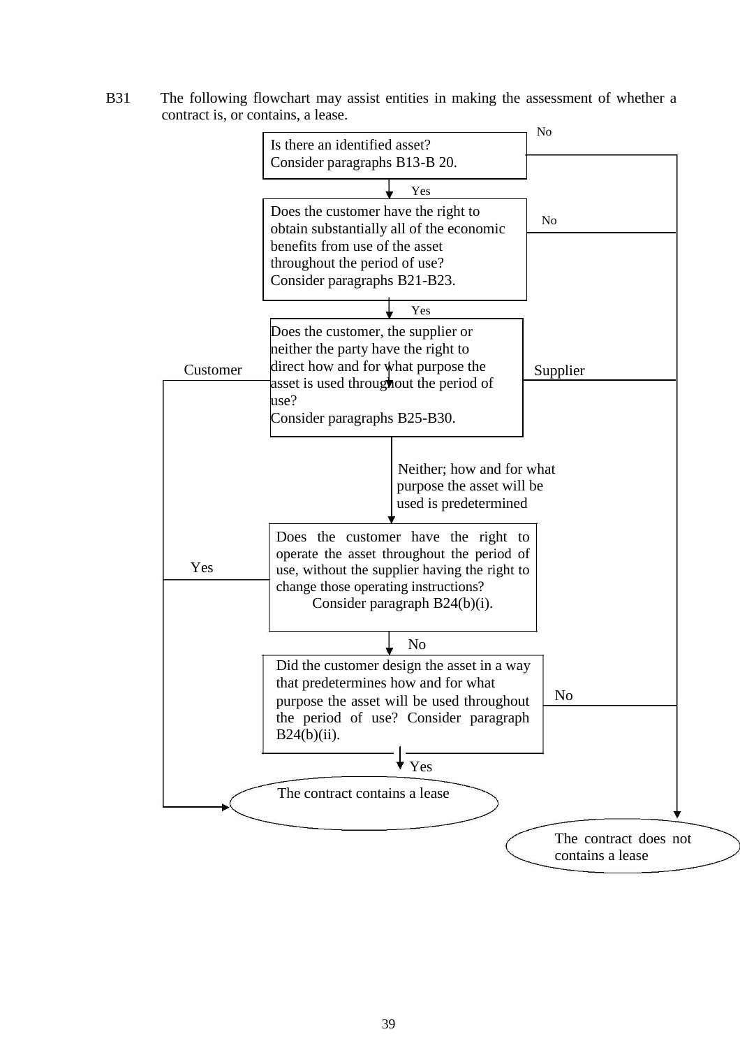B31 The following flowchart may assist entities in making the assessment of whether a contract is, or contains, a lease.

Is there an identified asset?
Consider paragraphs B13-B 20.

No → The contract does not contains a lease

Yes ↓

Does the customer have the right to obtain substantially all of the economic benefits from use of the asset throughout the period of use?
Consider paragraphs B21-B23.

No → The contract does not contains a lease

Yes ↓

Does the customer, the supplier or neither the party have the right to direct how and for what purpose the asset is used throughout the period of use?
Consider paragraphs B25-B30.

Customer → The contract contains a lease

Supplier → The contract does not contains a lease

Neither; how and for what purpose the asset will be used is predetermined ↓

Does the customer have the right to operate the asset throughout the period of use, without the supplier having the right to change those operating instructions?
Consider paragraph B24(b)(i).

Yes → The contract contains a lease

No ↓

Did the customer design the asset in a way that predetermines how and for what purpose the asset will be used throughout the period of use? Consider paragraph B24(b)(ii).

No → The contract does not contains a lease

Yes ↓

The contract contains a lease

The contract does not contains a lease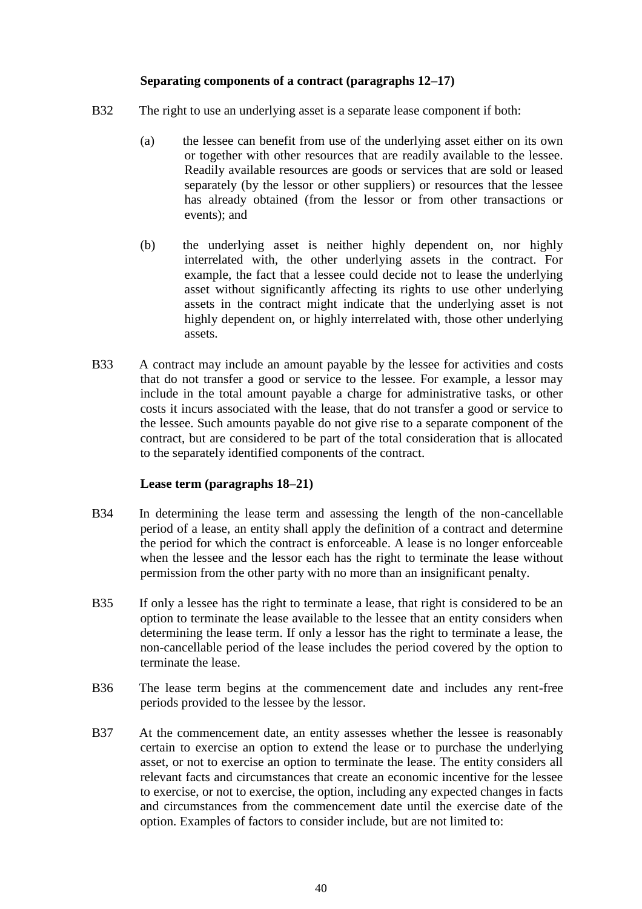### Separating components of a contract (paragraphs 12–17)

B32 The right to use an underlying asset is a separate lease component if both:

(a) the lessee can benefit from use of the underlying asset either on its own or together with other resources that are readily available to the lessee. Readily available resources are goods or services that are sold or leased separately (by the lessor or other suppliers) or resources that the lessee has already obtained (from the lessor or from other transactions or events); and

(b) the underlying asset is neither highly dependent on, nor highly interrelated with, the other underlying assets in the contract. For example, the fact that a lessee could decide not to lease the underlying asset without significantly affecting its rights to use other underlying assets in the contract might indicate that the underlying asset is not highly dependent on, or highly interrelated with, those other underlying assets.

B33 A contract may include an amount payable by the lessee for activities and costs that do not transfer a good or service to the lessee. For example, a lessor may include in the total amount payable a charge for administrative tasks, or other costs it incurs associated with the lease, that do not transfer a good or service to the lessee. Such amounts payable do not give rise to a separate component of the contract, but are considered to be part of the total consideration that is allocated to the separately identified components of the contract.

### Lease term (paragraphs 18–21)

B34 In determining the lease term and assessing the length of the non-cancellable period of a lease, an entity shall apply the definition of a contract and determine the period for which the contract is enforceable. A lease is no longer enforceable when the lessee and the lessor each has the right to terminate the lease without permission from the other party with no more than an insignificant penalty.

B35 If only a lessee has the right to terminate a lease, that right is considered to be an option to terminate the lease available to the lessee that an entity considers when determining the lease term. If only a lessor has the right to terminate a lease, the non-cancellable period of the lease includes the period covered by the option to terminate the lease.

B36 The lease term begins at the commencement date and includes any rent-free periods provided to the lessee by the lessor.

B37 At the commencement date, an entity assesses whether the lessee is reasonably certain to exercise an option to extend the lease or to purchase the underlying asset, or not to exercise an option to terminate the lease. The entity considers all relevant facts and circumstances that create an economic incentive for the lessee to exercise, or not to exercise, the option, including any expected changes in facts and circumstances from the commencement date until the exercise date of the option. Examples of factors to consider include, but are not limited to: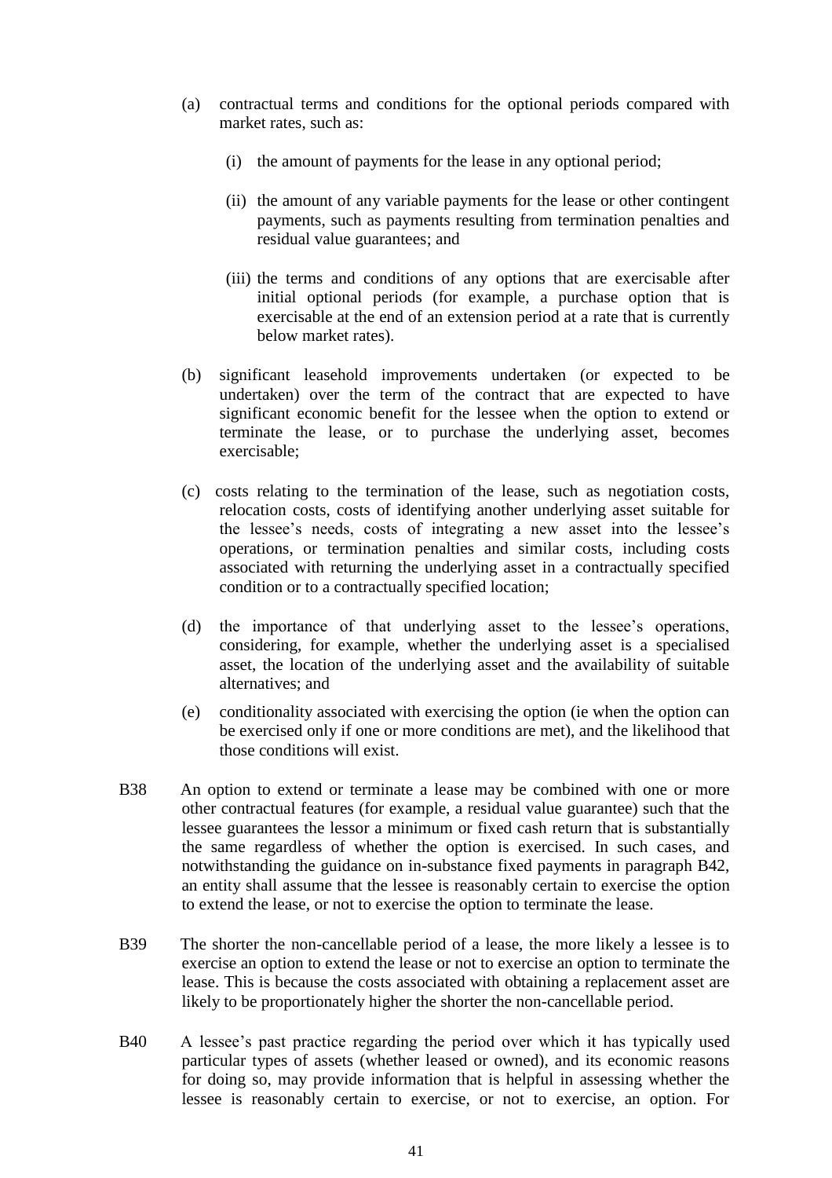(a) contractual terms and conditions for the optional periods compared with market rates, such as:

   (i) the amount of payments for the lease in any optional period;

   (ii) the amount of any variable payments for the lease or other contingent payments, such as payments resulting from termination penalties and residual value guarantees; and

   (iii) the terms and conditions of any options that are exercisable after initial optional periods (for example, a purchase option that is exercisable at the end of an extension period at a rate that is currently below market rates).

(b) significant leasehold improvements undertaken (or expected to be undertaken) over the term of the contract that are expected to have significant economic benefit for the lessee when the option to extend or terminate the lease, or to purchase the underlying asset, becomes exercisable;

(c) costs relating to the termination of the lease, such as negotiation costs, relocation costs, costs of identifying another underlying asset suitable for the lessee's needs, costs of integrating a new asset into the lessee's operations, or termination penalties and similar costs, including costs associated with returning the underlying asset in a contractually specified condition or to a contractually specified location;

(d) the importance of that underlying asset to the lessee's operations, considering, for example, whether the underlying asset is a specialised asset, the location of the underlying asset and the availability of suitable alternatives; and

(e) conditionality associated with exercising the option (ie when the option can be exercised only if one or more conditions are met), and the likelihood that those conditions will exist.

B38 An option to extend or terminate a lease may be combined with one or more other contractual features (for example, a residual value guarantee) such that the lessee guarantees the lessor a minimum or fixed cash return that is substantially the same regardless of whether the option is exercised. In such cases, and notwithstanding the guidance on in-substance fixed payments in paragraph B42, an entity shall assume that the lessee is reasonably certain to exercise the option to extend the lease, or not to exercise the option to terminate the lease.

B39 The shorter the non-cancellable period of a lease, the more likely a lessee is to exercise an option to extend the lease or not to exercise an option to terminate the lease. This is because the costs associated with obtaining a replacement asset are likely to be proportionately higher the shorter the non-cancellable period.

B40 A lessee's past practice regarding the period over which it has typically used particular types of assets (whether leased or owned), and its economic reasons for doing so, may provide information that is helpful in assessing whether the lessee is reasonably certain to exercise, or not to exercise, an option. For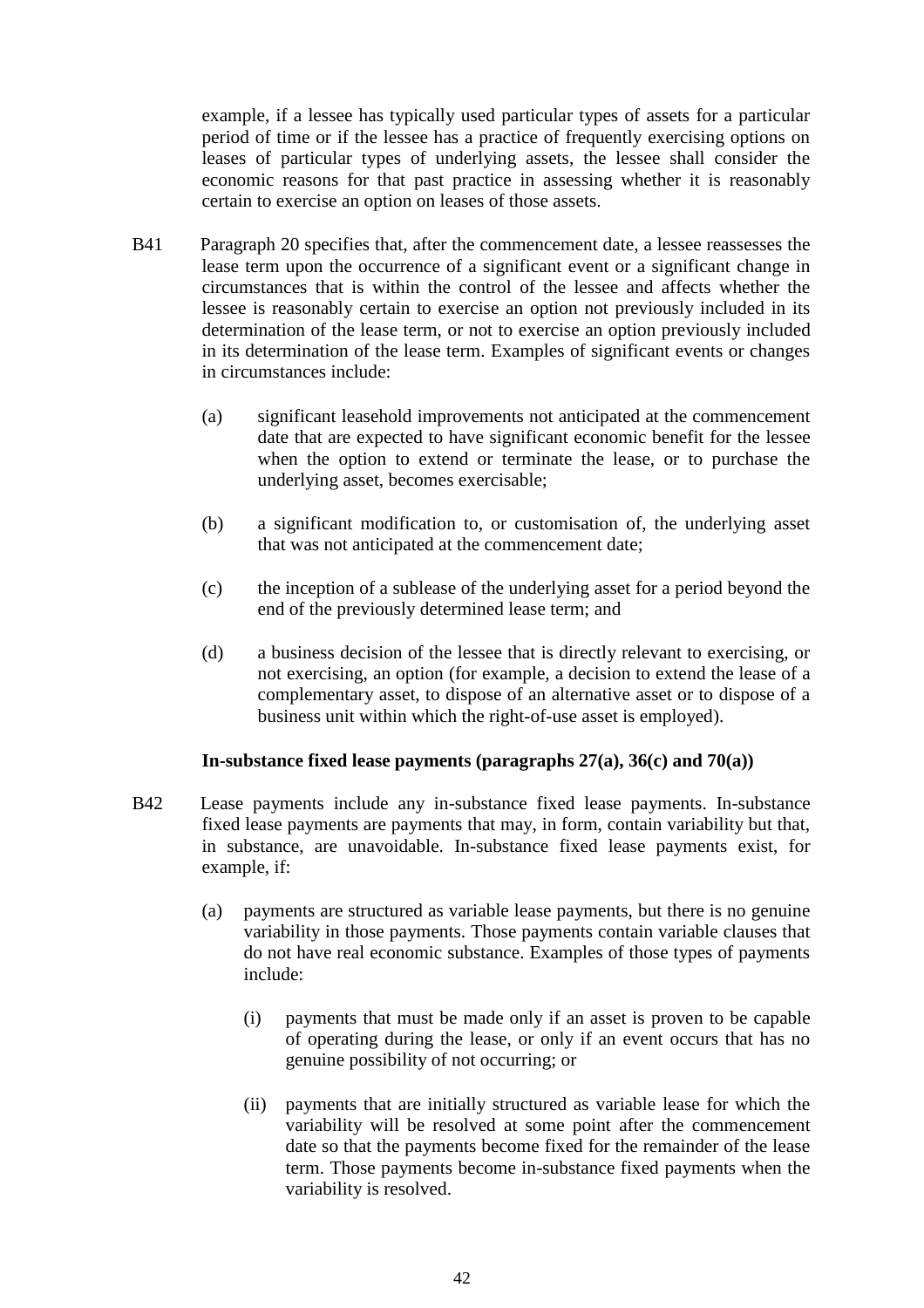example, if a lessee has typically used particular types of assets for a particular period of time or if the lessee has a practice of frequently exercising options on leases of particular types of underlying assets, the lessee shall consider the economic reasons for that past practice in assessing whether it is reasonably certain to exercise an option on leases of those assets.

B41 Paragraph 20 specifies that, after the commencement date, a lessee reassesses the lease term upon the occurrence of a significant event or a significant change in circumstances that is within the control of the lessee and affects whether the lessee is reasonably certain to exercise an option not previously included in its determination of the lease term, or not to exercise an option previously included in its determination of the lease term. Examples of significant events or changes in circumstances include:

(a) significant leasehold improvements not anticipated at the commencement date that are expected to have significant economic benefit for the lessee when the option to extend or terminate the lease, or to purchase the underlying asset, becomes exercisable;

(b) a significant modification to, or customisation of, the underlying asset that was not anticipated at the commencement date;

(c) the inception of a sublease of the underlying asset for a period beyond the end of the previously determined lease term; and

(d) a business decision of the lessee that is directly relevant to exercising, or not exercising, an option (for example, a decision to extend the lease of a complementary asset, to dispose of an alternative asset or to dispose of a business unit within which the right-of-use asset is employed).

**In-substance fixed lease payments (paragraphs 27(a), 36(c) and 70(a))**

B42 Lease payments include any in-substance fixed lease payments. In-substance fixed lease payments are payments that may, in form, contain variability but that, in substance, are unavoidable. In-substance fixed lease payments exist, for example, if:

(a) payments are structured as variable lease payments, but there is no genuine variability in those payments. Those payments contain variable clauses that do not have real economic substance. Examples of those types of payments include:

   (i) payments that must be made only if an asset is proven to be capable of operating during the lease, or only if an event occurs that has no genuine possibility of not occurring; or

   (ii) payments that are initially structured as variable lease for which the variability will be resolved at some point after the commencement date so that the payments become fixed for the remainder of the lease term. Those payments become in-substance fixed payments when the variability is resolved.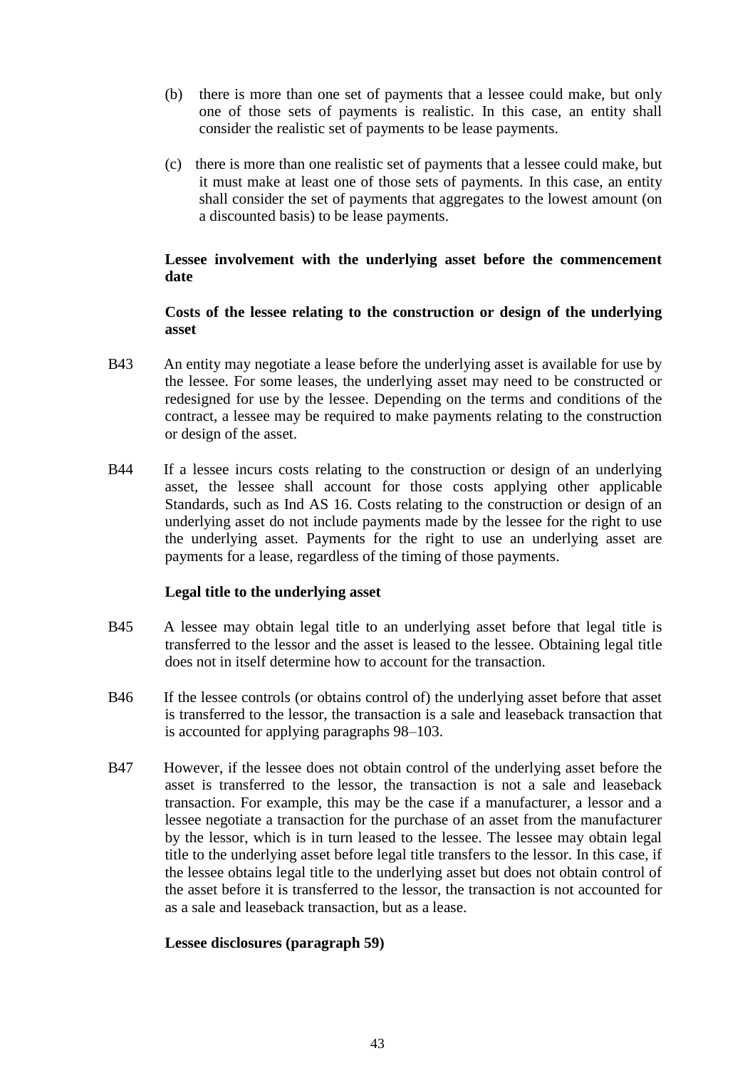(b) there is more than one set of payments that a lessee could make, but only one of those sets of payments is realistic. In this case, an entity shall consider the realistic set of payments to be lease payments.

(c) there is more than one realistic set of payments that a lessee could make, but it must make at least one of those sets of payments. In this case, an entity shall consider the set of payments that aggregates to the lowest amount (on a discounted basis) to be lease payments.

**Lessee involvement with the underlying asset before the commencement date**

**Costs of the lessee relating to the construction or design of the underlying asset**

B43 An entity may negotiate a lease before the underlying asset is available for use by the lessee. For some leases, the underlying asset may need to be constructed or redesigned for use by the lessee. Depending on the terms and conditions of the contract, a lessee may be required to make payments relating to the construction or design of the asset.

B44 If a lessee incurs costs relating to the construction or design of an underlying asset, the lessee shall account for those costs applying other applicable Standards, such as Ind AS 16. Costs relating to the construction or design of an underlying asset do not include payments made by the lessee for the right to use the underlying asset. Payments for the right to use an underlying asset are payments for a lease, regardless of the timing of those payments.

**Legal title to the underlying asset**

B45 A lessee may obtain legal title to an underlying asset before that legal title is transferred to the lessor and the asset is leased to the lessee. Obtaining legal title does not in itself determine how to account for the transaction.

B46 If the lessee controls (or obtains control of) the underlying asset before that asset is transferred to the lessor, the transaction is a sale and leaseback transaction that is accounted for applying paragraphs 98–103.

B47 However, if the lessee does not obtain control of the underlying asset before the asset is transferred to the lessor, the transaction is not a sale and leaseback transaction. For example, this may be the case if a manufacturer, a lessor and a lessee negotiate a transaction for the purchase of an asset from the manufacturer by the lessor, which is in turn leased to the lessee. The lessee may obtain legal title to the underlying asset before legal title transfers to the lessor. In this case, if the lessee obtains legal title to the underlying asset but does not obtain control of the asset before it is transferred to the lessor, the transaction is not accounted for as a sale and leaseback transaction, but as a lease.

**Lessee disclosures (paragraph 59)**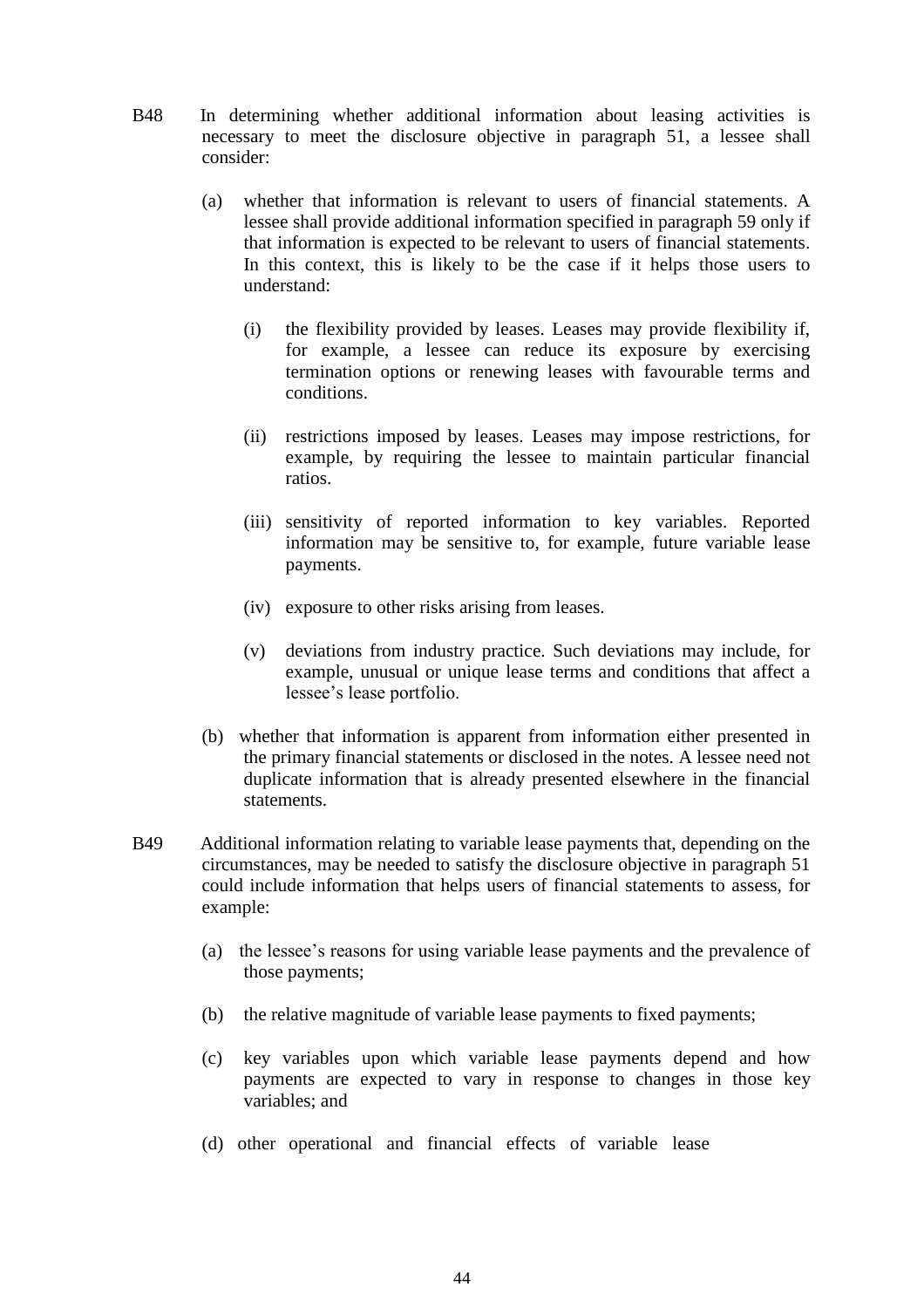B48 In determining whether additional information about leasing activities is necessary to meet the disclosure objective in paragraph 51, a lessee shall consider:

(a) whether that information is relevant to users of financial statements. A lessee shall provide additional information specified in paragraph 59 only if that information is expected to be relevant to users of financial statements. In this context, this is likely to be the case if it helps those users to understand:

   (i) the flexibility provided by leases. Leases may provide flexibility if, for example, a lessee can reduce its exposure by exercising termination options or renewing leases with favourable terms and conditions.

   (ii) restrictions imposed by leases. Leases may impose restrictions, for example, by requiring the lessee to maintain particular financial ratios.

   (iii) sensitivity of reported information to key variables. Reported information may be sensitive to, for example, future variable lease payments.

   (iv) exposure to other risks arising from leases.

   (v) deviations from industry practice. Such deviations may include, for example, unusual or unique lease terms and conditions that affect a lessee's lease portfolio.

(b) whether that information is apparent from information either presented in the primary financial statements or disclosed in the notes. A lessee need not duplicate information that is already presented elsewhere in the financial statements.

B49 Additional information relating to variable lease payments that, depending on the circumstances, may be needed to satisfy the disclosure objective in paragraph 51 could include information that helps users of financial statements to assess, for example:

(a) the lessee's reasons for using variable lease payments and the prevalence of those payments;

(b) the relative magnitude of variable lease payments to fixed payments;

(c) key variables upon which variable lease payments depend and how payments are expected to vary in response to changes in those key variables; and

(d) other operational and financial effects of variable lease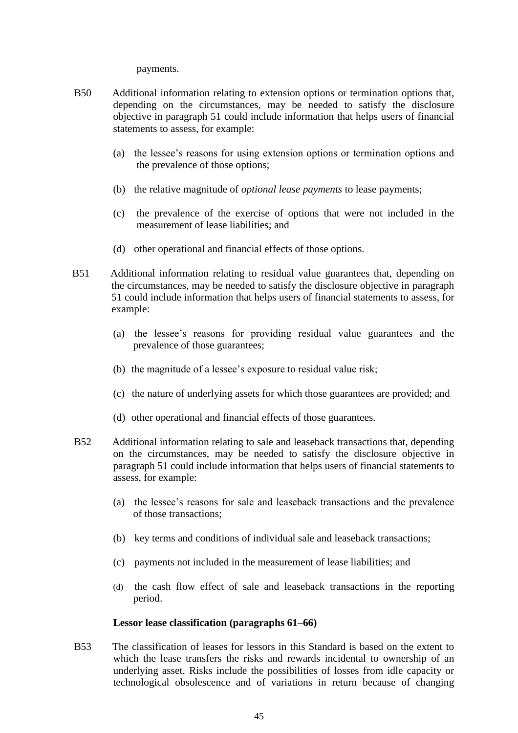payments.

B50 Additional information relating to extension options or termination options that, depending on the circumstances, may be needed to satisfy the disclosure objective in paragraph 51 could include information that helps users of financial statements to assess, for example:

(a) the lessee's reasons for using extension options or termination options and the prevalence of those options;

(b) the relative magnitude of *optional lease payments* to lease payments;

(c) the prevalence of the exercise of options that were not included in the measurement of lease liabilities; and

(d) other operational and financial effects of those options.

B51 Additional information relating to residual value guarantees that, depending on the circumstances, may be needed to satisfy the disclosure objective in paragraph 51 could include information that helps users of financial statements to assess, for example:

(a) the lessee's reasons for providing residual value guarantees and the prevalence of those guarantees;

(b) the magnitude of a lessee's exposure to residual value risk;

(c) the nature of underlying assets for which those guarantees are provided; and

(d) other operational and financial effects of those guarantees.

B52 Additional information relating to sale and leaseback transactions that, depending on the circumstances, may be needed to satisfy the disclosure objective in paragraph 51 could include information that helps users of financial statements to assess, for example:

(a) the lessee's reasons for sale and leaseback transactions and the prevalence of those transactions;

(b) key terms and conditions of individual sale and leaseback transactions;

(c) payments not included in the measurement of lease liabilities; and

(d) the cash flow effect of sale and leaseback transactions in the reporting period.

### Lessor lease classification (paragraphs 61–66)

B53 The classification of leases for lessors in this Standard is based on the extent to which the lease transfers the risks and rewards incidental to ownership of an underlying asset. Risks include the possibilities of losses from idle capacity or technological obsolescence and of variations in return because of changing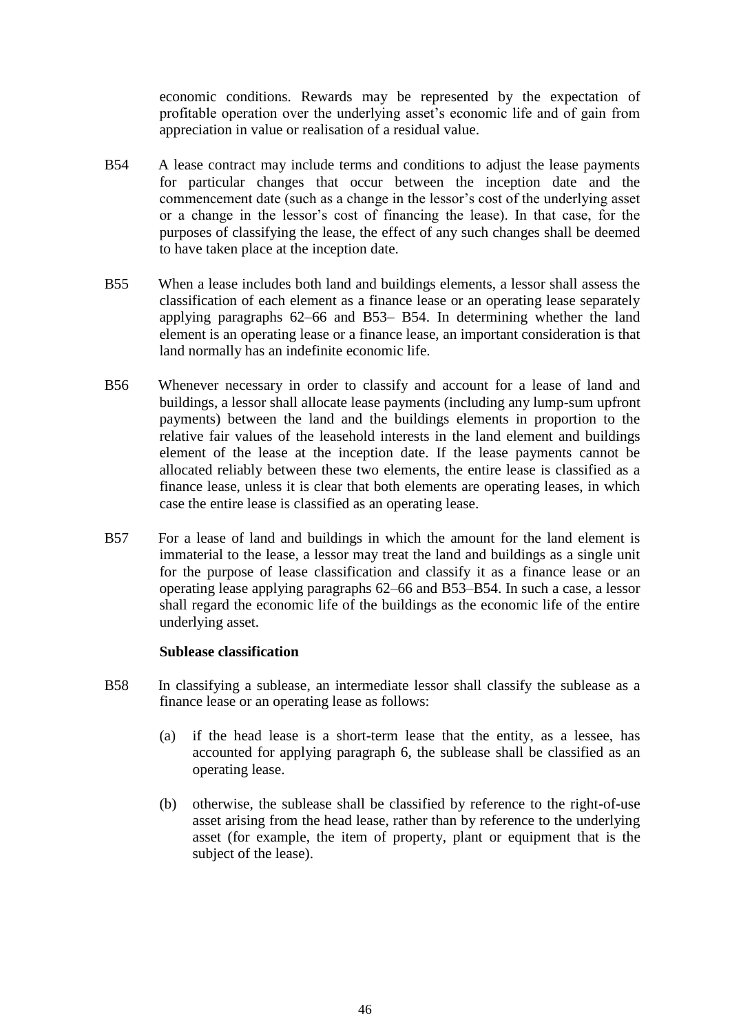economic conditions. Rewards may be represented by the expectation of profitable operation over the underlying asset's economic life and of gain from appreciation in value or realisation of a residual value.

B54 A lease contract may include terms and conditions to adjust the lease payments for particular changes that occur between the inception date and the commencement date (such as a change in the lessor's cost of the underlying asset or a change in the lessor's cost of financing the lease). In that case, for the purposes of classifying the lease, the effect of any such changes shall be deemed to have taken place at the inception date.

B55 When a lease includes both land and buildings elements, a lessor shall assess the classification of each element as a finance lease or an operating lease separately applying paragraphs 62–66 and B53– B54. In determining whether the land element is an operating lease or a finance lease, an important consideration is that land normally has an indefinite economic life.

B56 Whenever necessary in order to classify and account for a lease of land and buildings, a lessor shall allocate lease payments (including any lump-sum upfront payments) between the land and the buildings elements in proportion to the relative fair values of the leasehold interests in the land element and buildings element of the lease at the inception date. If the lease payments cannot be allocated reliably between these two elements, the entire lease is classified as a finance lease, unless it is clear that both elements are operating leases, in which case the entire lease is classified as an operating lease.

B57 For a lease of land and buildings in which the amount for the land element is immaterial to the lease, a lessor may treat the land and buildings as a single unit for the purpose of lease classification and classify it as a finance lease or an operating lease applying paragraphs 62–66 and B53–B54. In such a case, a lessor shall regard the economic life of the buildings as the economic life of the entire underlying asset.

**Sublease classification**

B58 In classifying a sublease, an intermediate lessor shall classify the sublease as a finance lease or an operating lease as follows:

(a) if the head lease is a short-term lease that the entity, as a lessee, has accounted for applying paragraph 6, the sublease shall be classified as an operating lease.

(b) otherwise, the sublease shall be classified by reference to the right-of-use asset arising from the head lease, rather than by reference to the underlying asset (for example, the item of property, plant or equipment that is the subject of the lease).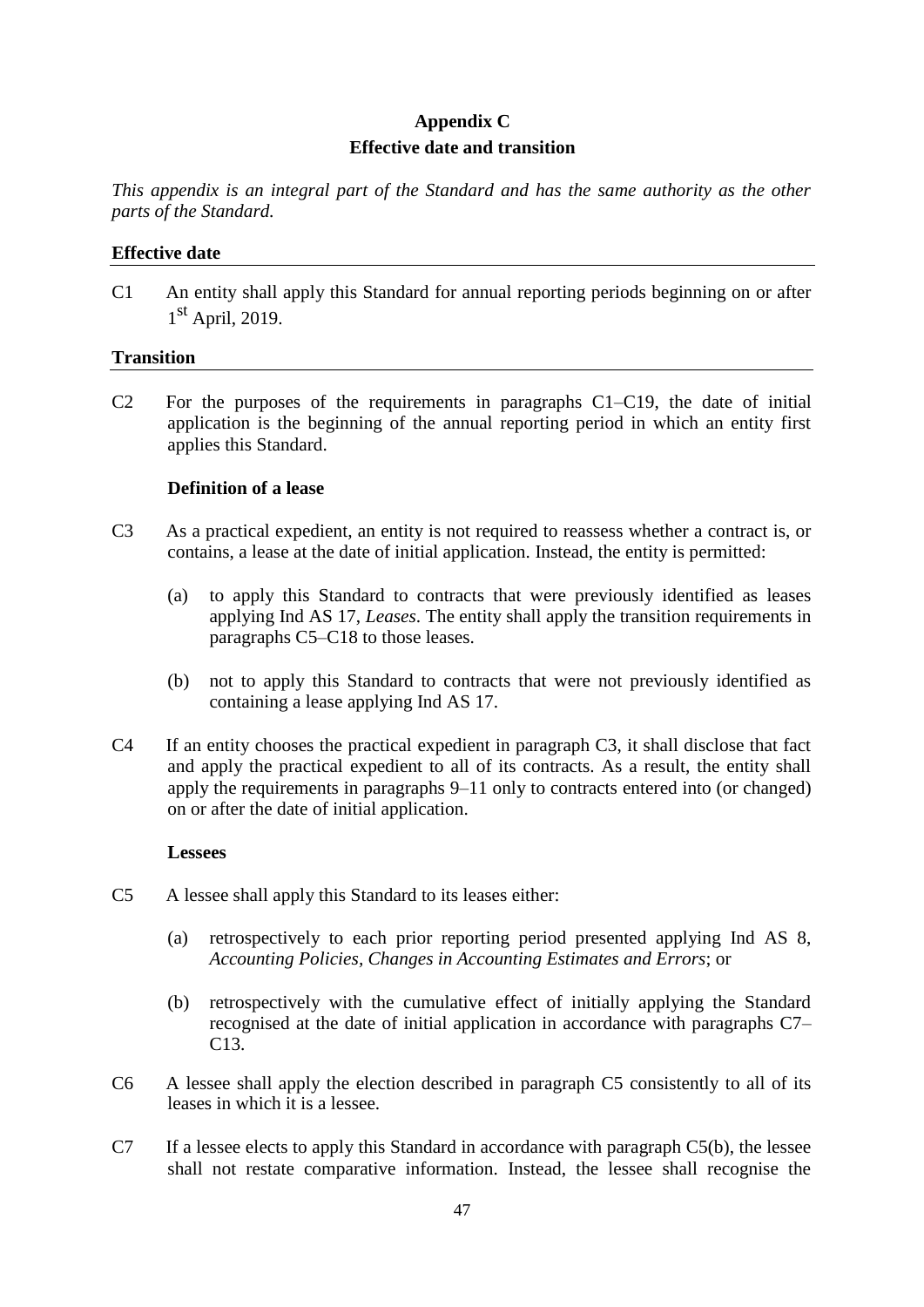## Appendix C
## Effective date and transition

*This appendix is an integral part of the Standard and has the same authority as the other parts of the Standard.*

### Effective date

C1 An entity shall apply this Standard for annual reporting periods beginning on or after 1st April, 2019.

### Transition

C2 For the purposes of the requirements in paragraphs C1–C19, the date of initial application is the beginning of the annual reporting period in which an entity first applies this Standard.

**Definition of a lease**

C3 As a practical expedient, an entity is not required to reassess whether a contract is, or contains, a lease at the date of initial application. Instead, the entity is permitted:

(a) to apply this Standard to contracts that were previously identified as leases applying Ind AS 17, *Leases*. The entity shall apply the transition requirements in paragraphs C5–C18 to those leases.

(b) not to apply this Standard to contracts that were not previously identified as containing a lease applying Ind AS 17.

C4 If an entity chooses the practical expedient in paragraph C3, it shall disclose that fact and apply the practical expedient to all of its contracts. As a result, the entity shall apply the requirements in paragraphs 9–11 only to contracts entered into (or changed) on or after the date of initial application.

**Lessees**

C5 A lessee shall apply this Standard to its leases either:

(a) retrospectively to each prior reporting period presented applying Ind AS 8, *Accounting Policies, Changes in Accounting Estimates and Errors*; or

(b) retrospectively with the cumulative effect of initially applying the Standard recognised at the date of initial application in accordance with paragraphs C7–C13.

C6 A lessee shall apply the election described in paragraph C5 consistently to all of its leases in which it is a lessee.

C7 If a lessee elects to apply this Standard in accordance with paragraph C5(b), the lessee shall not restate comparative information. Instead, the lessee shall recognise the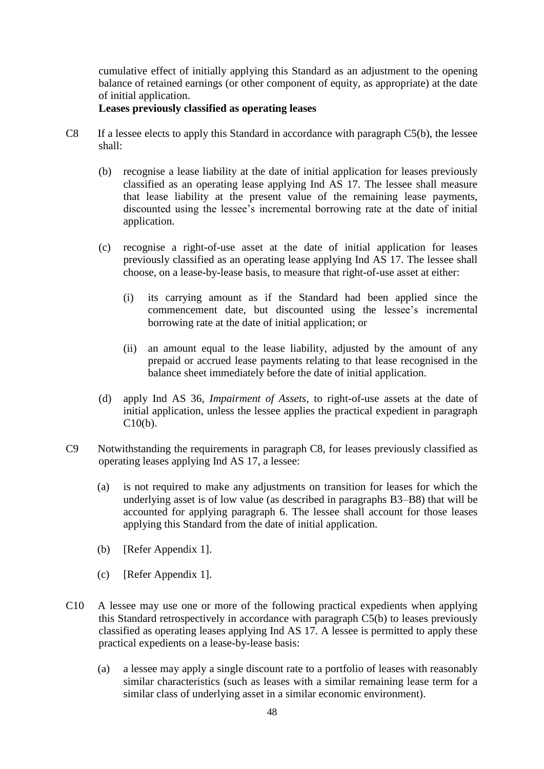cumulative effect of initially applying this Standard as an adjustment to the opening balance of retained earnings (or other component of equity, as appropriate) at the date of initial application.

**Leases previously classified as operating leases**

C8 If a lessee elects to apply this Standard in accordance with paragraph C5(b), the lessee shall:

(b) recognise a lease liability at the date of initial application for leases previously classified as an operating lease applying Ind AS 17. The lessee shall measure that lease liability at the present value of the remaining lease payments, discounted using the lessee's incremental borrowing rate at the date of initial application.

(c) recognise a right-of-use asset at the date of initial application for leases previously classified as an operating lease applying Ind AS 17. The lessee shall choose, on a lease-by-lease basis, to measure that right-of-use asset at either:

(i) its carrying amount as if the Standard had been applied since the commencement date, but discounted using the lessee's incremental borrowing rate at the date of initial application; or

(ii) an amount equal to the lease liability, adjusted by the amount of any prepaid or accrued lease payments relating to that lease recognised in the balance sheet immediately before the date of initial application.

(d) apply Ind AS 36, *Impairment of Assets*, to right-of-use assets at the date of initial application, unless the lessee applies the practical expedient in paragraph C10(b).

C9 Notwithstanding the requirements in paragraph C8, for leases previously classified as operating leases applying Ind AS 17, a lessee:

(a) is not required to make any adjustments on transition for leases for which the underlying asset is of low value (as described in paragraphs B3–B8) that will be accounted for applying paragraph 6. The lessee shall account for those leases applying this Standard from the date of initial application.

(b) [Refer Appendix 1].

(c) [Refer Appendix 1].

C10 A lessee may use one or more of the following practical expedients when applying this Standard retrospectively in accordance with paragraph C5(b) to leases previously classified as operating leases applying Ind AS 17. A lessee is permitted to apply these practical expedients on a lease-by-lease basis:

(a) a lessee may apply a single discount rate to a portfolio of leases with reasonably similar characteristics (such as leases with a similar remaining lease term for a similar class of underlying asset in a similar economic environment).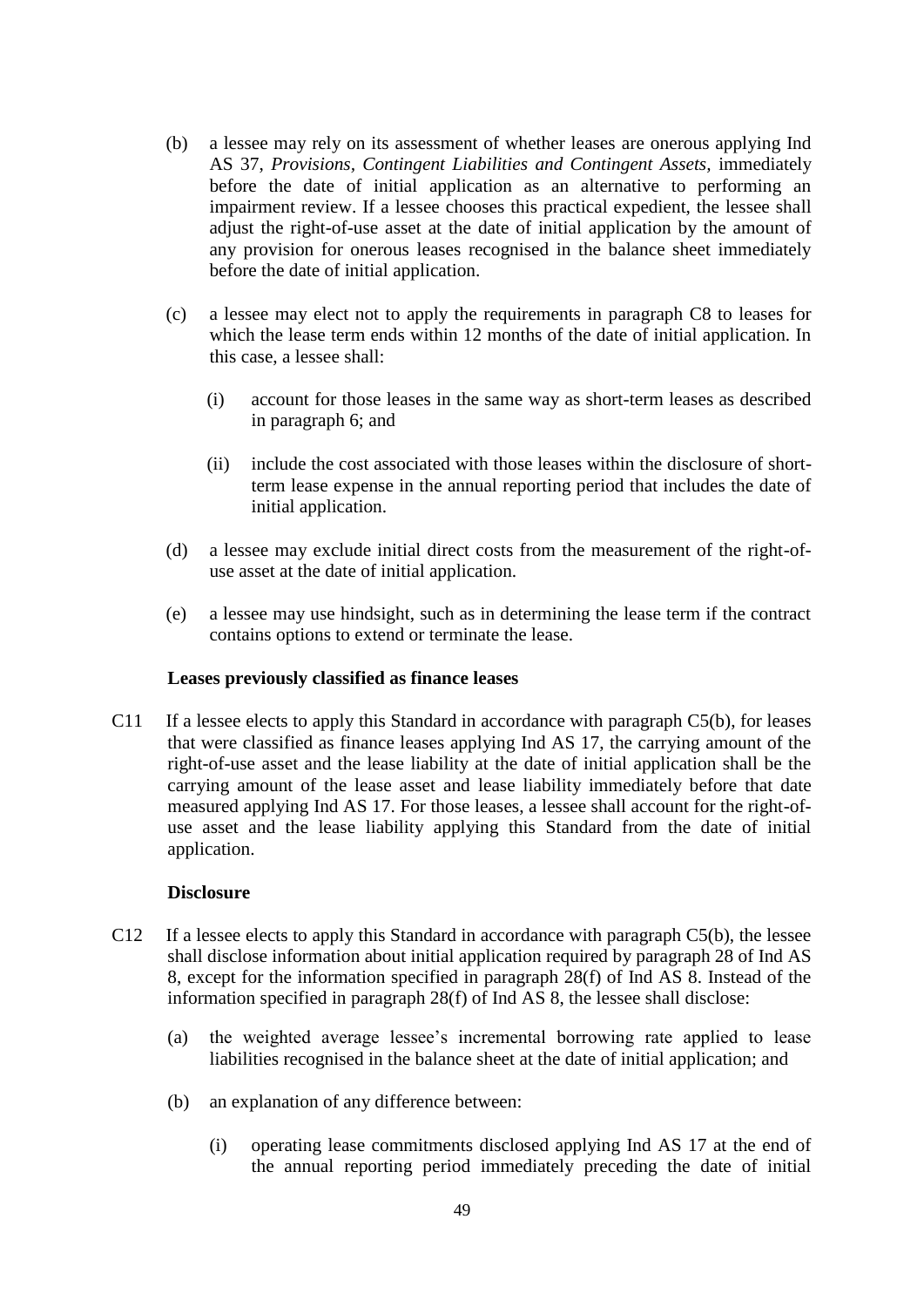(b) a lessee may rely on its assessment of whether leases are onerous applying Ind AS 37, *Provisions, Contingent Liabilities and Contingent Assets*, immediately before the date of initial application as an alternative to performing an impairment review. If a lessee chooses this practical expedient, the lessee shall adjust the right-of-use asset at the date of initial application by the amount of any provision for onerous leases recognised in the balance sheet immediately before the date of initial application.

(c) a lessee may elect not to apply the requirements in paragraph C8 to leases for which the lease term ends within 12 months of the date of initial application. In this case, a lessee shall:

   (i) account for those leases in the same way as short-term leases as described in paragraph 6; and

   (ii) include the cost associated with those leases within the disclosure of short-term lease expense in the annual reporting period that includes the date of initial application.

(d) a lessee may exclude initial direct costs from the measurement of the right-of-use asset at the date of initial application.

(e) a lessee may use hindsight, such as in determining the lease term if the contract contains options to extend or terminate the lease.

**Leases previously classified as finance leases**

C11 If a lessee elects to apply this Standard in accordance with paragraph C5(b), for leases that were classified as finance leases applying Ind AS 17, the carrying amount of the right-of-use asset and the lease liability at the date of initial application shall be the carrying amount of the lease asset and lease liability immediately before that date measured applying Ind AS 17. For those leases, a lessee shall account for the right-of-use asset and the lease liability applying this Standard from the date of initial application.

**Disclosure**

C12 If a lessee elects to apply this Standard in accordance with paragraph C5(b), the lessee shall disclose information about initial application required by paragraph 28 of Ind AS 8, except for the information specified in paragraph 28(f) of Ind AS 8. Instead of the information specified in paragraph 28(f) of Ind AS 8, the lessee shall disclose:

(a) the weighted average lessee's incremental borrowing rate applied to lease liabilities recognised in the balance sheet at the date of initial application; and

(b) an explanation of any difference between:

   (i) operating lease commitments disclosed applying Ind AS 17 at the end of the annual reporting period immediately preceding the date of initial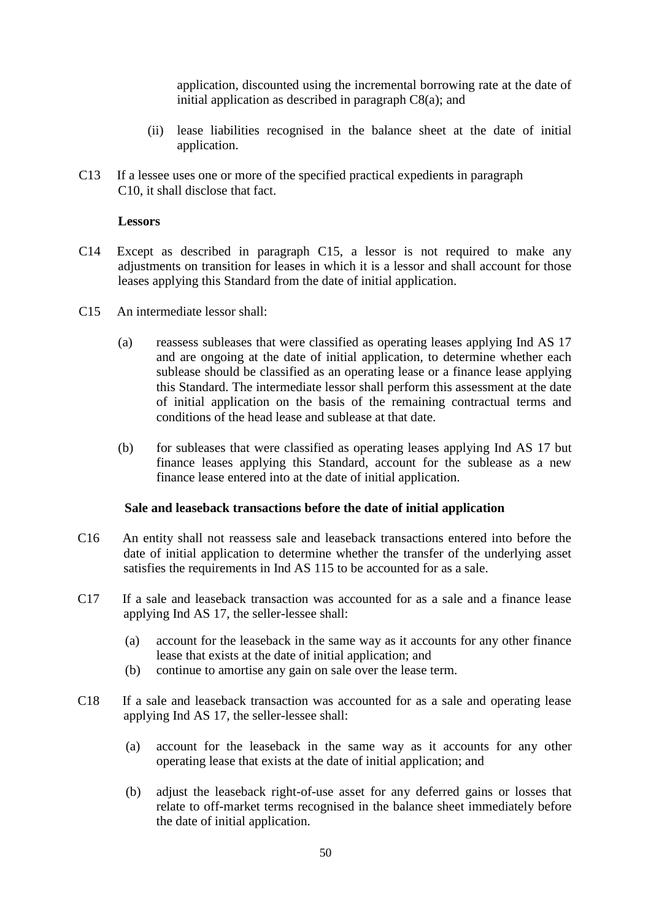application, discounted using the incremental borrowing rate at the date of initial application as described in paragraph C8(a); and

(ii) lease liabilities recognised in the balance sheet at the date of initial application.

C13 If a lessee uses one or more of the specified practical expedients in paragraph C10, it shall disclose that fact.

**Lessors**

C14 Except as described in paragraph C15, a lessor is not required to make any adjustments on transition for leases in which it is a lessor and shall account for those leases applying this Standard from the date of initial application.

C15 An intermediate lessor shall:

(a) reassess subleases that were classified as operating leases applying Ind AS 17 and are ongoing at the date of initial application, to determine whether each sublease should be classified as an operating lease or a finance lease applying this Standard. The intermediate lessor shall perform this assessment at the date of initial application on the basis of the remaining contractual terms and conditions of the head lease and sublease at that date.

(b) for subleases that were classified as operating leases applying Ind AS 17 but finance leases applying this Standard, account for the sublease as a new finance lease entered into at the date of initial application.

**Sale and leaseback transactions before the date of initial application**

C16 An entity shall not reassess sale and leaseback transactions entered into before the date of initial application to determine whether the transfer of the underlying asset satisfies the requirements in Ind AS 115 to be accounted for as a sale.

C17 If a sale and leaseback transaction was accounted for as a sale and a finance lease applying Ind AS 17, the seller-lessee shall:

(a) account for the leaseback in the same way as it accounts for any other finance lease that exists at the date of initial application; and
(b) continue to amortise any gain on sale over the lease term.

C18 If a sale and leaseback transaction was accounted for as a sale and operating lease applying Ind AS 17, the seller-lessee shall:

(a) account for the leaseback in the same way as it accounts for any other operating lease that exists at the date of initial application; and

(b) adjust the leaseback right-of-use asset for any deferred gains or losses that relate to off-market terms recognised in the balance sheet immediately before the date of initial application.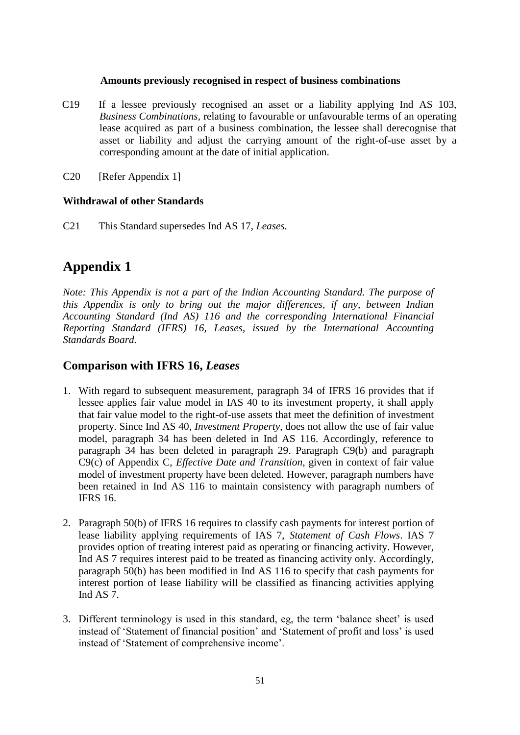**Amounts previously recognised in respect of business combinations**

C19 If a lessee previously recognised an asset or a liability applying Ind AS 103, *Business Combinations*, relating to favourable or unfavourable terms of an operating lease acquired as part of a business combination, the lessee shall derecognise that asset or liability and adjust the carrying amount of the right-of-use asset by a corresponding amount at the date of initial application.

C20 [Refer Appendix 1]

**Withdrawal of other Standards**

C21 This Standard supersedes Ind AS 17, *Leases.*

# Appendix 1

*Note: This Appendix is not a part of the Indian Accounting Standard. The purpose of this Appendix is only to bring out the major differences, if any, between Indian Accounting Standard (Ind AS) 116 and the corresponding International Financial Reporting Standard (IFRS) 16, Leases, issued by the International Accounting Standards Board.*

## Comparison with IFRS 16, *Leases*

1. With regard to subsequent measurement, paragraph 34 of IFRS 16 provides that if lessee applies fair value model in IAS 40 to its investment property, it shall apply that fair value model to the right-of-use assets that meet the definition of investment property. Since Ind AS 40, *Investment Property*, does not allow the use of fair value model, paragraph 34 has been deleted in Ind AS 116. Accordingly, reference to paragraph 34 has been deleted in paragraph 29. Paragraph C9(b) and paragraph C9(c) of Appendix C, *Effective Date and Transition*, given in context of fair value model of investment property have been deleted. However, paragraph numbers have been retained in Ind AS 116 to maintain consistency with paragraph numbers of IFRS 16.

2. Paragraph 50(b) of IFRS 16 requires to classify cash payments for interest portion of lease liability applying requirements of IAS 7, *Statement of Cash Flows*. IAS 7 provides option of treating interest paid as operating or financing activity. However, Ind AS 7 requires interest paid to be treated as financing activity only. Accordingly, paragraph 50(b) has been modified in Ind AS 116 to specify that cash payments for interest portion of lease liability will be classified as financing activities applying Ind AS 7.

3. Different terminology is used in this standard, eg, the term 'balance sheet' is used instead of 'Statement of financial position' and 'Statement of profit and loss' is used instead of 'Statement of comprehensive income'.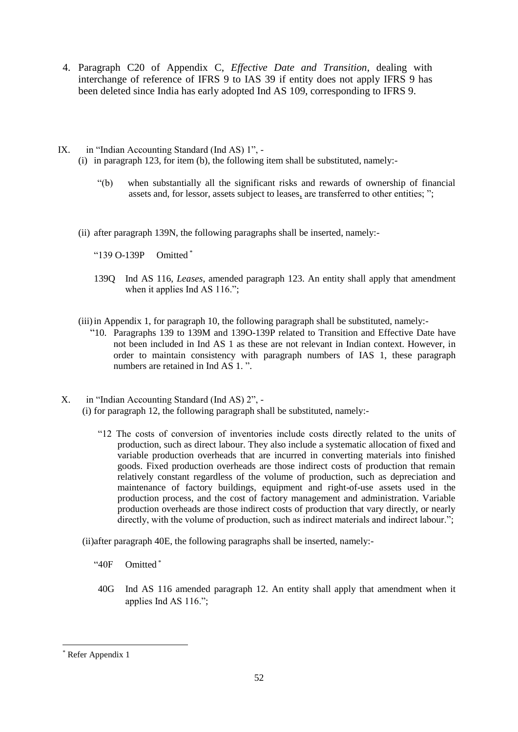4. Paragraph C20 of Appendix C, *Effective Date and Transition*, dealing with interchange of reference of IFRS 9 to IAS 39 if entity does not apply IFRS 9 has been deleted since India has early adopted Ind AS 109, corresponding to IFRS 9.

IX. in "Indian Accounting Standard (Ind AS) 1", -

(i) in paragraph 123, for item (b), the following item shall be substituted, namely:-

"(b) when substantially all the significant risks and rewards of ownership of financial assets and, for lessor, assets subject to leases, are transferred to other entities; ";

(ii) after paragraph 139N, the following paragraphs shall be inserted, namely:-

"139 O-139P Omitted [*]

139Q Ind AS 116, *Leases*, amended paragraph 123. An entity shall apply that amendment when it applies Ind AS 116.";

(iii) in Appendix 1, for paragraph 10, the following paragraph shall be substituted, namely:-

"10. Paragraphs 139 to 139M and 139O-139P related to Transition and Effective Date have not been included in Ind AS 1 as these are not relevant in Indian context. However, in order to maintain consistency with paragraph numbers of IAS 1, these paragraph numbers are retained in Ind AS 1. ".

X. in "Indian Accounting Standard (Ind AS) 2", -

(i) for paragraph 12, the following paragraph shall be substituted, namely:-

"12 The costs of conversion of inventories include costs directly related to the units of production, such as direct labour. They also include a systematic allocation of fixed and variable production overheads that are incurred in converting materials into finished goods. Fixed production overheads are those indirect costs of production that remain relatively constant regardless of the volume of production, such as depreciation and maintenance of factory buildings, equipment and right-of-use assets used in the production process, and the cost of factory management and administration. Variable production overheads are those indirect costs of production that vary directly, or nearly directly, with the volume of production, such as indirect materials and indirect labour.";

(ii) after paragraph 40E, the following paragraphs shall be inserted, namely:-

"40F Omitted [*]

40G Ind AS 116 amended paragraph 12. An entity shall apply that amendment when it applies Ind AS 116.";

[*] Refer Appendix 1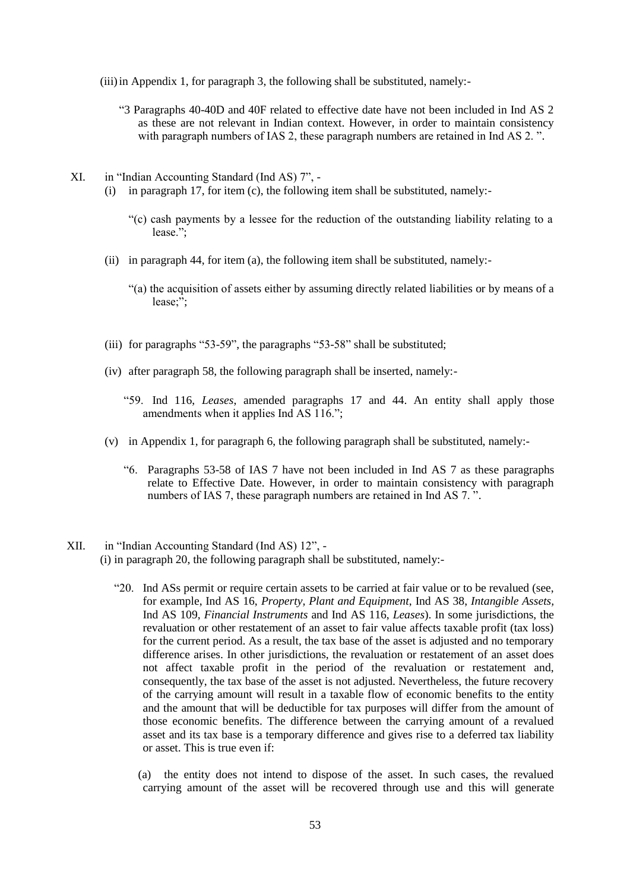(iii) in Appendix 1, for paragraph 3, the following shall be substituted, namely:-

"3 Paragraphs 40-40D and 40F related to effective date have not been included in Ind AS 2 as these are not relevant in Indian context. However, in order to maintain consistency with paragraph numbers of IAS 2, these paragraph numbers are retained in Ind AS 2. ".

XI. in "Indian Accounting Standard (Ind AS) 7", -

(i) in paragraph 17, for item (c), the following item shall be substituted, namely:-

"(c) cash payments by a lessee for the reduction of the outstanding liability relating to a lease.";

(ii) in paragraph 44, for item (a), the following item shall be substituted, namely:-

"(a) the acquisition of assets either by assuming directly related liabilities or by means of a lease;";

(iii) for paragraphs "53-59", the paragraphs "53-58" shall be substituted;

(iv) after paragraph 58, the following paragraph shall be inserted, namely:-

"59. Ind 116, *Leases*, amended paragraphs 17 and 44. An entity shall apply those amendments when it applies Ind AS 116.";

(v) in Appendix 1, for paragraph 6, the following paragraph shall be substituted, namely:-

"6. Paragraphs 53-58 of IAS 7 have not been included in Ind AS 7 as these paragraphs relate to Effective Date. However, in order to maintain consistency with paragraph numbers of IAS 7, these paragraph numbers are retained in Ind AS 7. ".

XII. in "Indian Accounting Standard (Ind AS) 12", -

(i) in paragraph 20, the following paragraph shall be substituted, namely:-

"20. Ind ASs permit or require certain assets to be carried at fair value or to be revalued (see, for example, Ind AS 16, *Property, Plant and Equipment*, Ind AS 38, *Intangible Assets*, Ind AS 109, *Financial Instruments* and Ind AS 116, *Leases*). In some jurisdictions, the revaluation or other restatement of an asset to fair value affects taxable profit (tax loss) for the current period. As a result, the tax base of the asset is adjusted and no temporary difference arises. In other jurisdictions, the revaluation or restatement of an asset does not affect taxable profit in the period of the revaluation or restatement and, consequently, the tax base of the asset is not adjusted. Nevertheless, the future recovery of the carrying amount will result in a taxable flow of economic benefits to the entity and the amount that will be deductible for tax purposes will differ from the amount of those economic benefits. The difference between the carrying amount of a revalued asset and its tax base is a temporary difference and gives rise to a deferred tax liability or asset. This is true even if:

(a) the entity does not intend to dispose of the asset. In such cases, the revalued carrying amount of the asset will be recovered through use and this will generate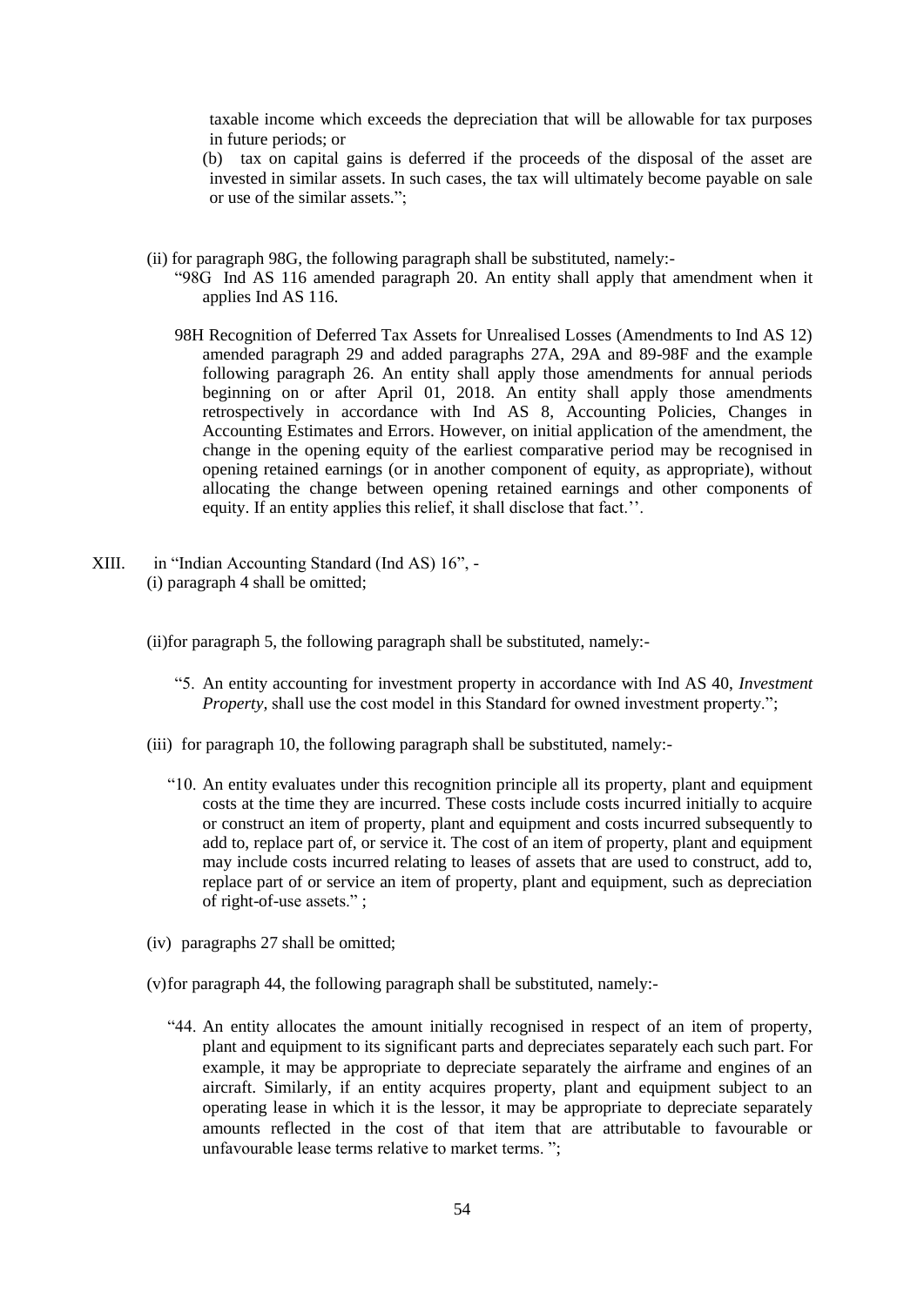taxable income which exceeds the depreciation that will be allowable for tax purposes in future periods; or

(b) tax on capital gains is deferred if the proceeds of the disposal of the asset are invested in similar assets. In such cases, the tax will ultimately become payable on sale or use of the similar assets.";

(ii) for paragraph 98G, the following paragraph shall be substituted, namely:-

"98G Ind AS 116 amended paragraph 20. An entity shall apply that amendment when it applies Ind AS 116.

98H Recognition of Deferred Tax Assets for Unrealised Losses (Amendments to Ind AS 12) amended paragraph 29 and added paragraphs 27A, 29A and 89-98F and the example following paragraph 26. An entity shall apply those amendments for annual periods beginning on or after April 01, 2018. An entity shall apply those amendments retrospectively in accordance with Ind AS 8, Accounting Policies, Changes in Accounting Estimates and Errors. However, on initial application of the amendment, the change in the opening equity of the earliest comparative period may be recognised in opening retained earnings (or in another component of equity, as appropriate), without allocating the change between opening retained earnings and other components of equity. If an entity applies this relief, it shall disclose that fact.''.

XIII. in "Indian Accounting Standard (Ind AS) 16", -

(i) paragraph 4 shall be omitted;

(ii) for paragraph 5, the following paragraph shall be substituted, namely:-

"5. An entity accounting for investment property in accordance with Ind AS 40, *Investment Property,* shall use the cost model in this Standard for owned investment property.";

(iii) for paragraph 10, the following paragraph shall be substituted, namely:-

"10. An entity evaluates under this recognition principle all its property, plant and equipment costs at the time they are incurred. These costs include costs incurred initially to acquire or construct an item of property, plant and equipment and costs incurred subsequently to add to, replace part of, or service it. The cost of an item of property, plant and equipment may include costs incurred relating to leases of assets that are used to construct, add to, replace part of or service an item of property, plant and equipment, such as depreciation of right-of-use assets." ;

(iv) paragraphs 27 shall be omitted;

(v) for paragraph 44, the following paragraph shall be substituted, namely:-

"44. An entity allocates the amount initially recognised in respect of an item of property, plant and equipment to its significant parts and depreciates separately each such part. For example, it may be appropriate to depreciate separately the airframe and engines of an aircraft. Similarly, if an entity acquires property, plant and equipment subject to an operating lease in which it is the lessor, it may be appropriate to depreciate separately amounts reflected in the cost of that item that are attributable to favourable or unfavourable lease terms relative to market terms. ";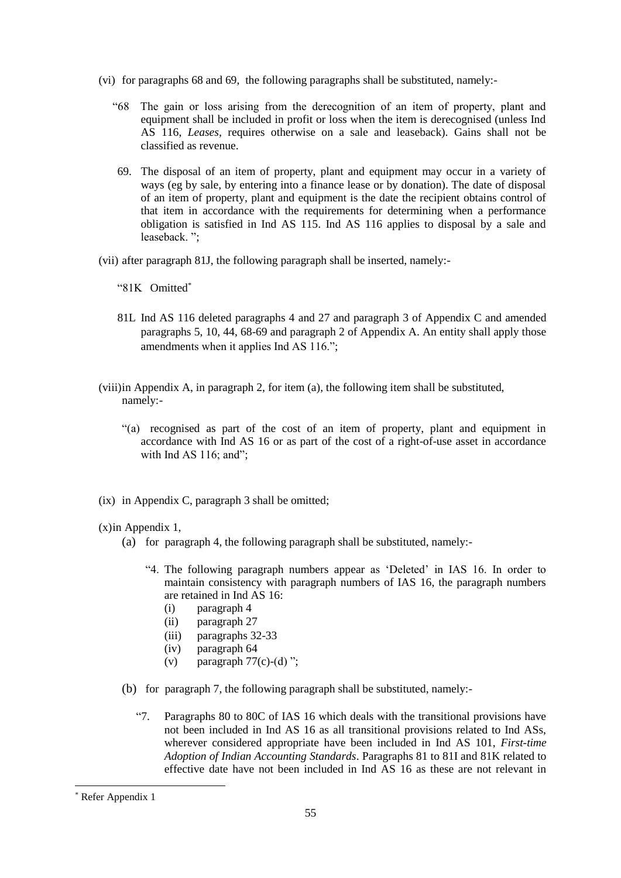(vi) for paragraphs 68 and 69, the following paragraphs shall be substituted, namely:-

"68 The gain or loss arising from the derecognition of an item of property, plant and equipment shall be included in profit or loss when the item is derecognised (unless Ind AS 116, *Leases,* requires otherwise on a sale and leaseback). Gains shall not be classified as revenue.

69. The disposal of an item of property, plant and equipment may occur in a variety of ways (eg by sale, by entering into a finance lease or by donation). The date of disposal of an item of property, plant and equipment is the date the recipient obtains control of that item in accordance with the requirements for determining when a performance obligation is satisfied in Ind AS 115. Ind AS 116 applies to disposal by a sale and leaseback. ";

(vii) after paragraph 81J, the following paragraph shall be inserted, namely:-

"81K Omitted[*]

81L Ind AS 116 deleted paragraphs 4 and 27 and paragraph 3 of Appendix C and amended paragraphs 5, 10, 44, 68-69 and paragraph 2 of Appendix A. An entity shall apply those amendments when it applies Ind AS 116.";

(viii) in Appendix A, in paragraph 2, for item (a), the following item shall be substituted, namely:-

"(a) recognised as part of the cost of an item of property, plant and equipment in accordance with Ind AS 16 or as part of the cost of a right-of-use asset in accordance with Ind AS 116; and";

(ix) in Appendix C, paragraph 3 shall be omitted;

(x) in Appendix 1,

(a) for paragraph 4, the following paragraph shall be substituted, namely:-

"4. The following paragraph numbers appear as 'Deleted' in IAS 16. In order to maintain consistency with paragraph numbers of IAS 16, the paragraph numbers are retained in Ind AS 16:
   (i) paragraph 4
   (ii) paragraph 27
   (iii) paragraphs 32-33
   (iv) paragraph 64
   (v) paragraph 77(c)-(d) ";

(b) for paragraph 7, the following paragraph shall be substituted, namely:-

"7. Paragraphs 80 to 80C of IAS 16 which deals with the transitional provisions have not been included in Ind AS 16 as all transitional provisions related to Ind ASs, wherever considered appropriate have been included in Ind AS 101, *First-time Adoption of Indian Accounting Standards*. Paragraphs 81 to 81I and 81K related to effective date have not been included in Ind AS 16 as these are not relevant in

[*] Refer Appendix 1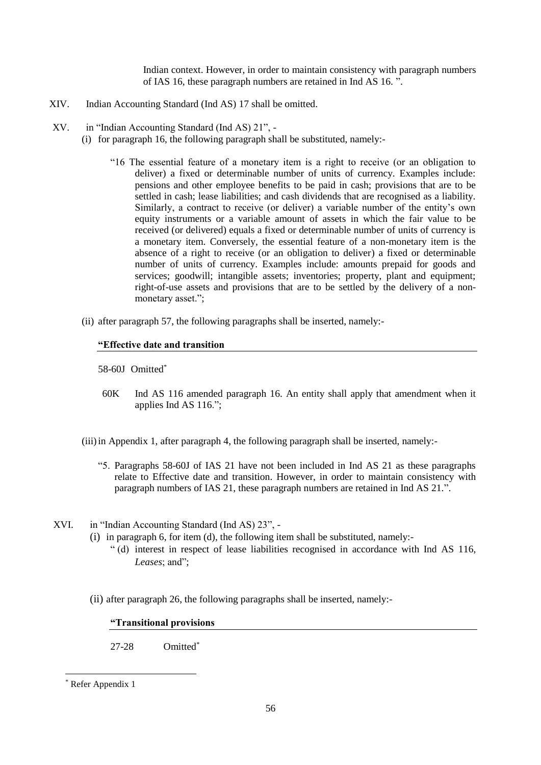Indian context. However, in order to maintain consistency with paragraph numbers of IAS 16, these paragraph numbers are retained in Ind AS 16. ".

XIV. Indian Accounting Standard (Ind AS) 17 shall be omitted.

XV. in "Indian Accounting Standard (Ind AS) 21", -

(i) for paragraph 16, the following paragraph shall be substituted, namely:-

"16 The essential feature of a monetary item is a right to receive (or an obligation to deliver) a fixed or determinable number of units of currency. Examples include: pensions and other employee benefits to be paid in cash; provisions that are to be settled in cash; lease liabilities; and cash dividends that are recognised as a liability. Similarly, a contract to receive (or deliver) a variable number of the entity's own equity instruments or a variable amount of assets in which the fair value to be received (or delivered) equals a fixed or determinable number of units of currency is a monetary item. Conversely, the essential feature of a non-monetary item is the absence of a right to receive (or an obligation to deliver) a fixed or determinable number of units of currency. Examples include: amounts prepaid for goods and services; goodwill; intangible assets; inventories; property, plant and equipment; right-of-use assets and provisions that are to be settled by the delivery of a non-monetary asset.";

(ii) after paragraph 57, the following paragraphs shall be inserted, namely:-

**"Effective date and transition**

58-60J Omitted*

60K Ind AS 116 amended paragraph 16. An entity shall apply that amendment when it applies Ind AS 116.";

(iii) in Appendix 1, after paragraph 4, the following paragraph shall be inserted, namely:-

"5. Paragraphs 58-60J of IAS 21 have not been included in Ind AS 21 as these paragraphs relate to Effective date and transition. However, in order to maintain consistency with paragraph numbers of IAS 21, these paragraph numbers are retained in Ind AS 21.".

XVI. in "Indian Accounting Standard (Ind AS) 23", -

(i) in paragraph 6, for item (d), the following item shall be substituted, namely:-

" (d) interest in respect of lease liabilities recognised in accordance with Ind AS 116, *Leases*; and";

(ii) after paragraph 26, the following paragraphs shall be inserted, namely:-

**"Transitional provisions**

27-28 Omitted*

---

* Refer Appendix 1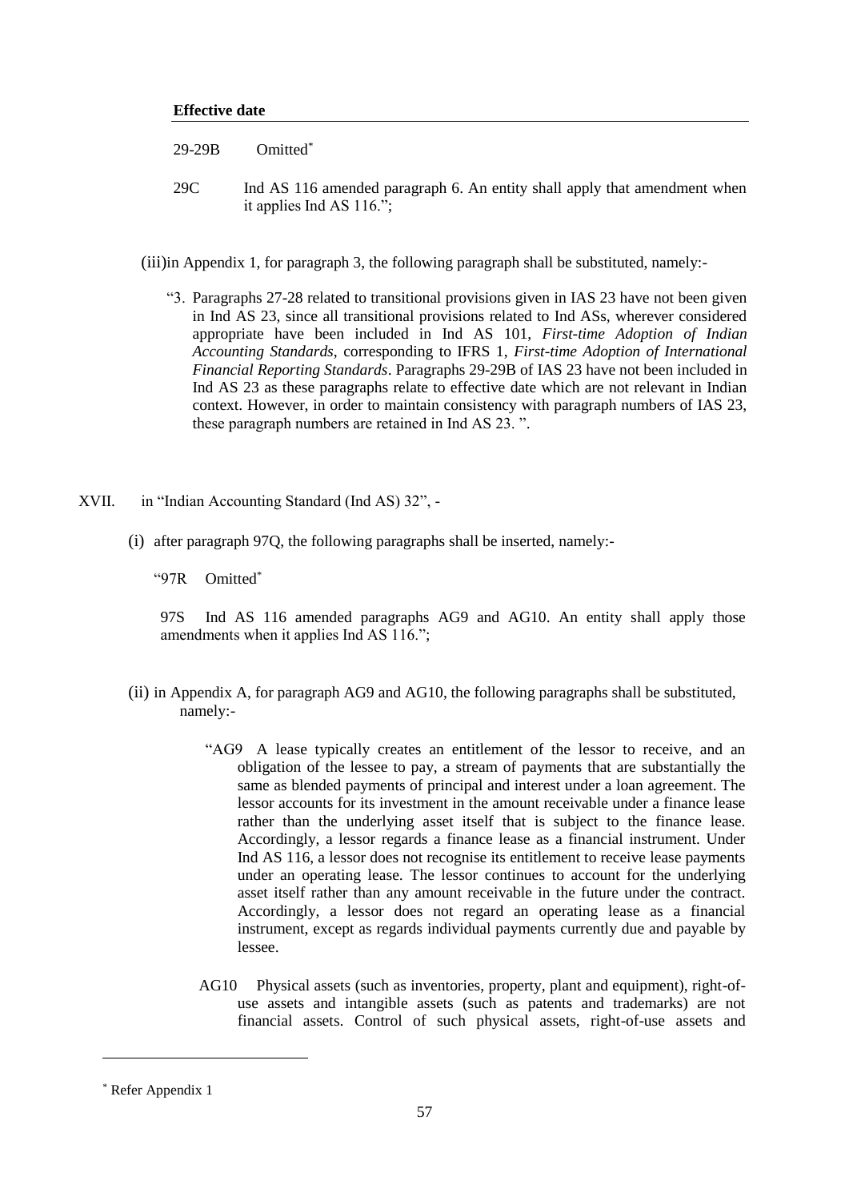**Effective date**

29-29B Omitted[*]

29C Ind AS 116 amended paragraph 6. An entity shall apply that amendment when it applies Ind AS 116.";

(iii) in Appendix 1, for paragraph 3, the following paragraph shall be substituted, namely:-

"3. Paragraphs 27-28 related to transitional provisions given in IAS 23 have not been given in Ind AS 23, since all transitional provisions related to Ind ASs, wherever considered appropriate have been included in Ind AS 101, *First-time Adoption of Indian Accounting Standards*, corresponding to IFRS 1, *First-time Adoption of International Financial Reporting Standards*. Paragraphs 29-29B of IAS 23 have not been included in Ind AS 23 as these paragraphs relate to effective date which are not relevant in Indian context. However, in order to maintain consistency with paragraph numbers of IAS 23, these paragraph numbers are retained in Ind AS 23. ".

XVII. in "Indian Accounting Standard (Ind AS) 32", -

(i) after paragraph 97Q, the following paragraphs shall be inserted, namely:-

"97R Omitted[*]

97S Ind AS 116 amended paragraphs AG9 and AG10. An entity shall apply those amendments when it applies Ind AS 116.";

(ii) in Appendix A, for paragraph AG9 and AG10, the following paragraphs shall be substituted, namely:-

"AG9 A lease typically creates an entitlement of the lessor to receive, and an obligation of the lessee to pay, a stream of payments that are substantially the same as blended payments of principal and interest under a loan agreement. The lessor accounts for its investment in the amount receivable under a finance lease rather than the underlying asset itself that is subject to the finance lease. Accordingly, a lessor regards a finance lease as a financial instrument. Under Ind AS 116, a lessor does not recognise its entitlement to receive lease payments under an operating lease. The lessor continues to account for the underlying asset itself rather than any amount receivable in the future under the contract. Accordingly, a lessor does not regard an operating lease as a financial instrument, except as regards individual payments currently due and payable by lessee.

AG10 Physical assets (such as inventories, property, plant and equipment), right-of-use assets and intangible assets (such as patents and trademarks) are not financial assets. Control of such physical assets, right-of-use assets and

[*] Refer Appendix 1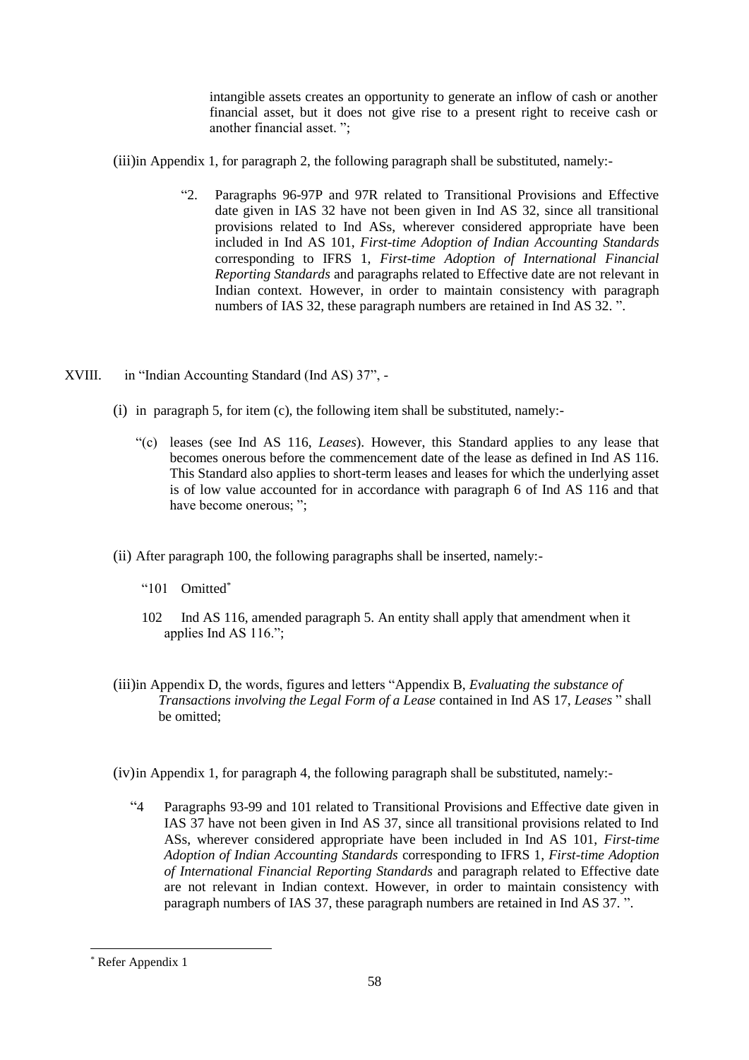intangible assets creates an opportunity to generate an inflow of cash or another financial asset, but it does not give rise to a present right to receive cash or another financial asset. ";

(iii) in Appendix 1, for paragraph 2, the following paragraph shall be substituted, namely:-

> "2. Paragraphs 96-97P and 97R related to Transitional Provisions and Effective date given in IAS 32 have not been given in Ind AS 32, since all transitional provisions related to Ind ASs, wherever considered appropriate have been included in Ind AS 101, *First-time Adoption of Indian Accounting Standards* corresponding to IFRS 1, *First-time Adoption of International Financial Reporting Standards* and paragraphs related to Effective date are not relevant in Indian context. However, in order to maintain consistency with paragraph numbers of IAS 32, these paragraph numbers are retained in Ind AS 32. ".

XVIII. in "Indian Accounting Standard (Ind AS) 37", -

(i) in paragraph 5, for item (c), the following item shall be substituted, namely:-

> "(c) leases (see Ind AS 116, *Leases*). However, this Standard applies to any lease that becomes onerous before the commencement date of the lease as defined in Ind AS 116. This Standard also applies to short-term leases and leases for which the underlying asset is of low value accounted for in accordance with paragraph 6 of Ind AS 116 and that have become onerous; ";

(ii) After paragraph 100, the following paragraphs shall be inserted, namely:-

> "101 Omitted*
>
> 102 Ind AS 116, amended paragraph 5. An entity shall apply that amendment when it applies Ind AS 116.";

(iii) in Appendix D, the words, figures and letters "Appendix B, *Evaluating the substance of Transactions involving the Legal Form of a Lease* contained in Ind AS 17, *Leases* " shall be omitted;

(iv) in Appendix 1, for paragraph 4, the following paragraph shall be substituted, namely:-

> "4 Paragraphs 93-99 and 101 related to Transitional Provisions and Effective date given in IAS 37 have not been given in Ind AS 37, since all transitional provisions related to Ind ASs, wherever considered appropriate have been included in Ind AS 101, *First-time Adoption of Indian Accounting Standards* corresponding to IFRS 1, *First-time Adoption of International Financial Reporting Standards* and paragraph related to Effective date are not relevant in Indian context. However, in order to maintain consistency with paragraph numbers of IAS 37, these paragraph numbers are retained in Ind AS 37. ".

---

\* Refer Appendix 1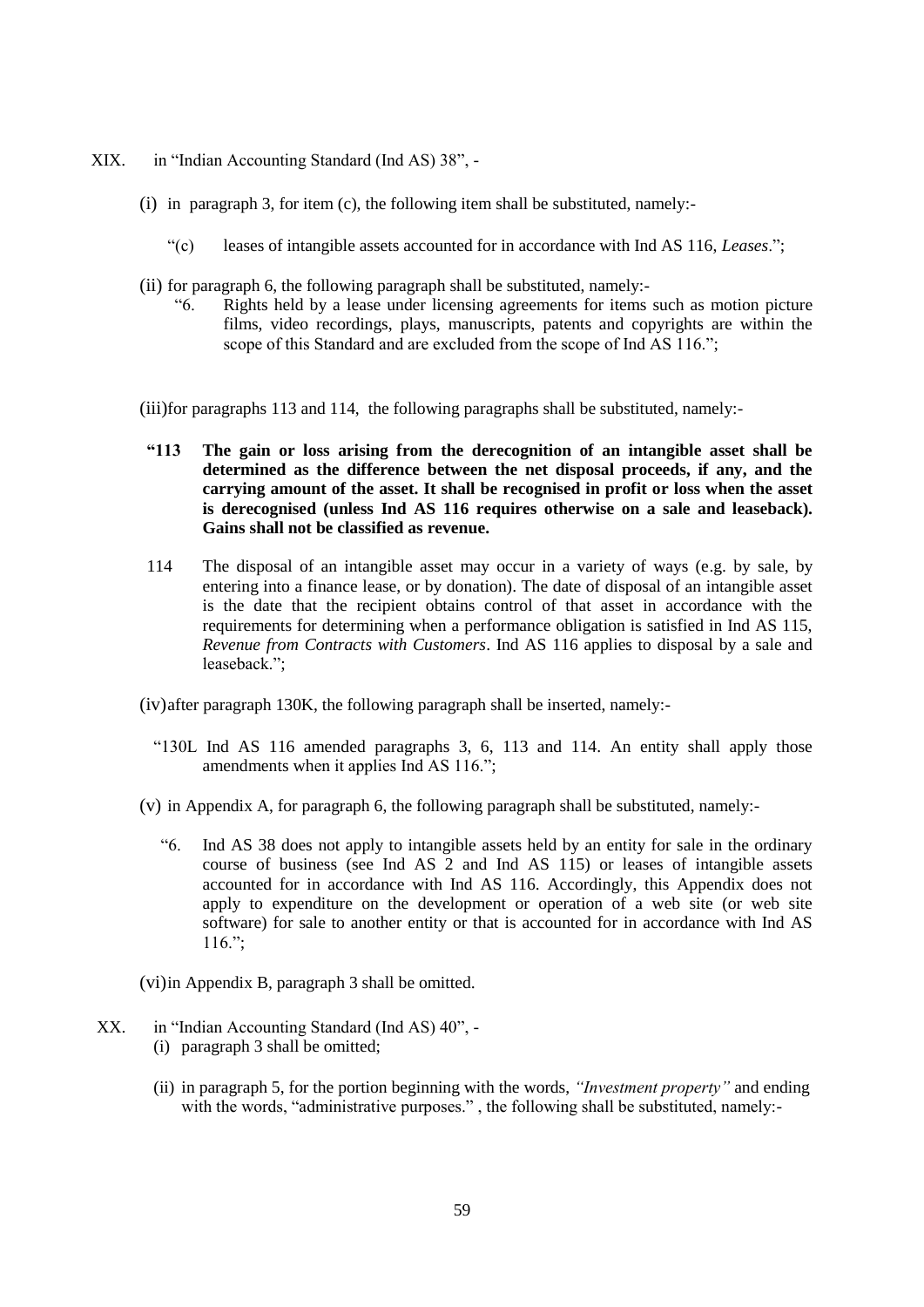XIX. in "Indian Accounting Standard (Ind AS) 38", -

(i) in paragraph 3, for item (c), the following item shall be substituted, namely:-

"(c) leases of intangible assets accounted for in accordance with Ind AS 116, *Leases*.";

(ii) for paragraph 6, the following paragraph shall be substituted, namely:-

"6. Rights held by a lease under licensing agreements for items such as motion picture films, video recordings, plays, manuscripts, patents and copyrights are within the scope of this Standard and are excluded from the scope of Ind AS 116.";

(iii) for paragraphs 113 and 114, the following paragraphs shall be substituted, namely:-

**"113 The gain or loss arising from the derecognition of an intangible asset shall be determined as the difference between the net disposal proceeds, if any, and the carrying amount of the asset. It shall be recognised in profit or loss when the asset is derecognised (unless Ind AS 116 requires otherwise on a sale and leaseback). Gains shall not be classified as revenue.**

114 The disposal of an intangible asset may occur in a variety of ways (e.g. by sale, by entering into a finance lease, or by donation). The date of disposal of an intangible asset is the date that the recipient obtains control of that asset in accordance with the requirements for determining when a performance obligation is satisfied in Ind AS 115, *Revenue from Contracts with Customers*. Ind AS 116 applies to disposal by a sale and leaseback.";

(iv) after paragraph 130K, the following paragraph shall be inserted, namely:-

"130L Ind AS 116 amended paragraphs 3, 6, 113 and 114. An entity shall apply those amendments when it applies Ind AS 116.";

(v) in Appendix A, for paragraph 6, the following paragraph shall be substituted, namely:-

"6. Ind AS 38 does not apply to intangible assets held by an entity for sale in the ordinary course of business (see Ind AS 2 and Ind AS 115) or leases of intangible assets accounted for in accordance with Ind AS 116. Accordingly, this Appendix does not apply to expenditure on the development or operation of a web site (or web site software) for sale to another entity or that is accounted for in accordance with Ind AS 116.";

(vi) in Appendix B, paragraph 3 shall be omitted.

XX. in "Indian Accounting Standard (Ind AS) 40", -

(i) paragraph 3 shall be omitted;

(ii) in paragraph 5, for the portion beginning with the words, *"Investment property"* and ending with the words, "administrative purposes." , the following shall be substituted, namely:-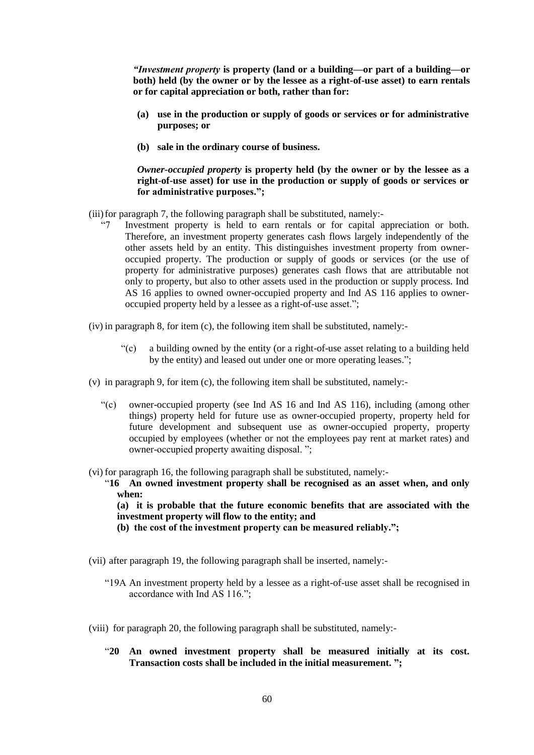***"Investment property*** **is property (land or a building—or part of a building—or both) held (by the owner or by the lessee as a right-of-use asset) to earn rentals or for capital appreciation or both, rather than for:**

**(a) use in the production or supply of goods or services or for administrative purposes; or**

**(b) sale in the ordinary course of business.**

***Owner-occupied property*** **is property held (by the owner or by the lessee as a right-of-use asset) for use in the production or supply of goods or services or for administrative purposes.";**

(iii) for paragraph 7, the following paragraph shall be substituted, namely:-

"7 Investment property is held to earn rentals or for capital appreciation or both. Therefore, an investment property generates cash flows largely independently of the other assets held by an entity. This distinguishes investment property from owner-occupied property. The production or supply of goods or services (or the use of property for administrative purposes) generates cash flows that are attributable not only to property, but also to other assets used in the production or supply process. Ind AS 16 applies to owned owner-occupied property and Ind AS 116 applies to owner-occupied property held by a lessee as a right-of-use asset.";

(iv) in paragraph 8, for item (c), the following item shall be substituted, namely:-

"(c) a building owned by the entity (or a right-of-use asset relating to a building held by the entity) and leased out under one or more operating leases.";

(v) in paragraph 9, for item (c), the following item shall be substituted, namely:-

"(c) owner-occupied property (see Ind AS 16 and Ind AS 116), including (among other things) property held for future use as owner-occupied property, property held for future development and subsequent use as owner-occupied property, property occupied by employees (whether or not the employees pay rent at market rates) and owner-occupied property awaiting disposal. ";

(vi) for paragraph 16, the following paragraph shall be substituted, namely:-

"**16 An owned investment property shall be recognised as an asset when, and only when:**

**(a) it is probable that the future economic benefits that are associated with the investment property will flow to the entity; and**

**(b) the cost of the investment property can be measured reliably.";**

(vii) after paragraph 19, the following paragraph shall be inserted, namely:-

"19A An investment property held by a lessee as a right-of-use asset shall be recognised in accordance with Ind AS 116.";

(viii) for paragraph 20, the following paragraph shall be substituted, namely:-

"**20 An owned investment property shall be measured initially at its cost. Transaction costs shall be included in the initial measurement. ";**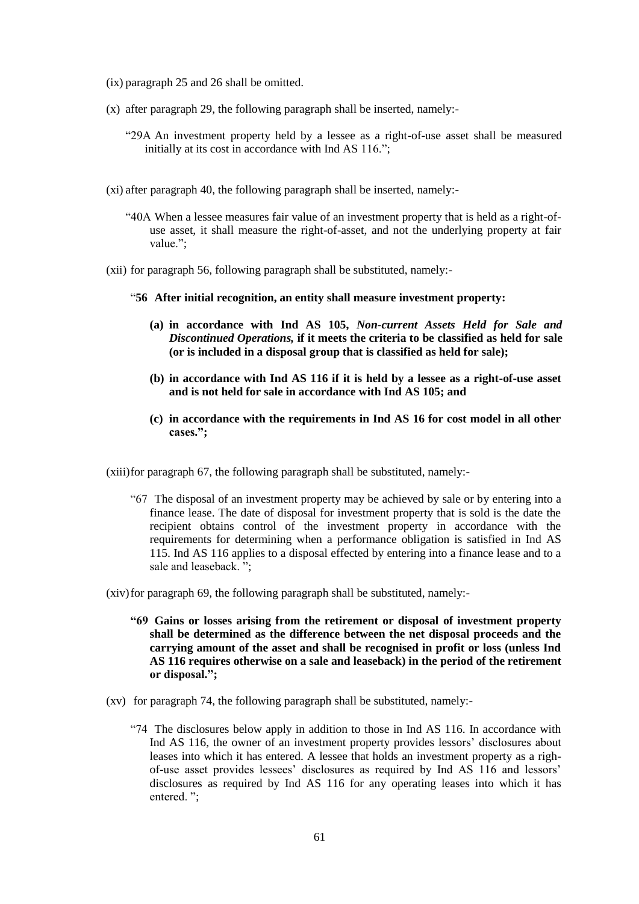(ix) paragraph 25 and 26 shall be omitted.

(x) after paragraph 29, the following paragraph shall be inserted, namely:-

> "29A An investment property held by a lessee as a right-of-use asset shall be measured initially at its cost in accordance with Ind AS 116.";

(xi) after paragraph 40, the following paragraph shall be inserted, namely:-

> "40A When a lessee measures fair value of an investment property that is held as a right-of-use asset, it shall measure the right-of-asset, and not the underlying property at fair value.";

(xii) for paragraph 56, following paragraph shall be substituted, namely:-

> "**56 After initial recognition, an entity shall measure investment property:**
>
> **(a) in accordance with Ind AS 105, *Non-current Assets Held for Sale and Discontinued Operations,* if it meets the criteria to be classified as held for sale (or is included in a disposal group that is classified as held for sale);**
>
> **(b) in accordance with Ind AS 116 if it is held by a lessee as a right-of-use asset and is not held for sale in accordance with Ind AS 105; and**
>
> **(c) in accordance with the requirements in Ind AS 16 for cost model in all other cases.";**

(xiii) for paragraph 67, the following paragraph shall be substituted, namely:-

> "67 The disposal of an investment property may be achieved by sale or by entering into a finance lease. The date of disposal for investment property that is sold is the date the recipient obtains control of the investment property in accordance with the requirements for determining when a performance obligation is satisfied in Ind AS 115. Ind AS 116 applies to a disposal effected by entering into a finance lease and to a sale and leaseback. ";

(xiv) for paragraph 69, the following paragraph shall be substituted, namely:-

> **"69 Gains or losses arising from the retirement or disposal of investment property shall be determined as the difference between the net disposal proceeds and the carrying amount of the asset and shall be recognised in profit or loss (unless Ind AS 116 requires otherwise on a sale and leaseback) in the period of the retirement or disposal.";**

(xv) for paragraph 74, the following paragraph shall be substituted, namely:-

> "74 The disclosures below apply in addition to those in Ind AS 116. In accordance with Ind AS 116, the owner of an investment property provides lessors' disclosures about leases into which it has entered. A lessee that holds an investment property as a righ-of-use asset provides lessees' disclosures as required by Ind AS 116 and lessors' disclosures as required by Ind AS 116 for any operating leases into which it has entered. ";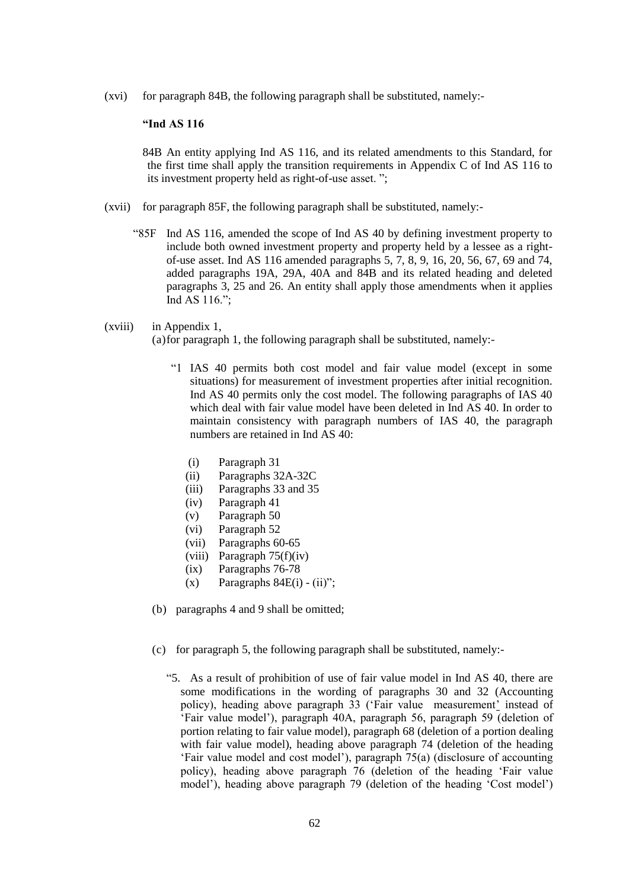(xvi) for paragraph 84B, the following paragraph shall be substituted, namely:-

**"Ind AS 116**

84B An entity applying Ind AS 116, and its related amendments to this Standard, for the first time shall apply the transition requirements in Appendix C of Ind AS 116 to its investment property held as right-of-use asset. ";

(xvii) for paragraph 85F, the following paragraph shall be substituted, namely:-

"85F Ind AS 116, amended the scope of Ind AS 40 by defining investment property to include both owned investment property and property held by a lessee as a right-of-use asset. Ind AS 116 amended paragraphs 5, 7, 8, 9, 16, 20, 56, 67, 69 and 74, added paragraphs 19A, 29A, 40A and 84B and its related heading and deleted paragraphs 3, 25 and 26. An entity shall apply those amendments when it applies Ind AS 116.";

(xviii) in Appendix 1,

(a) for paragraph 1, the following paragraph shall be substituted, namely:-

"1 IAS 40 permits both cost model and fair value model (except in some situations) for measurement of investment properties after initial recognition. Ind AS 40 permits only the cost model. The following paragraphs of IAS 40 which deal with fair value model have been deleted in Ind AS 40. In order to maintain consistency with paragraph numbers of IAS 40, the paragraph numbers are retained in Ind AS 40:

(i) Paragraph 31
(ii) Paragraphs 32A-32C
(iii) Paragraphs 33 and 35
(iv) Paragraph 41
(v) Paragraph 50
(vi) Paragraph 52
(vii) Paragraphs 60-65
(viii) Paragraph 75(f)(iv)
(ix) Paragraphs 76-78
(x) Paragraphs 84E(i) - (ii)";

(b) paragraphs 4 and 9 shall be omitted;

(c) for paragraph 5, the following paragraph shall be substituted, namely:-

"5. As a result of prohibition of use of fair value model in Ind AS 40, there are some modifications in the wording of paragraphs 30 and 32 (Accounting policy), heading above paragraph 33 ('Fair value measurement' instead of 'Fair value model'), paragraph 40A, paragraph 56, paragraph 59 (deletion of portion relating to fair value model), paragraph 68 (deletion of a portion dealing with fair value model), heading above paragraph 74 (deletion of the heading 'Fair value model and cost model'), paragraph 75(a) (disclosure of accounting policy), heading above paragraph 76 (deletion of the heading 'Fair value model'), heading above paragraph 79 (deletion of the heading 'Cost model')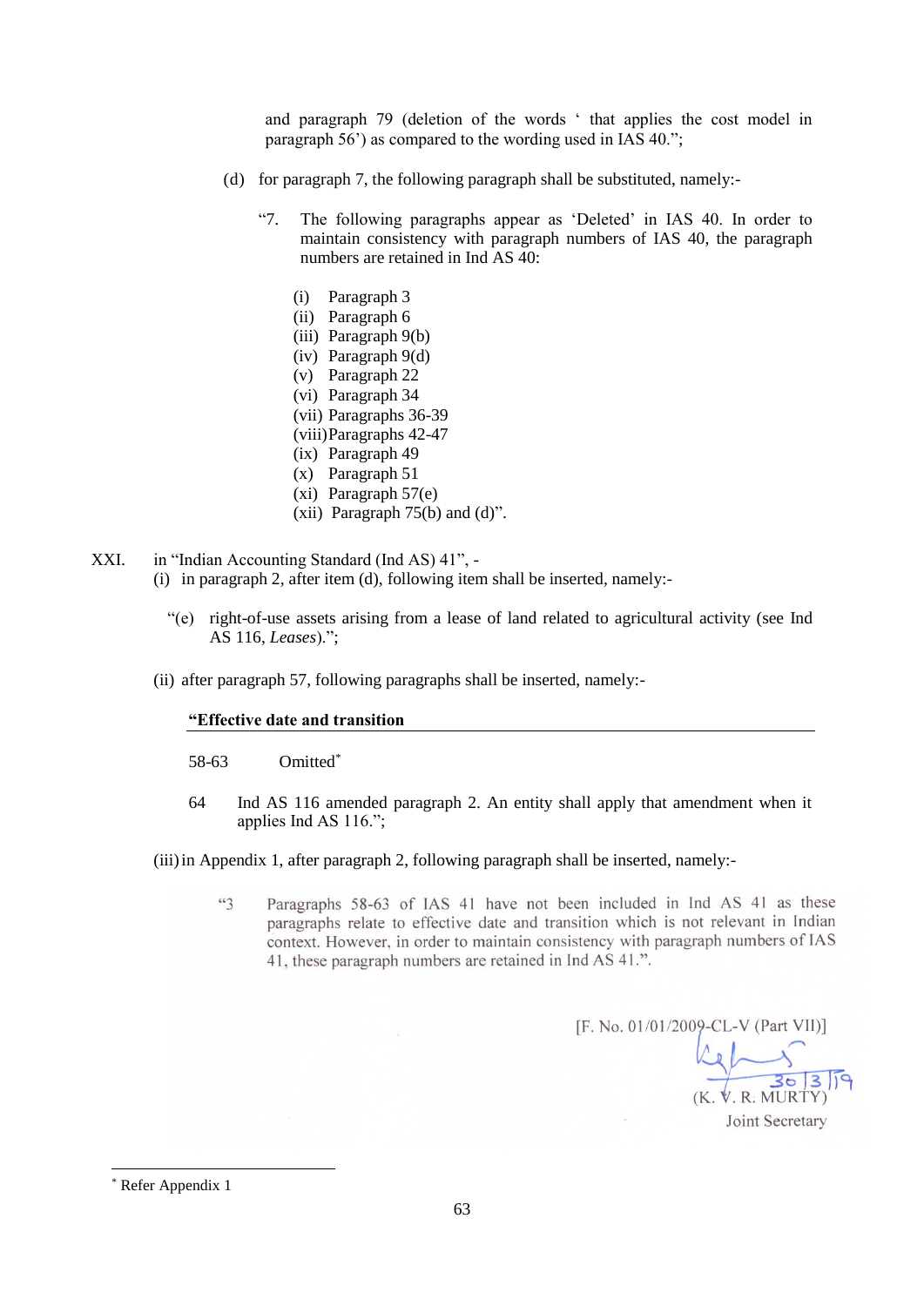and paragraph 79 (deletion of the words ' that applies the cost model in paragraph 56') as compared to the wording used in IAS 40.";

(d) for paragraph 7, the following paragraph shall be substituted, namely:-

"7. The following paragraphs appear as 'Deleted' in IAS 40. In order to maintain consistency with paragraph numbers of IAS 40, the paragraph numbers are retained in Ind AS 40:

(i) Paragraph 3
(ii) Paragraph 6
(iii) Paragraph 9(b)
(iv) Paragraph 9(d)
(v) Paragraph 22
(vi) Paragraph 34
(vii) Paragraphs 36-39
(viii) Paragraphs 42-47
(ix) Paragraph 49
(x) Paragraph 51
(xi) Paragraph 57(e)
(xii) Paragraph 75(b) and (d)".

XXI. in "Indian Accounting Standard (Ind AS) 41", -

(i) in paragraph 2, after item (d), following item shall be inserted, namely:-

"(e) right-of-use assets arising from a lease of land related to agricultural activity (see Ind AS 116, *Leases*).";

(ii) after paragraph 57, following paragraphs shall be inserted, namely:-

**"Effective date and transition**

58-63 Omitted*

64 Ind AS 116 amended paragraph 2. An entity shall apply that amendment when it applies Ind AS 116.";

(iii) in Appendix 1, after paragraph 2, following paragraph shall be inserted, namely:-

"3 Paragraphs 58-63 of IAS 41 have not been included in Ind AS 41 as these paragraphs relate to effective date and transition which is not relevant in Indian context. However, in order to maintain consistency with paragraph numbers of IAS 41, these paragraph numbers are retained in Ind AS 41.".

[F. No. 01/01/2009-CL-V (Part VII)]

30/3/19

(K. V. R. MURTY)

Joint Secretary

---

* Refer Appendix 1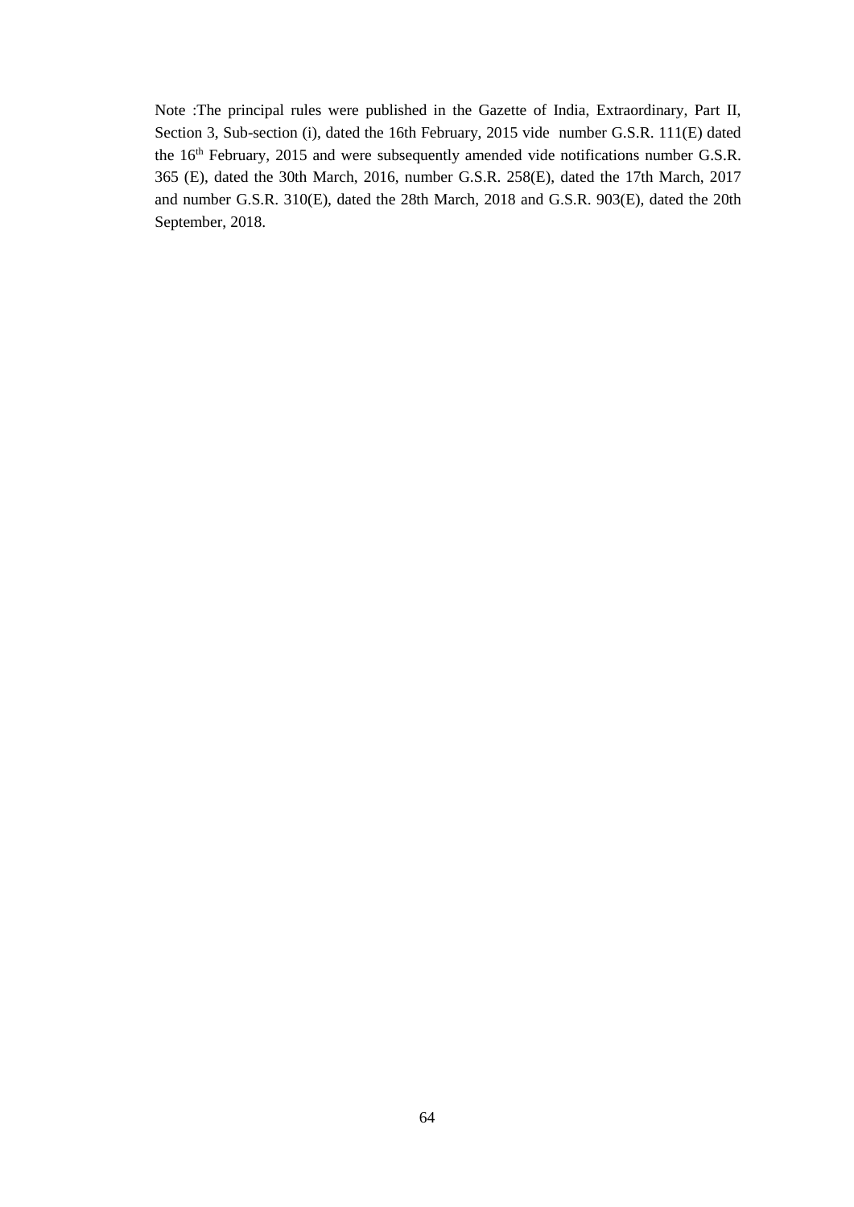Note :The principal rules were published in the Gazette of India, Extraordinary, Part II, Section 3, Sub-section (i), dated the 16th February, 2015 vide number G.S.R. 111(E) dated the 16th February, 2015 and were subsequently amended vide notifications number G.S.R. 365 (E), dated the 30th March, 2016, number G.S.R. 258(E), dated the 17th March, 2017 and number G.S.R. 310(E), dated the 28th March, 2018 and G.S.R. 903(E), dated the 20th September, 2018.